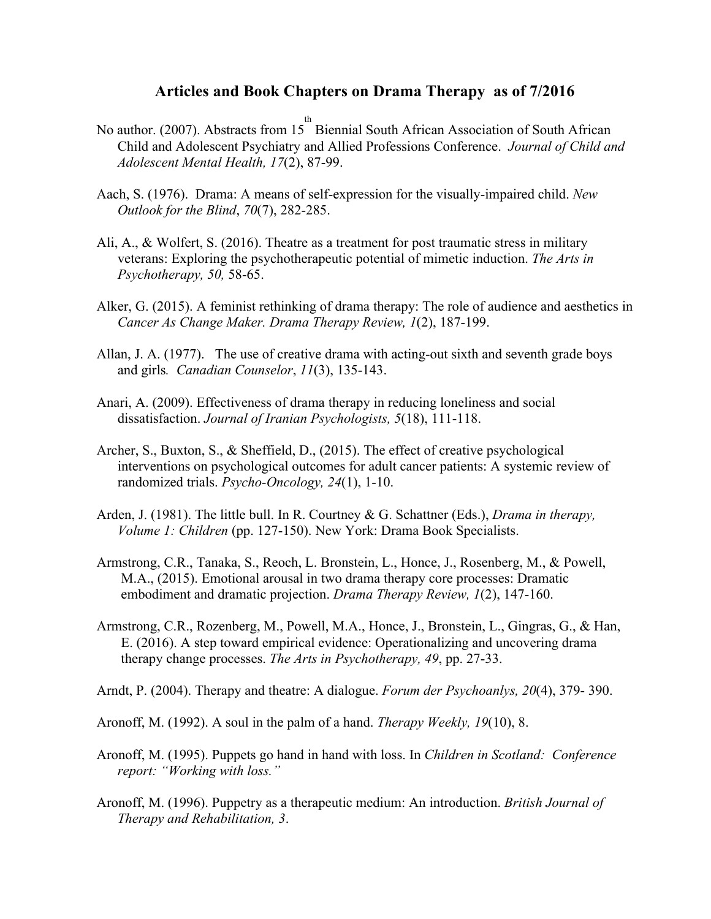# Articles and Book Chapters on Drama Therapy as of 7/2016

No author. (2007). Abstracts from 15th Biennial South African Association of South African Child and Adolescent Psychiatry and Allied Professions Conference. *Journal of Child and Adolescent Mental Health, 17*(2), 87-99.

Aach, S. (1976). Drama: A means of self-expression for the visually-impaired child. *New Outlook for the Blind*, *70*(7), 282-285.

Ali, A., & Wolfert, S. (2016). Theatre as a treatment for post traumatic stress in military veterans: Exploring the psychotherapeutic potential of mimetic induction. *The Arts in Psychotherapy, 50,* 58-65.

Alker, G. (2015). A feminist rethinking of drama therapy: The role of audience and aesthetics in *Cancer As Change Maker. Drama Therapy Review, 1*(2), 187-199.

Allan, J. A. (1977). The use of creative drama with acting-out sixth and seventh grade boys and girls*. Canadian Counselor*, *11*(3), 135-143.

Anari, A. (2009). Effectiveness of drama therapy in reducing loneliness and social dissatisfaction. *Journal of Iranian Psychologists, 5*(18), 111-118.

Archer, S., Buxton, S., & Sheffield, D., (2015). The effect of creative psychological interventions on psychological outcomes for adult cancer patients: A systemic review of randomized trials. *Psycho-Oncology, 24*(1), 1-10.

Arden, J. (1981). The little bull. In R. Courtney & G. Schattner (Eds.), *Drama in therapy, Volume 1: Children* (pp. 127-150). New York: Drama Book Specialists.

Armstrong, C.R., Tanaka, S., Reoch, L. Bronstein, L., Honce, J., Rosenberg, M., & Powell, M.A., (2015). Emotional arousal in two drama therapy core processes: Dramatic embodiment and dramatic projection. *Drama Therapy Review, 1*(2), 147-160.

Armstrong, C.R., Rozenberg, M., Powell, M.A., Honce, J., Bronstein, L., Gingras, G., & Han, E. (2016). A step toward empirical evidence: Operationalizing and uncovering drama therapy change processes. *The Arts in Psychotherapy, 49*, pp. 27-33.

Arndt, P. (2004). Therapy and theatre: A dialogue. *Forum der Psychoanlys, 20*(4), 379- 390.

Aronoff, M. (1992). A soul in the palm of a hand. *Therapy Weekly, 19*(10), 8.

Aronoff, M. (1995). Puppets go hand in hand with loss. In *Children in Scotland: Conference report: "Working with loss."*

Aronoff, M. (1996). Puppetry as a therapeutic medium: An introduction. *British Journal of Therapy and Rehabilitation, 3*.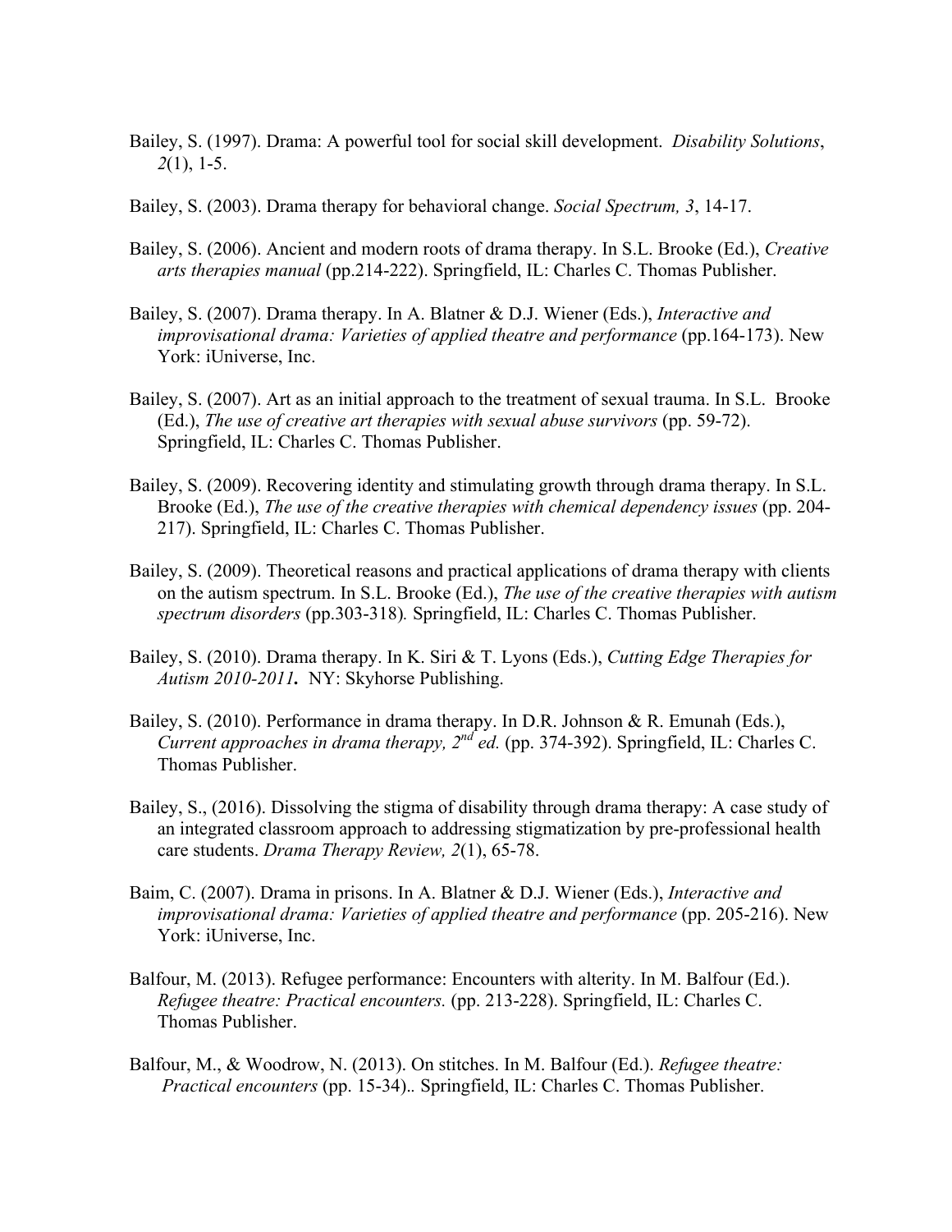Bailey, S. (1997). Drama: A powerful tool for social skill development. *Disability Solutions*, *2*(1), 1-5.

Bailey, S. (2003). Drama therapy for behavioral change. *Social Spectrum, 3*, 14-17.

Bailey, S. (2006). Ancient and modern roots of drama therapy. In S.L. Brooke (Ed.), *Creative arts therapies manual* (pp.214-222). Springfield, IL: Charles C. Thomas Publisher.

Bailey, S. (2007). Drama therapy. In A. Blatner & D.J. Wiener (Eds.), *Interactive and improvisational drama: Varieties of applied theatre and performance* (pp.164-173). New York: iUniverse, Inc.

Bailey, S. (2007). Art as an initial approach to the treatment of sexual trauma. In S.L. Brooke (Ed.), *The use of creative art therapies with sexual abuse survivors* (pp. 59-72). Springfield, IL: Charles C. Thomas Publisher.

Bailey, S. (2009). Recovering identity and stimulating growth through drama therapy. In S.L. Brooke (Ed.), *The use of the creative therapies with chemical dependency issues* (pp. 204-217). Springfield, IL: Charles C. Thomas Publisher.

Bailey, S. (2009). Theoretical reasons and practical applications of drama therapy with clients on the autism spectrum. In S.L. Brooke (Ed.), *The use of the creative therapies with autism spectrum disorders* (pp.303-318)*.* Springfield, IL: Charles C. Thomas Publisher.

Bailey, S. (2010). Drama therapy. In K. Siri & T. Lyons (Eds.), *Cutting Edge Therapies for Autism 2010-2011***.** NY: Skyhorse Publishing.

Bailey, S. (2010). Performance in drama therapy. In D.R. Johnson & R. Emunah (Eds.), *Current approaches in drama therapy, 2nd ed.* (pp. 374-392). Springfield, IL: Charles C. Thomas Publisher.

Bailey, S., (2016). Dissolving the stigma of disability through drama therapy: A case study of an integrated classroom approach to addressing stigmatization by pre-professional health care students. *Drama Therapy Review, 2*(1), 65-78.

Baim, C. (2007). Drama in prisons. In A. Blatner & D.J. Wiener (Eds.), *Interactive and improvisational drama: Varieties of applied theatre and performance* (pp. 205-216). New York: iUniverse, Inc.

Balfour, M. (2013). Refugee performance: Encounters with alterity. In M. Balfour (Ed.). *Refugee theatre: Practical encounters.* (pp. 213-228). Springfield, IL: Charles C. Thomas Publisher.

Balfour, M., & Woodrow, N. (2013). On stitches. In M. Balfour (Ed.). *Refugee theatre: Practical encounters* (pp. 15-34).. Springfield, IL: Charles C. Thomas Publisher.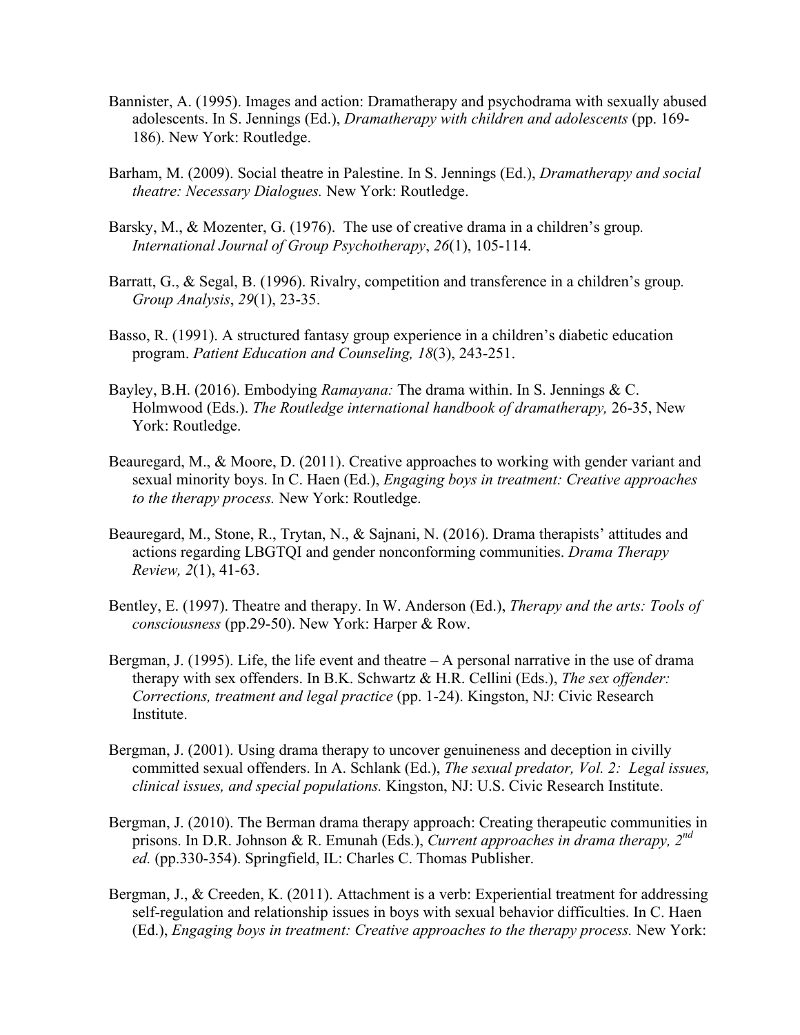Bannister, A. (1995). Images and action: Dramatherapy and psychodrama with sexually abused adolescents. In S. Jennings (Ed.), *Dramatherapy with children and adolescents* (pp. 169-186). New York: Routledge.

Barham, M. (2009). Social theatre in Palestine. In S. Jennings (Ed.), *Dramatherapy and social theatre: Necessary Dialogues.* New York: Routledge.

Barsky, M., & Mozenter, G. (1976). The use of creative drama in a children's group*.* *International Journal of Group Psychotherapy*, *26*(1), 105-114.

Barratt, G., & Segal, B. (1996). Rivalry, competition and transference in a children's group*.* *Group Analysis*, *29*(1), 23-35.

Basso, R. (1991). A structured fantasy group experience in a children's diabetic education program. *Patient Education and Counseling, 18*(3), 243-251.

Bayley, B.H. (2016). Embodying *Ramayana:* The drama within. In S. Jennings & C. Holmwood (Eds.). *The Routledge international handbook of dramatherapy,* 26-35, New York: Routledge.

Beauregard, M., & Moore, D. (2011). Creative approaches to working with gender variant and sexual minority boys. In C. Haen (Ed.), *Engaging boys in treatment: Creative approaches to the therapy process.* New York: Routledge.

Beauregard, M., Stone, R., Trytan, N., & Sajnani, N. (2016). Drama therapists' attitudes and actions regarding LBGTQI and gender nonconforming communities. *Drama Therapy Review, 2*(1), 41-63.

Bentley, E. (1997). Theatre and therapy. In W. Anderson (Ed.), *Therapy and the arts: Tools of consciousness* (pp.29-50). New York: Harper & Row.

Bergman, J. (1995). Life, the life event and theatre – A personal narrative in the use of drama therapy with sex offenders. In B.K. Schwartz & H.R. Cellini (Eds.), *The sex offender: Corrections, treatment and legal practice* (pp. 1-24). Kingston, NJ: Civic Research Institute.

Bergman, J. (2001). Using drama therapy to uncover genuineness and deception in civilly committed sexual offenders. In A. Schlank (Ed.), *The sexual predator, Vol. 2: Legal issues, clinical issues, and special populations.* Kingston, NJ: U.S. Civic Research Institute.

Bergman, J. (2010). The Berman drama therapy approach: Creating therapeutic communities in prisons. In D.R. Johnson & R. Emunah (Eds.), *Current approaches in drama therapy, 2nd ed.* (pp.330-354). Springfield, IL: Charles C. Thomas Publisher.

Bergman, J., & Creeden, K. (2011). Attachment is a verb: Experiential treatment for addressing self-regulation and relationship issues in boys with sexual behavior difficulties. In C. Haen (Ed.), *Engaging boys in treatment: Creative approaches to the therapy process.* New York: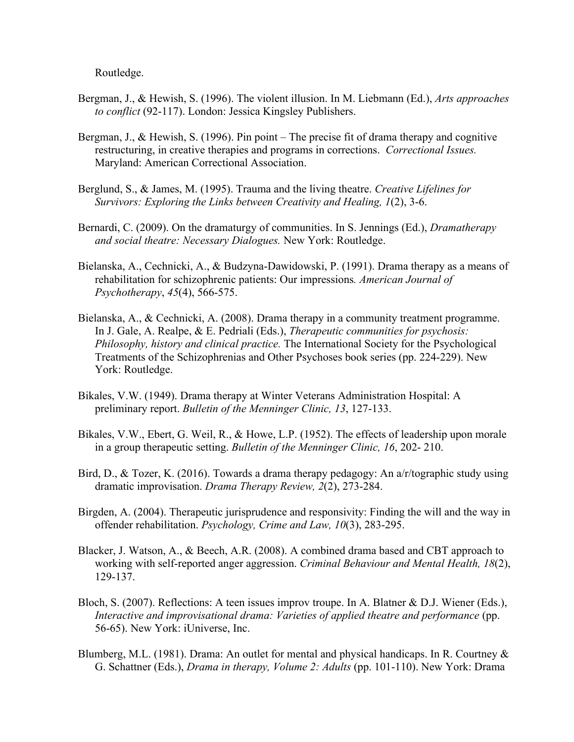Routledge.

Bergman, J., & Hewish, S. (1996). The violent illusion. In M. Liebmann (Ed.), *Arts approaches to conflict* (92-117). London: Jessica Kingsley Publishers.

Bergman, J., & Hewish, S. (1996). Pin point – The precise fit of drama therapy and cognitive restructuring, in creative therapies and programs in corrections. *Correctional Issues.* Maryland: American Correctional Association.

Berglund, S., & James, M. (1995). Trauma and the living theatre. *Creative Lifelines for Survivors: Exploring the Links between Creativity and Healing, 1*(2), 3-6.

Bernardi, C. (2009). On the dramaturgy of communities. In S. Jennings (Ed.), *Dramatherapy and social theatre: Necessary Dialogues.* New York: Routledge.

Bielanska, A., Cechnicki, A., & Budzyna-Dawidowski, P. (1991). Drama therapy as a means of rehabilitation for schizophrenic patients: Our impressions*. American Journal of Psychotherapy*, *45*(4), 566-575.

Bielanska, A., & Cechnicki, A. (2008). Drama therapy in a community treatment programme. In J. Gale, A. Realpe, & E. Pedriali (Eds.), *Therapeutic communities for psychosis: Philosophy, history and clinical practice.* The International Society for the Psychological Treatments of the Schizophrenias and Other Psychoses book series (pp. 224-229). New York: Routledge.

Bikales, V.W. (1949). Drama therapy at Winter Veterans Administration Hospital: A preliminary report. *Bulletin of the Menninger Clinic, 13*, 127-133.

Bikales, V.W., Ebert, G. Weil, R., & Howe, L.P. (1952). The effects of leadership upon morale in a group therapeutic setting. *Bulletin of the Menninger Clinic, 16*, 202- 210.

Bird, D., & Tozer, K. (2016). Towards a drama therapy pedagogy: An a/r/tographic study using dramatic improvisation. *Drama Therapy Review, 2*(2), 273-284.

Birgden, A. (2004). Therapeutic jurisprudence and responsivity: Finding the will and the way in offender rehabilitation. *Psychology, Crime and Law, 10*(3), 283-295.

Blacker, J. Watson, A., & Beech, A.R. (2008). A combined drama based and CBT approach to working with self-reported anger aggression. *Criminal Behaviour and Mental Health, 18*(2), 129-137.

Bloch, S. (2007). Reflections: A teen issues improv troupe. In A. Blatner & D.J. Wiener (Eds.), *Interactive and improvisational drama: Varieties of applied theatre and performance* (pp. 56-65). New York: iUniverse, Inc.

Blumberg, M.L. (1981). Drama: An outlet for mental and physical handicaps. In R. Courtney & G. Schattner (Eds.), *Drama in therapy, Volume 2: Adults* (pp. 101-110). New York: Drama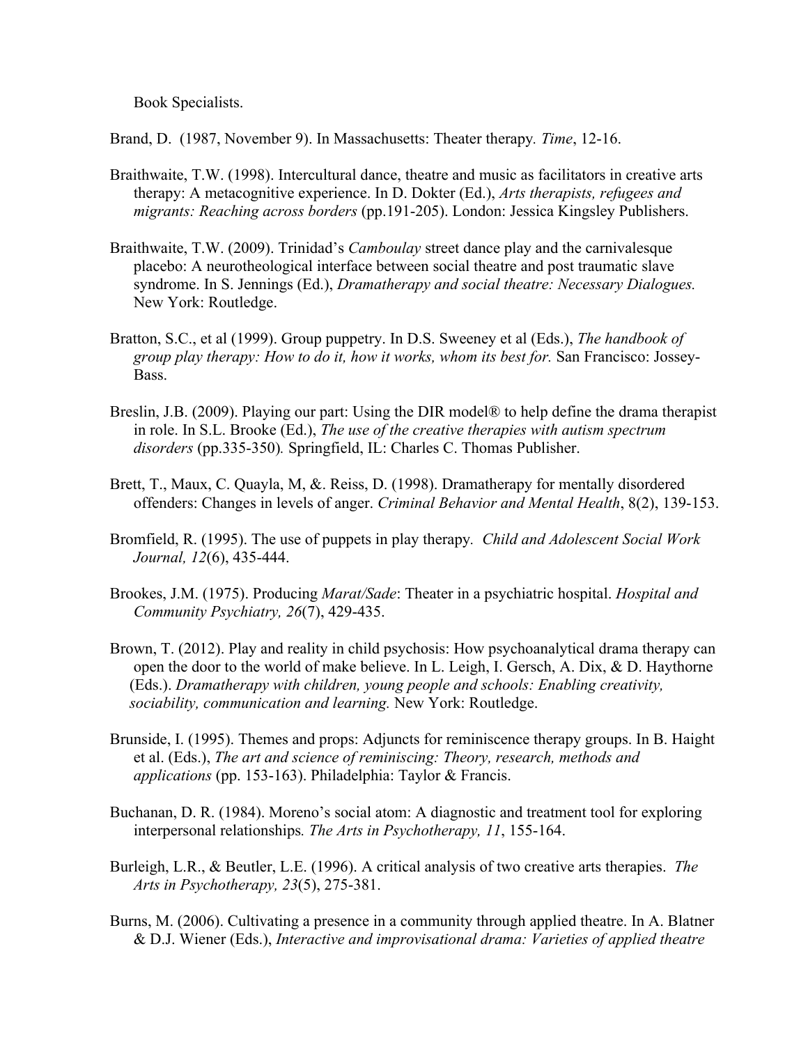Book Specialists.

Brand, D. (1987, November 9). In Massachusetts: Theater therapy. *Time*, 12-16.

Braithwaite, T.W. (1998). Intercultural dance, theatre and music as facilitators in creative arts therapy: A metacognitive experience. In D. Dokter (Ed.), *Arts therapists, refugees and migrants: Reaching across borders* (pp.191-205). London: Jessica Kingsley Publishers.

Braithwaite, T.W. (2009). Trinidad's *Camboulay* street dance play and the carnivalesque placebo: A neurotheological interface between social theatre and post traumatic slave syndrome. In S. Jennings (Ed.), *Dramatherapy and social theatre: Necessary Dialogues.* New York: Routledge.

Bratton, S.C., et al (1999). Group puppetry. In D.S. Sweeney et al (Eds.), *The handbook of group play therapy: How to do it, how it works, whom its best for.* San Francisco: Jossey-Bass.

Breslin, J.B. (2009). Playing our part: Using the DIR model® to help define the drama therapist in role. In S.L. Brooke (Ed.), *The use of the creative therapies with autism spectrum disorders* (pp.335-350). Springfield, IL: Charles C. Thomas Publisher.

Brett, T., Maux, C. Quayla, M, &. Reiss, D. (1998). Dramatherapy for mentally disordered offenders: Changes in levels of anger. *Criminal Behavior and Mental Health*, 8(2), 139-153.

Bromfield, R. (1995). The use of puppets in play therapy. *Child and Adolescent Social Work Journal, 12*(6), 435-444.

Brookes, J.M. (1975). Producing *Marat/Sade*: Theater in a psychiatric hospital. *Hospital and Community Psychiatry, 26*(7), 429-435.

Brown, T. (2012). Play and reality in child psychosis: How psychoanalytical drama therapy can open the door to the world of make believe. In L. Leigh, I. Gersch, A. Dix, & D. Haythorne (Eds.). *Dramatherapy with children, young people and schools: Enabling creativity, sociability, communication and learning.* New York: Routledge.

Brunside, I. (1995). Themes and props: Adjuncts for reminiscence therapy groups. In B. Haight et al. (Eds.), *The art and science of reminiscing: Theory, research, methods and applications* (pp. 153-163). Philadelphia: Taylor & Francis.

Buchanan, D. R. (1984). Moreno's social atom: A diagnostic and treatment tool for exploring interpersonal relationships. *The Arts in Psychotherapy, 11*, 155-164.

Burleigh, L.R., & Beutler, L.E. (1996). A critical analysis of two creative arts therapies. *The Arts in Psychotherapy, 23*(5), 275-381.

Burns, M. (2006). Cultivating a presence in a community through applied theatre. In A. Blatner & D.J. Wiener (Eds.), *Interactive and improvisational drama: Varieties of applied theatre*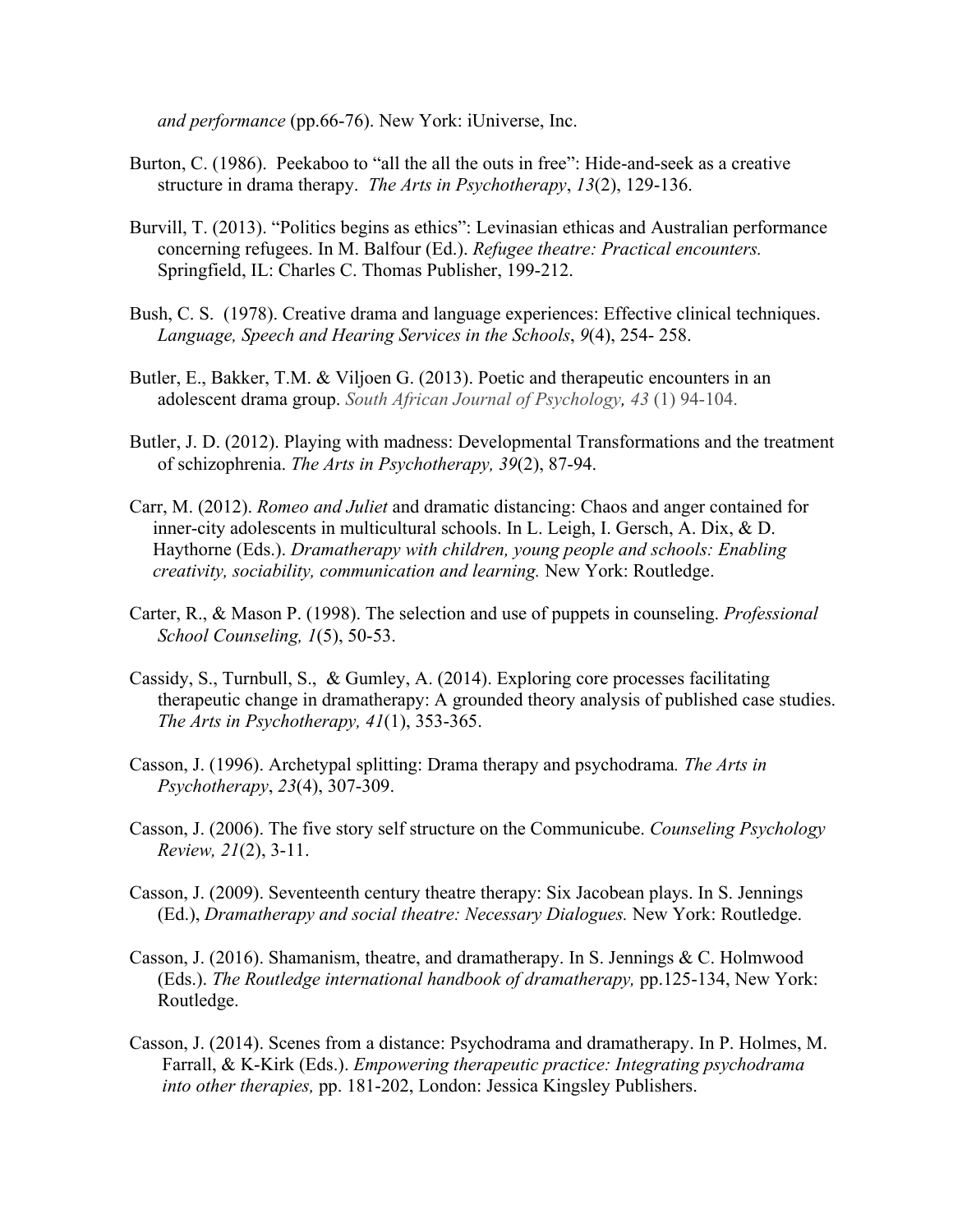*and performance* (pp.66-76). New York: iUniverse, Inc.

Burton, C. (1986). Peekaboo to "all the all the outs in free": Hide-and-seek as a creative structure in drama therapy. *The Arts in Psychotherapy*, *13*(2), 129-136.

Burvill, T. (2013). "Politics begins as ethics": Levinasian ethicas and Australian performance concerning refugees. In M. Balfour (Ed.). *Refugee theatre: Practical encounters.* Springfield, IL: Charles C. Thomas Publisher, 199-212.

Bush, C. S. (1978). Creative drama and language experiences: Effective clinical techniques. *Language, Speech and Hearing Services in the Schools*, *9*(4), 254- 258.

Butler, E., Bakker, T.M. & Viljoen G. (2013). Poetic and therapeutic encounters in an adolescent drama group. *South African Journal of Psychology, 43* (1) 94-104.

Butler, J. D. (2012). Playing with madness: Developmental Transformations and the treatment of schizophrenia. *The Arts in Psychotherapy, 39*(2), 87-94.

Carr, M. (2012). *Romeo and Juliet* and dramatic distancing: Chaos and anger contained for inner-city adolescents in multicultural schools. In L. Leigh, I. Gersch, A. Dix, & D. Haythorne (Eds.). *Dramatherapy with children, young people and schools: Enabling creativity, sociability, communication and learning.* New York: Routledge.

Carter, R., & Mason P. (1998). The selection and use of puppets in counseling. *Professional School Counseling, 1*(5), 50-53.

Cassidy, S., Turnbull, S., & Gumley, A. (2014). Exploring core processes facilitating therapeutic change in dramatherapy: A grounded theory analysis of published case studies. *The Arts in Psychotherapy, 41*(1), 353-365.

Casson, J. (1996). Archetypal splitting: Drama therapy and psychodrama*. The Arts in Psychotherapy*, *23*(4), 307-309.

Casson, J. (2006). The five story self structure on the Communicube. *Counseling Psychology Review, 21*(2), 3-11.

Casson, J. (2009). Seventeenth century theatre therapy: Six Jacobean plays. In S. Jennings (Ed.), *Dramatherapy and social theatre: Necessary Dialogues.* New York: Routledge.

Casson, J. (2016). Shamanism, theatre, and dramatherapy. In S. Jennings & C. Holmwood (Eds.). *The Routledge international handbook of dramatherapy,* pp.125-134, New York: Routledge.

Casson, J. (2014). Scenes from a distance: Psychodrama and dramatherapy. In P. Holmes, M. Farrall, & K-Kirk (Eds.). *Empowering therapeutic practice: Integrating psychodrama into other therapies,* pp. 181-202, London: Jessica Kingsley Publishers.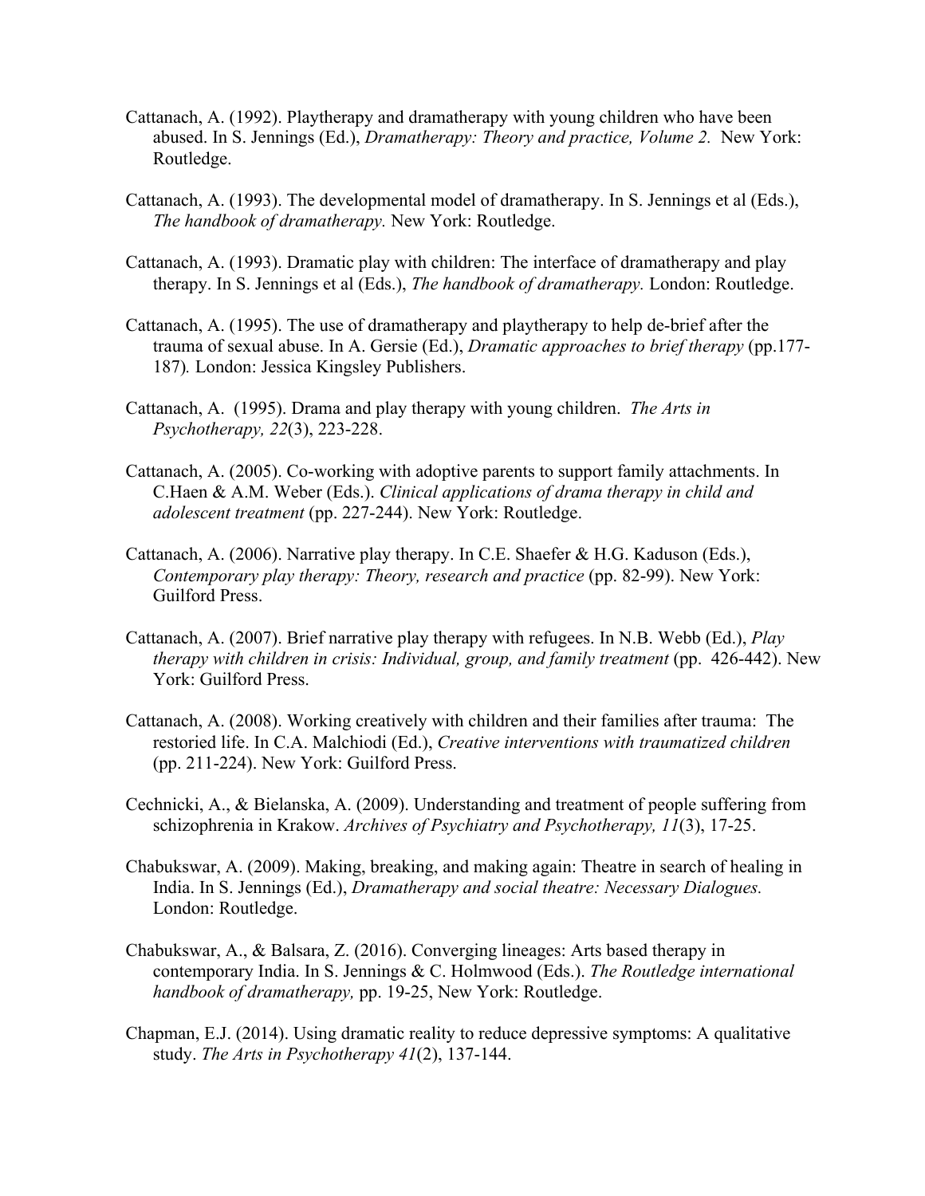Cattanach, A. (1992). Playtherapy and dramatherapy with young children who have been abused. In S. Jennings (Ed.), *Dramatherapy: Theory and practice, Volume 2.* New York: Routledge.

Cattanach, A. (1993). The developmental model of dramatherapy. In S. Jennings et al (Eds.), *The handbook of dramatherapy.* New York: Routledge.

Cattanach, A. (1993). Dramatic play with children: The interface of dramatherapy and play therapy. In S. Jennings et al (Eds.), *The handbook of dramatherapy.* London: Routledge.

Cattanach, A. (1995). The use of dramatherapy and playtherapy to help de-brief after the trauma of sexual abuse. In A. Gersie (Ed.), *Dramatic approaches to brief therapy* (pp.177-187)*.* London: Jessica Kingsley Publishers.

Cattanach, A. (1995). Drama and play therapy with young children. *The Arts in Psychotherapy, 22*(3), 223-228.

Cattanach, A. (2005). Co-working with adoptive parents to support family attachments. In C.Haen & A.M. Weber (Eds.). *Clinical applications of drama therapy in child and adolescent treatment* (pp. 227-244). New York: Routledge.

Cattanach, A. (2006). Narrative play therapy. In C.E. Shaefer & H.G. Kaduson (Eds.), *Contemporary play therapy: Theory, research and practice* (pp. 82-99). New York: Guilford Press.

Cattanach, A. (2007). Brief narrative play therapy with refugees. In N.B. Webb (Ed.), *Play therapy with children in crisis: Individual, group, and family treatment* (pp. 426-442). New York: Guilford Press.

Cattanach, A. (2008). Working creatively with children and their families after trauma: The restoried life. In C.A. Malchiodi (Ed.), *Creative interventions with traumatized children* (pp. 211-224). New York: Guilford Press.

Cechnicki, A., & Bielanska, A. (2009). Understanding and treatment of people suffering from schizophrenia in Krakow. *Archives of Psychiatry and Psychotherapy, 11*(3), 17-25.

Chabukswar, A. (2009). Making, breaking, and making again: Theatre in search of healing in India. In S. Jennings (Ed.), *Dramatherapy and social theatre: Necessary Dialogues.* London: Routledge.

Chabukswar, A., & Balsara, Z. (2016). Converging lineages: Arts based therapy in contemporary India. In S. Jennings & C. Holmwood (Eds.). *The Routledge international handbook of dramatherapy,* pp. 19-25, New York: Routledge.

Chapman, E.J. (2014). Using dramatic reality to reduce depressive symptoms: A qualitative study. *The Arts in Psychotherapy 41*(2), 137-144.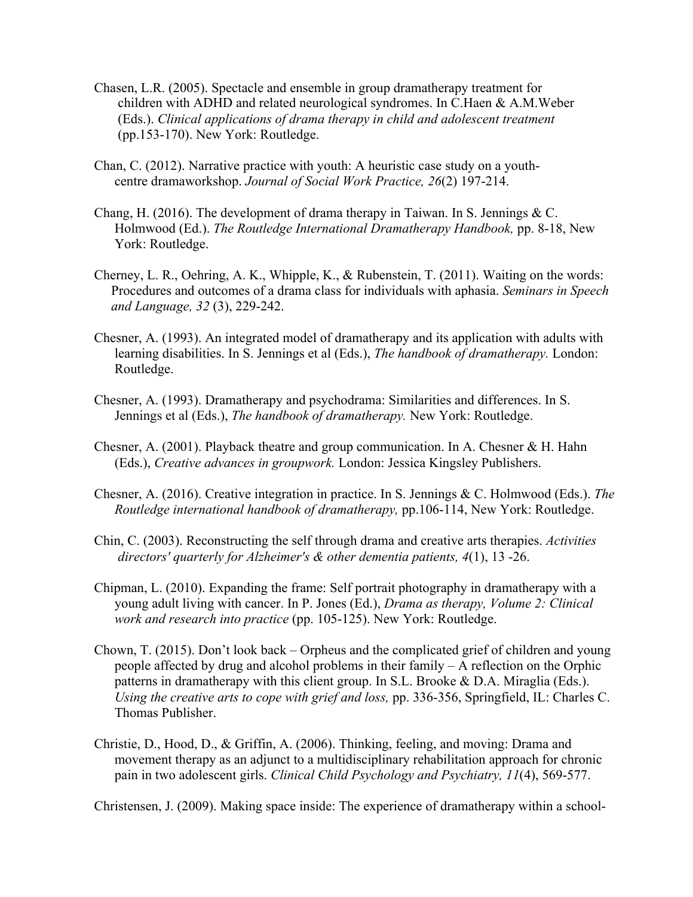Chasen, L.R. (2005). Spectacle and ensemble in group dramatherapy treatment for children with ADHD and related neurological syndromes. In C.Haen & A.M.Weber (Eds.). *Clinical applications of drama therapy in child and adolescent treatment* (pp.153-170). New York: Routledge.

Chan, C. (2012). Narrative practice with youth: A heuristic case study on a youth-centre dramaworkshop. *Journal of Social Work Practice, 26*(2) 197-214.

Chang, H. (2016). The development of drama therapy in Taiwan. In S. Jennings & C. Holmwood (Ed.). *The Routledge International Dramatherapy Handbook,* pp. 8-18, New York: Routledge.

Cherney, L. R., Oehring, A. K., Whipple, K., & Rubenstein, T. (2011). Waiting on the words: Procedures and outcomes of a drama class for individuals with aphasia. *Seminars in Speech and Language, 32* (3), 229-242.

Chesner, A. (1993). An integrated model of dramatherapy and its application with adults with learning disabilities. In S. Jennings et al (Eds.), *The handbook of dramatherapy.* London: Routledge.

Chesner, A. (1993). Dramatherapy and psychodrama: Similarities and differences. In S. Jennings et al (Eds.), *The handbook of dramatherapy.* New York: Routledge.

Chesner, A. (2001). Playback theatre and group communication. In A. Chesner & H. Hahn (Eds.), *Creative advances in groupwork.* London: Jessica Kingsley Publishers.

Chesner, A. (2016). Creative integration in practice. In S. Jennings & C. Holmwood (Eds.). *The Routledge international handbook of dramatherapy,* pp.106-114, New York: Routledge.

Chin, C. (2003). Reconstructing the self through drama and creative arts therapies. *Activities directors' quarterly for Alzheimer's & other dementia patients, 4*(1), 13 -26.

Chipman, L. (2010). Expanding the frame: Self portrait photography in dramatherapy with a young adult living with cancer. In P. Jones (Ed.), *Drama as therapy, Volume 2: Clinical work and research into practice* (pp. 105-125). New York: Routledge.

Chown, T. (2015). Don't look back – Orpheus and the complicated grief of children and young people affected by drug and alcohol problems in their family – A reflection on the Orphic patterns in dramatherapy with this client group. In S.L. Brooke & D.A. Miraglia (Eds.). *Using the creative arts to cope with grief and loss,* pp. 336-356, Springfield, IL: Charles C. Thomas Publisher.

Christie, D., Hood, D., & Griffin, A. (2006). Thinking, feeling, and moving: Drama and movement therapy as an adjunct to a multidisciplinary rehabilitation approach for chronic pain in two adolescent girls. *Clinical Child Psychology and Psychiatry, 11*(4), 569-577.

Christensen, J. (2009). Making space inside: The experience of dramatherapy within a school-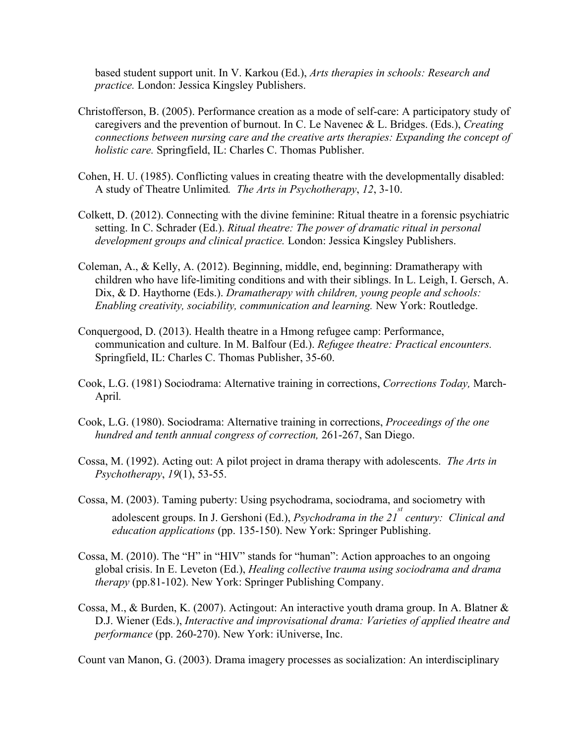based student support unit. In V. Karkou (Ed.), *Arts therapies in schools: Research and practice.* London: Jessica Kingsley Publishers.

Christofferson, B. (2005). Performance creation as a mode of self-care: A participatory study of caregivers and the prevention of burnout. In C. Le Navenec & L. Bridges. (Eds.), *Creating connections between nursing care and the creative arts therapies: Expanding the concept of holistic care.* Springfield, IL: Charles C. Thomas Publisher.

Cohen, H. U. (1985). Conflicting values in creating theatre with the developmentally disabled: A study of Theatre Unlimited*. The Arts in Psychotherapy*, *12*, 3-10.

Colkett, D. (2012). Connecting with the divine feminine: Ritual theatre in a forensic psychiatric setting. In C. Schrader (Ed.). *Ritual theatre: The power of dramatic ritual in personal development groups and clinical practice.* London: Jessica Kingsley Publishers.

Coleman, A., & Kelly, A. (2012). Beginning, middle, end, beginning: Dramatherapy with children who have life-limiting conditions and with their siblings. In L. Leigh, I. Gersch, A. Dix, & D. Haythorne (Eds.). *Dramatherapy with children, young people and schools: Enabling creativity, sociability, communication and learning.* New York: Routledge.

Conquergood, D. (2013). Health theatre in a Hmong refugee camp: Performance, communication and culture. In M. Balfour (Ed.). *Refugee theatre: Practical encounters.* Springfield, IL: Charles C. Thomas Publisher, 35-60.

Cook, L.G. (1981) Sociodrama: Alternative training in corrections, *Corrections Today,* March-April*.*

Cook, L.G. (1980). Sociodrama: Alternative training in corrections, *Proceedings of the one hundred and tenth annual congress of correction,* 261-267, San Diego.

Cossa, M. (1992). Acting out: A pilot project in drama therapy with adolescents. *The Arts in Psychotherapy*, *19*(1), 53-55.

Cossa, M. (2003). Taming puberty: Using psychodrama, sociodrama, and sociometry with adolescent groups. In J. Gershoni (Ed.), *Psychodrama in the 21st century: Clinical and education applications* (pp. 135-150). New York: Springer Publishing.

Cossa, M. (2010). The "H" in "HIV" stands for "human": Action approaches to an ongoing global crisis. In E. Leveton (Ed.), *Healing collective trauma using sociodrama and drama therapy* (pp.81-102). New York: Springer Publishing Company.

Cossa, M., & Burden, K. (2007). Actingout: An interactive youth drama group. In A. Blatner & D.J. Wiener (Eds.), *Interactive and improvisational drama: Varieties of applied theatre and performance* (pp. 260-270). New York: iUniverse, Inc.

Count van Manon, G. (2003). Drama imagery processes as socialization: An interdisciplinary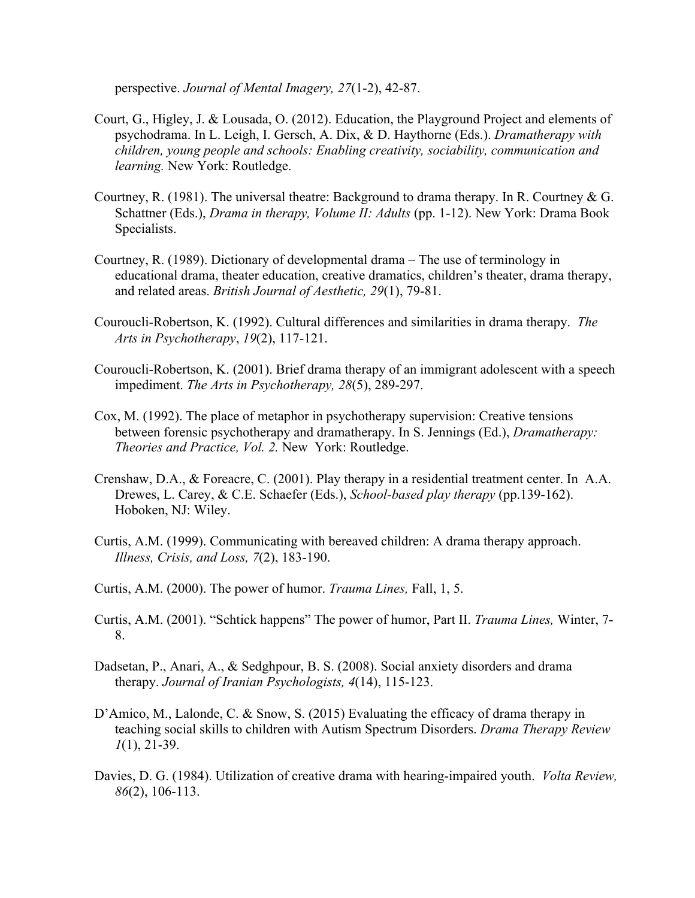perspective. *Journal of Mental Imagery, 27*(1-2), 42-87.

Court, G., Higley, J. & Lousada, O. (2012). Education, the Playground Project and elements of psychodrama. In L. Leigh, I. Gersch, A. Dix, & D. Haythorne (Eds.). *Dramatherapy with children, young people and schools: Enabling creativity, sociability, communication and learning.* New York: Routledge.

Courtney, R. (1981). The universal theatre: Background to drama therapy. In R. Courtney & G. Schattner (Eds.), *Drama in therapy, Volume II: Adults* (pp. 1-12). New York: Drama Book Specialists.

Courtney, R. (1989). Dictionary of developmental drama – The use of terminology in educational drama, theater education, creative dramatics, children's theater, drama therapy, and related areas. *British Journal of Aesthetic, 29*(1), 79-81.

Couroucli-Robertson, K. (1992). Cultural differences and similarities in drama therapy. *The Arts in Psychotherapy*, *19*(2), 117-121.

Couroucli-Robertson, K. (2001). Brief drama therapy of an immigrant adolescent with a speech impediment. *The Arts in Psychotherapy, 28*(5), 289-297.

Cox, M. (1992). The place of metaphor in psychotherapy supervision: Creative tensions between forensic psychotherapy and dramatherapy. In S. Jennings (Ed.), *Dramatherapy: Theories and Practice, Vol. 2.* New York: Routledge.

Crenshaw, D.A., & Foreacre, C. (2001). Play therapy in a residential treatment center. In A.A. Drewes, L. Carey, & C.E. Schaefer (Eds.), *School-based play therapy* (pp.139-162). Hoboken, NJ: Wiley.

Curtis, A.M. (1999). Communicating with bereaved children: A drama therapy approach. *Illness, Crisis, and Loss, 7*(2), 183-190.

Curtis, A.M. (2000). The power of humor. *Trauma Lines,* Fall, 1, 5.

Curtis, A.M. (2001). "Schtick happens" The power of humor, Part II. *Trauma Lines,* Winter, 7-8.

Dadsetan, P., Anari, A., & Sedghpour, B. S. (2008). Social anxiety disorders and drama therapy. *Journal of Iranian Psychologists, 4*(14), 115-123.

D'Amico, M., Lalonde, C. & Snow, S. (2015) Evaluating the efficacy of drama therapy in teaching social skills to children with Autism Spectrum Disorders. *Drama Therapy Review 1*(1), 21-39.

Davies, D. G. (1984). Utilization of creative drama with hearing-impaired youth. *Volta Review, 86*(2), 106-113.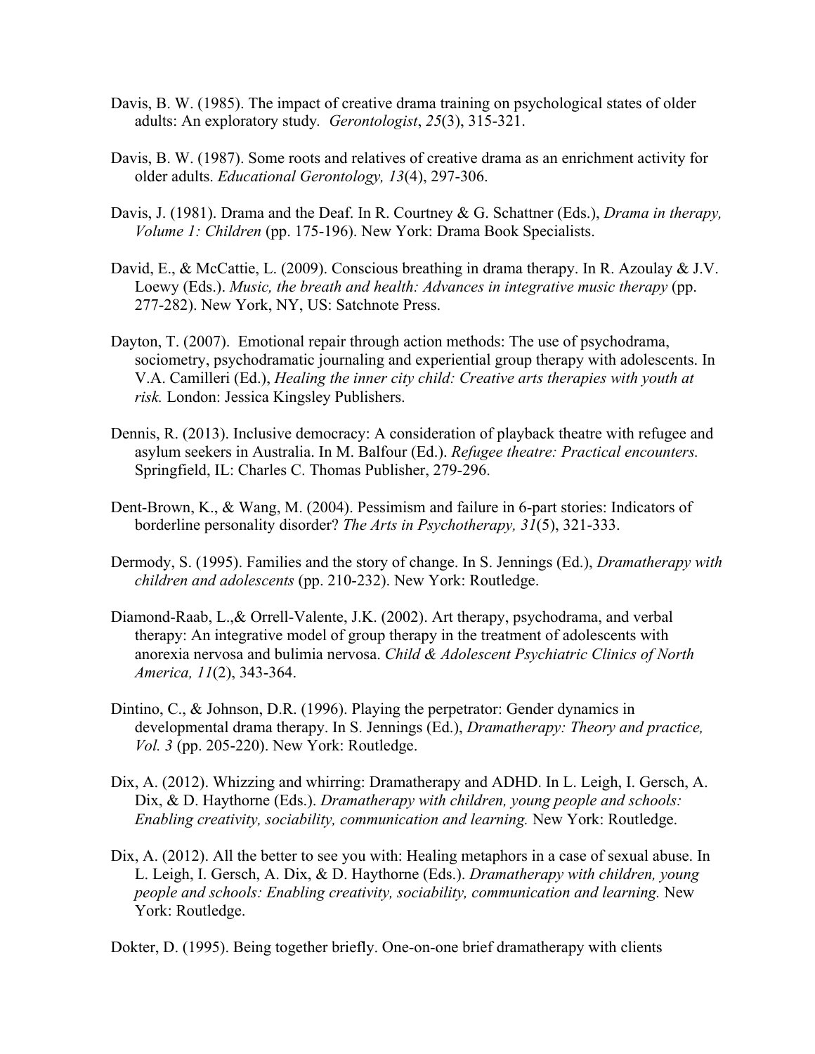Davis, B. W. (1985). The impact of creative drama training on psychological states of older adults: An exploratory study. *Gerontologist*, *25*(3), 315-321.

Davis, B. W. (1987). Some roots and relatives of creative drama as an enrichment activity for older adults. *Educational Gerontology, 13*(4), 297-306.

Davis, J. (1981). Drama and the Deaf. In R. Courtney & G. Schattner (Eds.), *Drama in therapy, Volume 1: Children* (pp. 175-196). New York: Drama Book Specialists.

David, E., & McCattie, L. (2009). Conscious breathing in drama therapy. In R. Azoulay & J.V. Loewy (Eds.). *Music, the breath and health: Advances in integrative music therapy* (pp. 277-282). New York, NY, US: Satchnote Press.

Dayton, T. (2007). Emotional repair through action methods: The use of psychodrama, sociometry, psychodramatic journaling and experiential group therapy with adolescents. In V.A. Camilleri (Ed.), *Healing the inner city child: Creative arts therapies with youth at risk.* London: Jessica Kingsley Publishers.

Dennis, R. (2013). Inclusive democracy: A consideration of playback theatre with refugee and asylum seekers in Australia. In M. Balfour (Ed.). *Refugee theatre: Practical encounters.* Springfield, IL: Charles C. Thomas Publisher, 279-296.

Dent-Brown, K., & Wang, M. (2004). Pessimism and failure in 6-part stories: Indicators of borderline personality disorder? *The Arts in Psychotherapy, 31*(5), 321-333.

Dermody, S. (1995). Families and the story of change. In S. Jennings (Ed.), *Dramatherapy with children and adolescents* (pp. 210-232). New York: Routledge.

Diamond-Raab, L.,& Orrell-Valente, J.K. (2002). Art therapy, psychodrama, and verbal therapy: An integrative model of group therapy in the treatment of adolescents with anorexia nervosa and bulimia nervosa. *Child & Adolescent Psychiatric Clinics of North America, 11*(2), 343-364.

Dintino, C., & Johnson, D.R. (1996). Playing the perpetrator: Gender dynamics in developmental drama therapy. In S. Jennings (Ed.), *Dramatherapy: Theory and practice, Vol. 3* (pp. 205-220). New York: Routledge.

Dix, A. (2012). Whizzing and whirring: Dramatherapy and ADHD. In L. Leigh, I. Gersch, A. Dix, & D. Haythorne (Eds.). *Dramatherapy with children, young people and schools: Enabling creativity, sociability, communication and learning.* New York: Routledge.

Dix, A. (2012). All the better to see you with: Healing metaphors in a case of sexual abuse. In L. Leigh, I. Gersch, A. Dix, & D. Haythorne (Eds.). *Dramatherapy with children, young people and schools: Enabling creativity, sociability, communication and learning.* New York: Routledge.

Dokter, D. (1995). Being together briefly. One-on-one brief dramatherapy with clients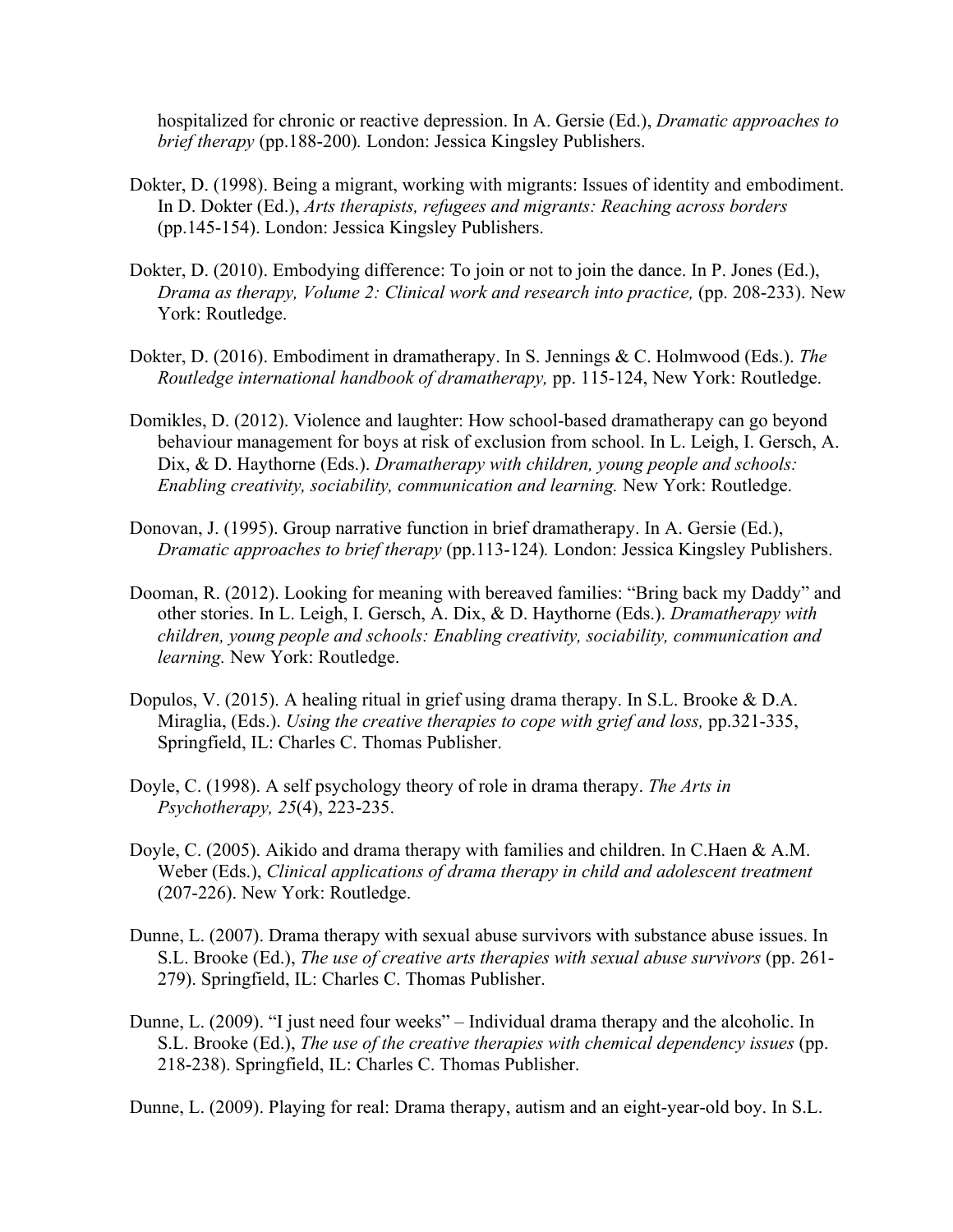hospitalized for chronic or reactive depression. In A. Gersie (Ed.), *Dramatic approaches to brief therapy* (pp.188-200)*.* London: Jessica Kingsley Publishers.

Dokter, D. (1998). Being a migrant, working with migrants: Issues of identity and embodiment. In D. Dokter (Ed.), *Arts therapists, refugees and migrants: Reaching across borders* (pp.145-154). London: Jessica Kingsley Publishers.

Dokter, D. (2010). Embodying difference: To join or not to join the dance. In P. Jones (Ed.), *Drama as therapy, Volume 2: Clinical work and research into practice,* (pp. 208-233). New York: Routledge.

Dokter, D. (2016). Embodiment in dramatherapy. In S. Jennings & C. Holmwood (Eds.). *The Routledge international handbook of dramatherapy,* pp. 115-124, New York: Routledge.

Domikles, D. (2012). Violence and laughter: How school-based dramatherapy can go beyond behaviour management for boys at risk of exclusion from school. In L. Leigh, I. Gersch, A. Dix, & D. Haythorne (Eds.). *Dramatherapy with children, young people and schools: Enabling creativity, sociability, communication and learning.* New York: Routledge.

Donovan, J. (1995). Group narrative function in brief dramatherapy. In A. Gersie (Ed.), *Dramatic approaches to brief therapy* (pp.113-124)*.* London: Jessica Kingsley Publishers.

Dooman, R. (2012). Looking for meaning with bereaved families: "Bring back my Daddy" and other stories. In L. Leigh, I. Gersch, A. Dix, & D. Haythorne (Eds.). *Dramatherapy with children, young people and schools: Enabling creativity, sociability, communication and learning.* New York: Routledge.

Dopulos, V. (2015). A healing ritual in grief using drama therapy. In S.L. Brooke & D.A. Miraglia, (Eds.). *Using the creative therapies to cope with grief and loss,* pp.321-335, Springfield, IL: Charles C. Thomas Publisher.

Doyle, C. (1998). A self psychology theory of role in drama therapy. *The Arts in Psychotherapy, 25*(4), 223-235.

Doyle, C. (2005). Aikido and drama therapy with families and children. In C.Haen & A.M. Weber (Eds.), *Clinical applications of drama therapy in child and adolescent treatment* (207-226). New York: Routledge.

Dunne, L. (2007). Drama therapy with sexual abuse survivors with substance abuse issues. In S.L. Brooke (Ed.), *The use of creative arts therapies with sexual abuse survivors* (pp. 261-279). Springfield, IL: Charles C. Thomas Publisher.

Dunne, L. (2009). "I just need four weeks" – Individual drama therapy and the alcoholic. In S.L. Brooke (Ed.), *The use of the creative therapies with chemical dependency issues* (pp. 218-238). Springfield, IL: Charles C. Thomas Publisher.

Dunne, L. (2009). Playing for real: Drama therapy, autism and an eight-year-old boy. In S.L.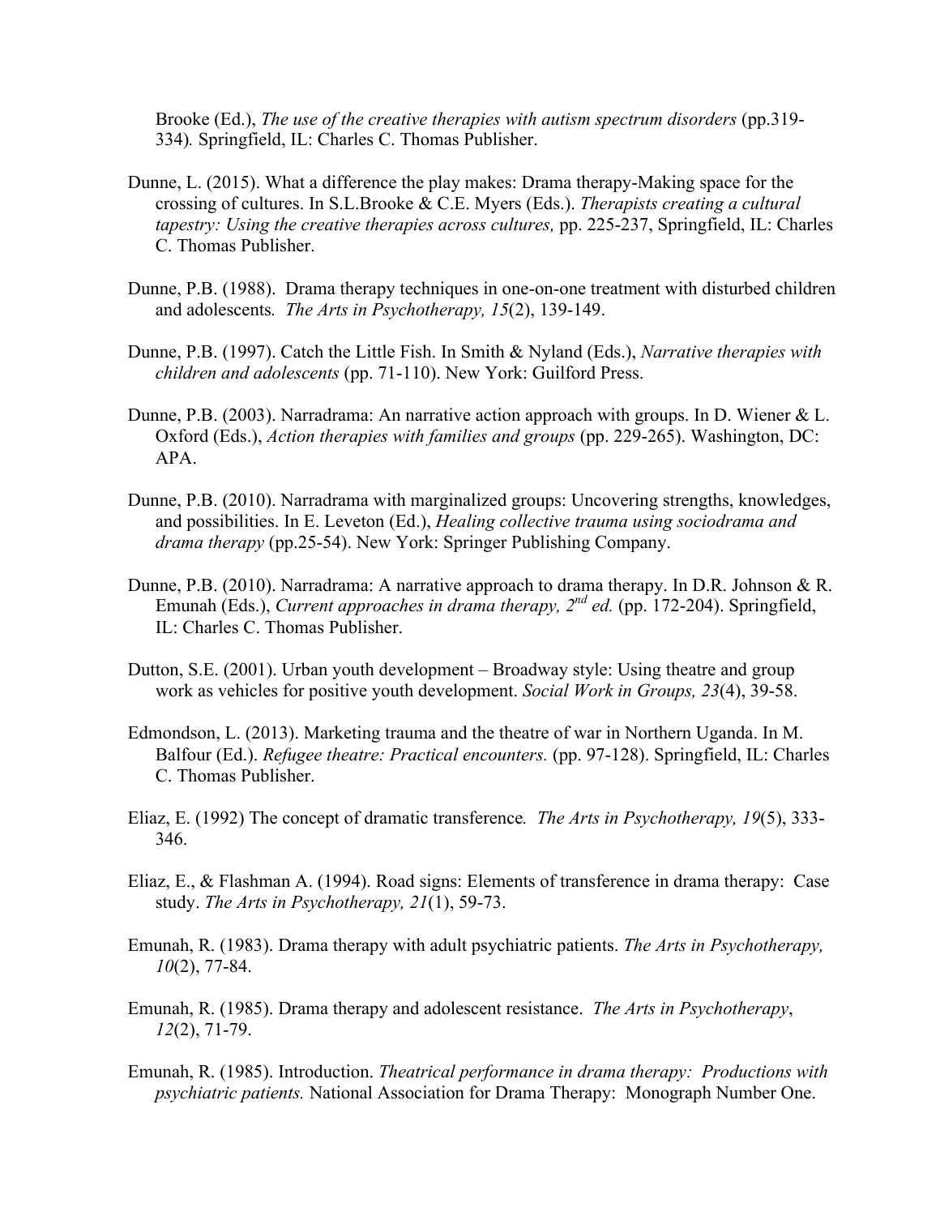Brooke (Ed.), *The use of the creative therapies with autism spectrum disorders* (pp.319-334)*.* Springfield, IL: Charles C. Thomas Publisher.

Dunne, L. (2015). What a difference the play makes: Drama therapy-Making space for the crossing of cultures. In S.L.Brooke & C.E. Myers (Eds.). *Therapists creating a cultural tapestry: Using the creative therapies across cultures,* pp. 225-237, Springfield, IL: Charles C. Thomas Publisher.

Dunne, P.B. (1988). Drama therapy techniques in one-on-one treatment with disturbed children and adolescents*. The Arts in Psychotherapy, 15*(2), 139-149.

Dunne, P.B. (1997). Catch the Little Fish. In Smith & Nyland (Eds.), *Narrative therapies with children and adolescents* (pp. 71-110). New York: Guilford Press.

Dunne, P.B. (2003). Narradrama: An narrative action approach with groups. In D. Wiener & L. Oxford (Eds.), *Action therapies with families and groups* (pp. 229-265). Washington, DC: APA.

Dunne, P.B. (2010). Narradrama with marginalized groups: Uncovering strengths, knowledges, and possibilities. In E. Leveton (Ed.), *Healing collective trauma using sociodrama and drama therapy* (pp.25-54). New York: Springer Publishing Company.

Dunne, P.B. (2010). Narradrama: A narrative approach to drama therapy. In D.R. Johnson & R. Emunah (Eds.), *Current approaches in drama therapy, 2nd ed.* (pp. 172-204). Springfield, IL: Charles C. Thomas Publisher.

Dutton, S.E. (2001). Urban youth development – Broadway style: Using theatre and group work as vehicles for positive youth development. *Social Work in Groups, 23*(4), 39-58.

Edmondson, L. (2013). Marketing trauma and the theatre of war in Northern Uganda. In M. Balfour (Ed.). *Refugee theatre: Practical encounters.* (pp. 97-128). Springfield, IL: Charles C. Thomas Publisher.

Eliaz, E. (1992) The concept of dramatic transference*. The Arts in Psychotherapy, 19*(5), 333-346.

Eliaz, E., & Flashman A. (1994). Road signs: Elements of transference in drama therapy: Case study. *The Arts in Psychotherapy, 21*(1), 59-73.

Emunah, R. (1983). Drama therapy with adult psychiatric patients. *The Arts in Psychotherapy, 10*(2), 77-84.

Emunah, R. (1985). Drama therapy and adolescent resistance. *The Arts in Psychotherapy*, *12*(2), 71-79.

Emunah, R. (1985). Introduction. *Theatrical performance in drama therapy: Productions with psychiatric patients.* National Association for Drama Therapy: Monograph Number One.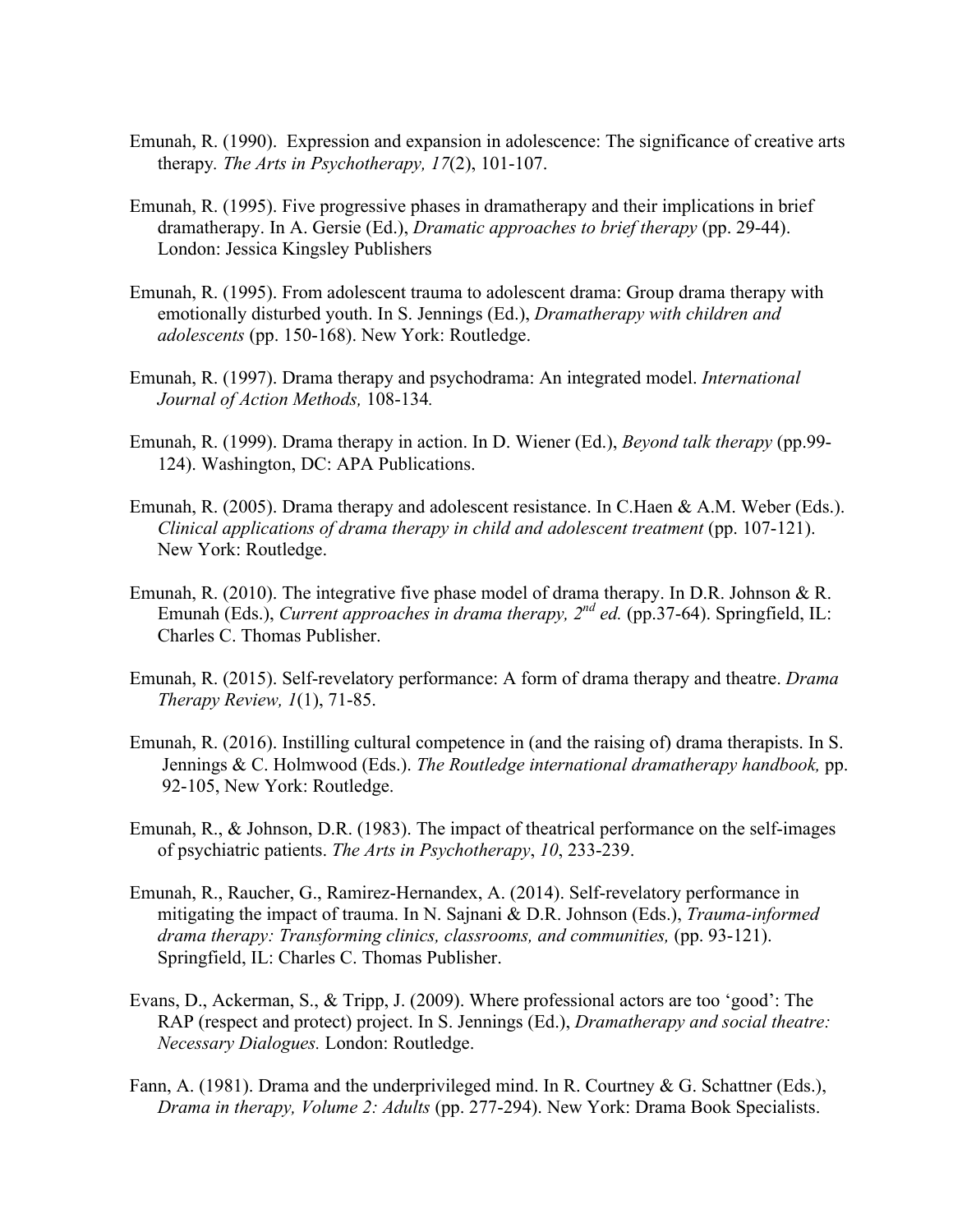Emunah, R. (1990). Expression and expansion in adolescence: The significance of creative arts therapy*. The Arts in Psychotherapy, 17*(2), 101-107.

Emunah, R. (1995). Five progressive phases in dramatherapy and their implications in brief dramatherapy. In A. Gersie (Ed.), *Dramatic approaches to brief therapy* (pp. 29-44). London: Jessica Kingsley Publishers

Emunah, R. (1995). From adolescent trauma to adolescent drama: Group drama therapy with emotionally disturbed youth. In S. Jennings (Ed.), *Dramatherapy with children and adolescents* (pp. 150-168). New York: Routledge.

Emunah, R. (1997). Drama therapy and psychodrama: An integrated model. *International Journal of Action Methods,* 108-134*.*

Emunah, R. (1999). Drama therapy in action. In D. Wiener (Ed.), *Beyond talk therapy* (pp.99-124). Washington, DC: APA Publications.

Emunah, R. (2005). Drama therapy and adolescent resistance. In C.Haen & A.M. Weber (Eds.). *Clinical applications of drama therapy in child and adolescent treatment* (pp. 107-121). New York: Routledge.

Emunah, R. (2010). The integrative five phase model of drama therapy. In D.R. Johnson & R. Emunah (Eds.), *Current approaches in drama therapy, 2nd ed.* (pp.37-64). Springfield, IL: Charles C. Thomas Publisher.

Emunah, R. (2015). Self-revelatory performance: A form of drama therapy and theatre. *Drama Therapy Review, 1*(1), 71-85.

Emunah, R. (2016). Instilling cultural competence in (and the raising of) drama therapists. In S. Jennings & C. Holmwood (Eds.). *The Routledge international dramatherapy handbook,* pp. 92-105, New York: Routledge.

Emunah, R., & Johnson, D.R. (1983). The impact of theatrical performance on the self-images of psychiatric patients. *The Arts in Psychotherapy*, *10*, 233-239.

Emunah, R., Raucher, G., Ramirez-Hernandex, A. (2014). Self-revelatory performance in mitigating the impact of trauma. In N. Sajnani & D.R. Johnson (Eds.), *Trauma-informed drama therapy: Transforming clinics, classrooms, and communities,* (pp. 93-121). Springfield, IL: Charles C. Thomas Publisher.

Evans, D., Ackerman, S., & Tripp, J. (2009). Where professional actors are too 'good': The RAP (respect and protect) project. In S. Jennings (Ed.), *Dramatherapy and social theatre: Necessary Dialogues.* London: Routledge.

Fann, A. (1981). Drama and the underprivileged mind. In R. Courtney & G. Schattner (Eds.), *Drama in therapy, Volume 2: Adults* (pp. 277-294). New York: Drama Book Specialists.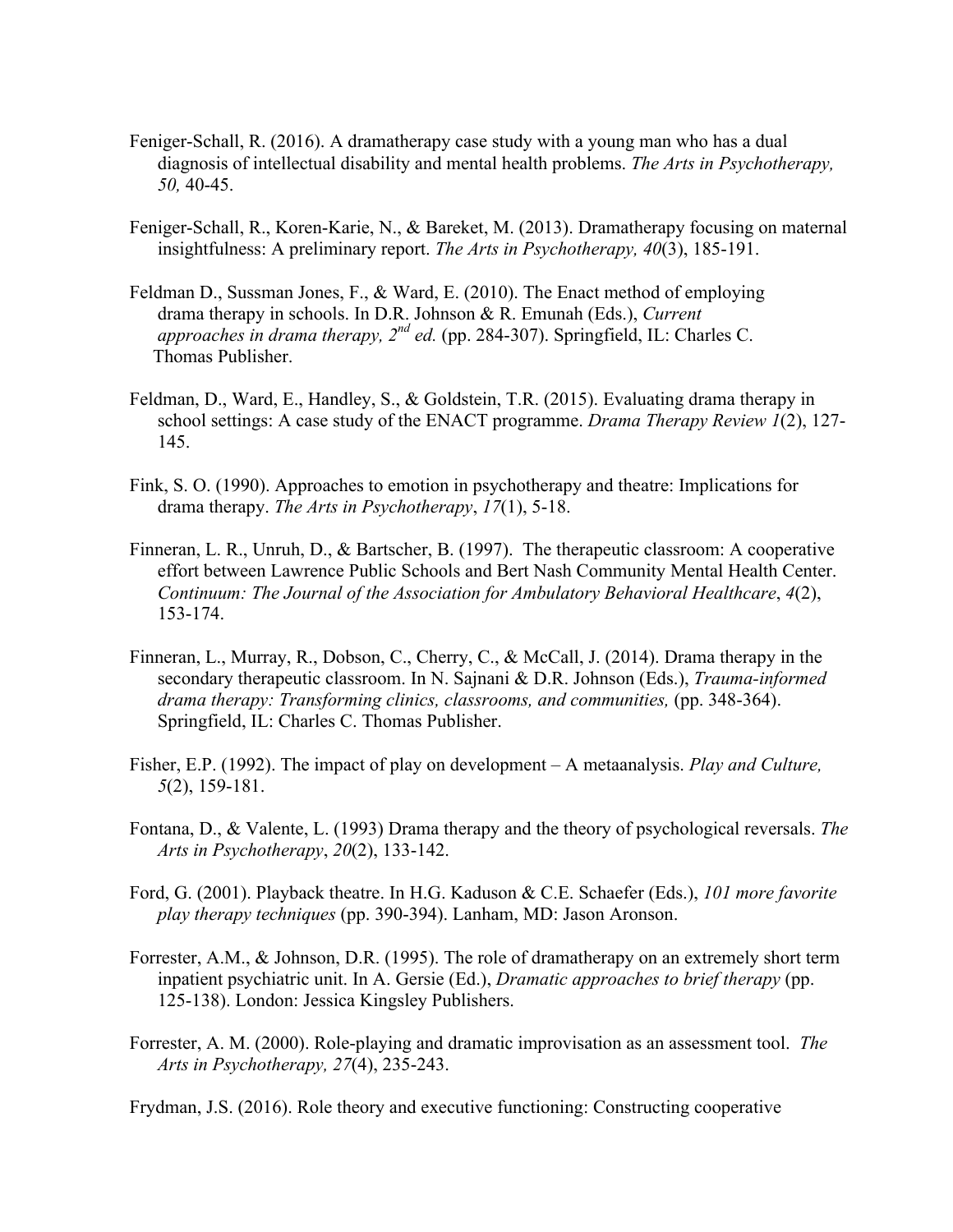Feniger-Schall, R. (2016). A dramatherapy case study with a young man who has a dual diagnosis of intellectual disability and mental health problems. *The Arts in Psychotherapy, 50,* 40-45.

Feniger-Schall, R., Koren-Karie, N., & Bareket, M. (2013). Dramatherapy focusing on maternal insightfulness: A preliminary report. *The Arts in Psychotherapy, 40*(3), 185-191.

Feldman D., Sussman Jones, F., & Ward, E. (2010). The Enact method of employing drama therapy in schools. In D.R. Johnson & R. Emunah (Eds.), *Current approaches in drama therapy, 2nd ed.* (pp. 284-307). Springfield, IL: Charles C. Thomas Publisher.

Feldman, D., Ward, E., Handley, S., & Goldstein, T.R. (2015). Evaluating drama therapy in school settings: A case study of the ENACT programme. *Drama Therapy Review 1*(2), 127-145.

Fink, S. O. (1990). Approaches to emotion in psychotherapy and theatre: Implications for drama therapy. *The Arts in Psychotherapy*, *17*(1), 5-18.

Finneran, L. R., Unruh, D., & Bartscher, B. (1997). The therapeutic classroom: A cooperative effort between Lawrence Public Schools and Bert Nash Community Mental Health Center. *Continuum: The Journal of the Association for Ambulatory Behavioral Healthcare*, *4*(2), 153-174.

Finneran, L., Murray, R., Dobson, C., Cherry, C., & McCall, J. (2014). Drama therapy in the secondary therapeutic classroom. In N. Sajnani & D.R. Johnson (Eds.), *Trauma-informed drama therapy: Transforming clinics, classrooms, and communities,* (pp. 348-364). Springfield, IL: Charles C. Thomas Publisher.

Fisher, E.P. (1992). The impact of play on development – A metaanalysis. *Play and Culture, 5*(2), 159-181.

Fontana, D., & Valente, L. (1993) Drama therapy and the theory of psychological reversals. *The Arts in Psychotherapy*, *20*(2), 133-142.

Ford, G. (2001). Playback theatre. In H.G. Kaduson & C.E. Schaefer (Eds.), *101 more favorite play therapy techniques* (pp. 390-394). Lanham, MD: Jason Aronson.

Forrester, A.M., & Johnson, D.R. (1995). The role of dramatherapy on an extremely short term inpatient psychiatric unit. In A. Gersie (Ed.), *Dramatic approaches to brief therapy* (pp. 125-138). London: Jessica Kingsley Publishers.

Forrester, A. M. (2000). Role-playing and dramatic improvisation as an assessment tool. *The Arts in Psychotherapy, 27*(4), 235-243.

Frydman, J.S. (2016). Role theory and executive functioning: Constructing cooperative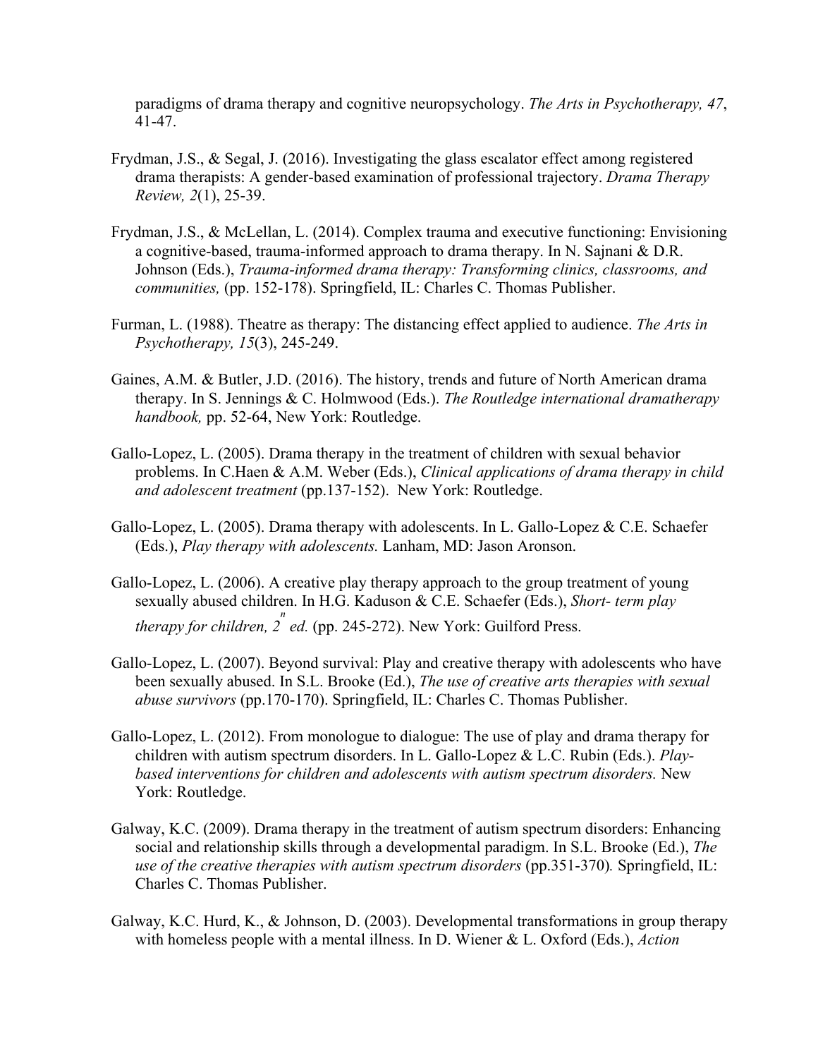paradigms of drama therapy and cognitive neuropsychology. *The Arts in Psychotherapy, 47*, 41-47.

Frydman, J.S., & Segal, J. (2016). Investigating the glass escalator effect among registered drama therapists: A gender-based examination of professional trajectory. *Drama Therapy Review, 2*(1), 25-39.

Frydman, J.S., & McLellan, L. (2014). Complex trauma and executive functioning: Envisioning a cognitive-based, trauma-informed approach to drama therapy. In N. Sajnani & D.R. Johnson (Eds.), *Trauma-informed drama therapy: Transforming clinics, classrooms, and communities,* (pp. 152-178). Springfield, IL: Charles C. Thomas Publisher.

Furman, L. (1988). Theatre as therapy: The distancing effect applied to audience. *The Arts in Psychotherapy, 15*(3), 245-249.

Gaines, A.M. & Butler, J.D. (2016). The history, trends and future of North American drama therapy. In S. Jennings & C. Holmwood (Eds.). *The Routledge international dramatherapy handbook,* pp. 52-64, New York: Routledge.

Gallo-Lopez, L. (2005). Drama therapy in the treatment of children with sexual behavior problems. In C.Haen & A.M. Weber (Eds.), *Clinical applications of drama therapy in child and adolescent treatment* (pp.137-152). New York: Routledge.

Gallo-Lopez, L. (2005). Drama therapy with adolescents. In L. Gallo-Lopez & C.E. Schaefer (Eds.), *Play therapy with adolescents.* Lanham, MD: Jason Aronson.

Gallo-Lopez, L. (2006). A creative play therapy approach to the group treatment of young sexually abused children. In H.G. Kaduson & C.E. Schaefer (Eds.), *Short- term play therapy for children, 2[n] ed.* (pp. 245-272). New York: Guilford Press.

Gallo-Lopez, L. (2007). Beyond survival: Play and creative therapy with adolescents who have been sexually abused. In S.L. Brooke (Ed.), *The use of creative arts therapies with sexual abuse survivors* (pp.170-170). Springfield, IL: Charles C. Thomas Publisher.

Gallo-Lopez, L. (2012). From monologue to dialogue: The use of play and drama therapy for children with autism spectrum disorders. In L. Gallo-Lopez & L.C. Rubin (Eds.). *Play-based interventions for children and adolescents with autism spectrum disorders.* New York: Routledge.

Galway, K.C. (2009). Drama therapy in the treatment of autism spectrum disorders: Enhancing social and relationship skills through a developmental paradigm. In S.L. Brooke (Ed.), *The use of the creative therapies with autism spectrum disorders* (pp.351-370)*.* Springfield, IL: Charles C. Thomas Publisher.

Galway, K.C. Hurd, K., & Johnson, D. (2003). Developmental transformations in group therapy with homeless people with a mental illness. In D. Wiener & L. Oxford (Eds.), *Action*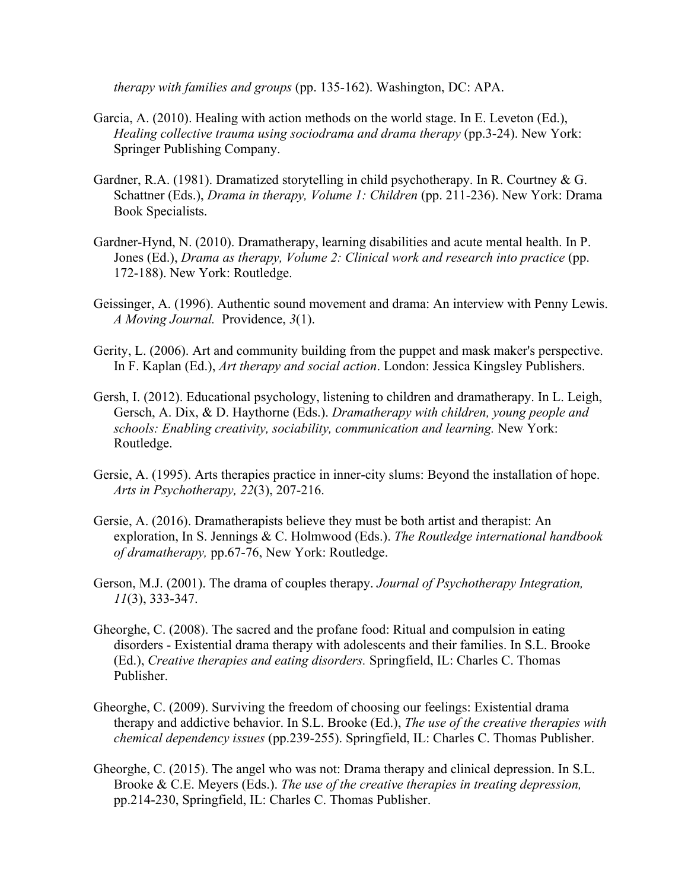*therapy with families and groups* (pp. 135-162). Washington, DC: APA.

Garcia, A. (2010). Healing with action methods on the world stage. In E. Leveton (Ed.), *Healing collective trauma using sociodrama and drama therapy* (pp.3-24). New York: Springer Publishing Company.

Gardner, R.A. (1981). Dramatized storytelling in child psychotherapy. In R. Courtney & G. Schattner (Eds.), *Drama in therapy, Volume 1: Children* (pp. 211-236). New York: Drama Book Specialists.

Gardner-Hynd, N. (2010). Dramatherapy, learning disabilities and acute mental health. In P. Jones (Ed.), *Drama as therapy, Volume 2: Clinical work and research into practice* (pp. 172-188). New York: Routledge.

Geissinger, A. (1996). Authentic sound movement and drama: An interview with Penny Lewis. *A Moving Journal.* Providence, *3*(1).

Gerity, L. (2006). Art and community building from the puppet and mask maker's perspective. In F. Kaplan (Ed.), *Art therapy and social action*. London: Jessica Kingsley Publishers.

Gersh, I. (2012). Educational psychology, listening to children and dramatherapy. In L. Leigh, Gersch, A. Dix, & D. Haythorne (Eds.). *Dramatherapy with children, young people and schools: Enabling creativity, sociability, communication and learning.* New York: Routledge.

Gersie, A. (1995). Arts therapies practice in inner-city slums: Beyond the installation of hope. *Arts in Psychotherapy, 22*(3), 207-216.

Gersie, A. (2016). Dramatherapists believe they must be both artist and therapist: An exploration, In S. Jennings & C. Holmwood (Eds.). *The Routledge international handbook of dramatherapy,* pp.67-76, New York: Routledge.

Gerson, M.J. (2001). The drama of couples therapy. *Journal of Psychotherapy Integration, 11*(3), 333-347.

Gheorghe, C. (2008). The sacred and the profane food: Ritual and compulsion in eating disorders - Existential drama therapy with adolescents and their families. In S.L. Brooke (Ed.), *Creative therapies and eating disorders.* Springfield, IL: Charles C. Thomas Publisher.

Gheorghe, C. (2009). Surviving the freedom of choosing our feelings: Existential drama therapy and addictive behavior. In S.L. Brooke (Ed.), *The use of the creative therapies with chemical dependency issues* (pp.239-255). Springfield, IL: Charles C. Thomas Publisher.

Gheorghe, C. (2015). The angel who was not: Drama therapy and clinical depression. In S.L. Brooke & C.E. Meyers (Eds.). *The use of the creative therapies in treating depression,* pp.214-230, Springfield, IL: Charles C. Thomas Publisher.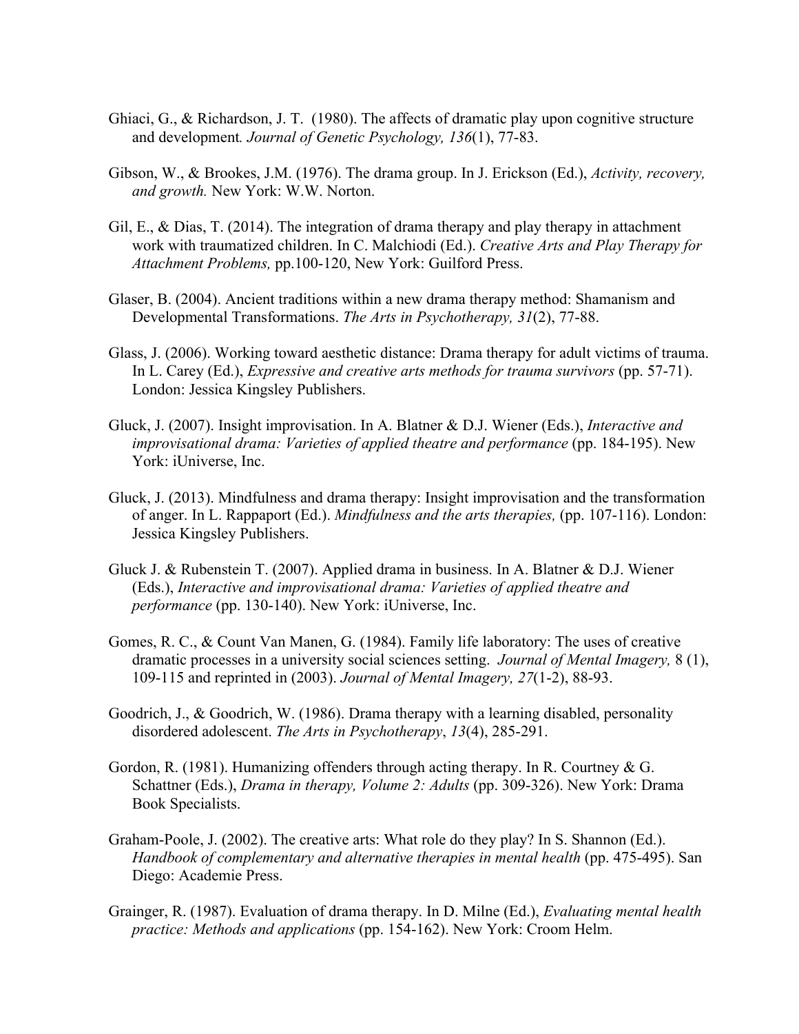Ghiaci, G., & Richardson, J. T. (1980). The affects of dramatic play upon cognitive structure and development. *Journal of Genetic Psychology, 136*(1), 77-83.

Gibson, W., & Brookes, J.M. (1976). The drama group. In J. Erickson (Ed.), *Activity, recovery, and growth.* New York: W.W. Norton.

Gil, E., & Dias, T. (2014). The integration of drama therapy and play therapy in attachment work with traumatized children. In C. Malchiodi (Ed.). *Creative Arts and Play Therapy for Attachment Problems,* pp.100-120, New York: Guilford Press.

Glaser, B. (2004). Ancient traditions within a new drama therapy method: Shamanism and Developmental Transformations. *The Arts in Psychotherapy, 31*(2), 77-88.

Glass, J. (2006). Working toward aesthetic distance: Drama therapy for adult victims of trauma. In L. Carey (Ed.), *Expressive and creative arts methods for trauma survivors* (pp. 57-71). London: Jessica Kingsley Publishers.

Gluck, J. (2007). Insight improvisation. In A. Blatner & D.J. Wiener (Eds.), *Interactive and improvisational drama: Varieties of applied theatre and performance* (pp. 184-195). New York: iUniverse, Inc.

Gluck, J. (2013). Mindfulness and drama therapy: Insight improvisation and the transformation of anger. In L. Rappaport (Ed.). *Mindfulness and the arts therapies,* (pp. 107-116). London: Jessica Kingsley Publishers.

Gluck J. & Rubenstein T. (2007). Applied drama in business. In A. Blatner & D.J. Wiener (Eds.), *Interactive and improvisational drama: Varieties of applied theatre and performance* (pp. 130-140). New York: iUniverse, Inc.

Gomes, R. C., & Count Van Manen, G. (1984). Family life laboratory: The uses of creative dramatic processes in a university social sciences setting. *Journal of Mental Imagery,* 8 (1), 109-115 and reprinted in (2003). *Journal of Mental Imagery, 27*(1-2), 88-93.

Goodrich, J., & Goodrich, W. (1986). Drama therapy with a learning disabled, personality disordered adolescent. *The Arts in Psychotherapy*, *13*(4), 285-291.

Gordon, R. (1981). Humanizing offenders through acting therapy. In R. Courtney & G. Schattner (Eds.), *Drama in therapy, Volume 2: Adults* (pp. 309-326). New York: Drama Book Specialists.

Graham-Poole, J. (2002). The creative arts: What role do they play? In S. Shannon (Ed.). *Handbook of complementary and alternative therapies in mental health* (pp. 475-495). San Diego: Academie Press.

Grainger, R. (1987). Evaluation of drama therapy. In D. Milne (Ed.), *Evaluating mental health practice: Methods and applications* (pp. 154-162). New York: Croom Helm.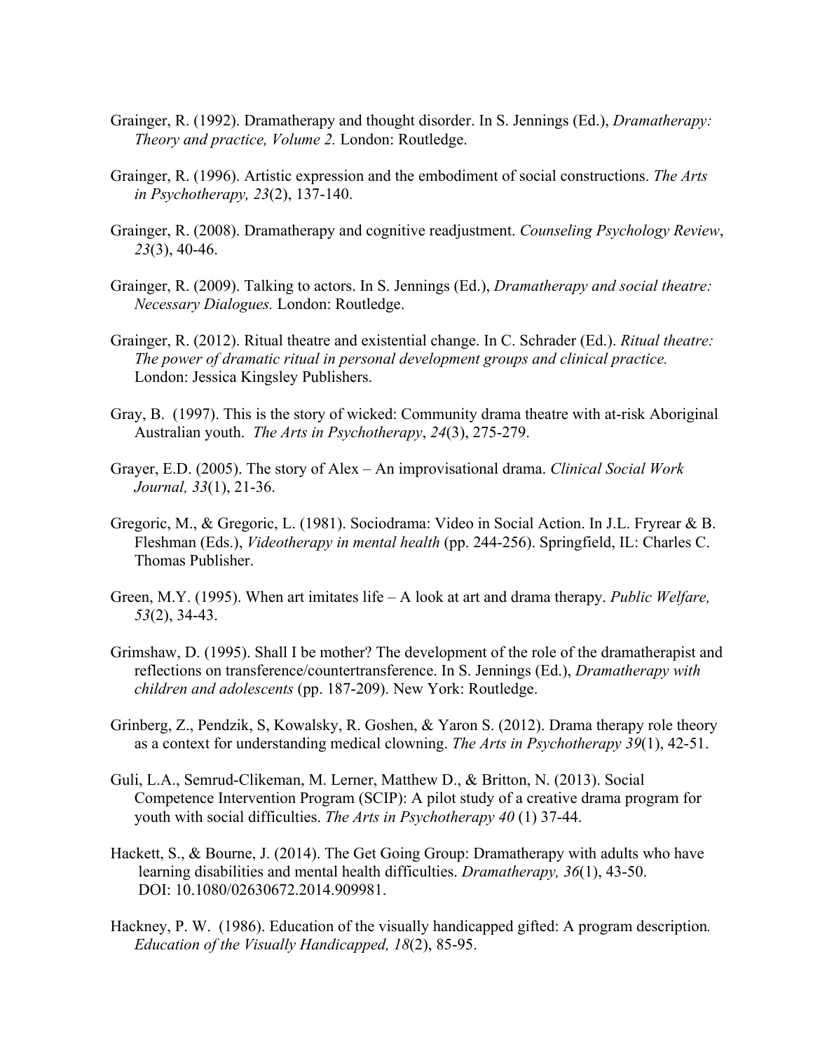Grainger, R. (1992). Dramatherapy and thought disorder. In S. Jennings (Ed.), *Dramatherapy: Theory and practice, Volume 2.* London: Routledge.

Grainger, R. (1996). Artistic expression and the embodiment of social constructions. *The Arts in Psychotherapy, 23*(2), 137-140.

Grainger, R. (2008). Dramatherapy and cognitive readjustment. *Counseling Psychology Review*, *23*(3), 40-46.

Grainger, R. (2009). Talking to actors. In S. Jennings (Ed.), *Dramatherapy and social theatre: Necessary Dialogues.* London: Routledge.

Grainger, R. (2012). Ritual theatre and existential change. In C. Schrader (Ed.). *Ritual theatre: The power of dramatic ritual in personal development groups and clinical practice.* London: Jessica Kingsley Publishers.

Gray, B. (1997). This is the story of wicked: Community drama theatre with at-risk Aboriginal Australian youth. *The Arts in Psychotherapy*, *24*(3), 275-279.

Grayer, E.D. (2005). The story of Alex – An improvisational drama. *Clinical Social Work Journal, 33*(1), 21-36.

Gregoric, M., & Gregoric, L. (1981). Sociodrama: Video in Social Action. In J.L. Fryrear & B. Fleshman (Eds.), *Videotherapy in mental health* (pp. 244-256). Springfield, IL: Charles C. Thomas Publisher.

Green, M.Y. (1995). When art imitates life – A look at art and drama therapy. *Public Welfare, 53*(2), 34-43.

Grimshaw, D. (1995). Shall I be mother? The development of the role of the dramatherapist and reflections on transference/countertransference. In S. Jennings (Ed.), *Dramatherapy with children and adolescents* (pp. 187-209). New York: Routledge.

Grinberg, Z., Pendzik, S, Kowalsky, R. Goshen, & Yaron S. (2012). Drama therapy role theory as a context for understanding medical clowning. *The Arts in Psychotherapy 39*(1), 42-51.

Guli, L.A., Semrud-Clikeman, M. Lerner, Matthew D., & Britton, N. (2013). Social Competence Intervention Program (SCIP): A pilot study of a creative drama program for youth with social difficulties. *The Arts in Psychotherapy 40* (1) 37-44.

Hackett, S., & Bourne, J. (2014). The Get Going Group: Dramatherapy with adults who have learning disabilities and mental health difficulties. *Dramatherapy, 36*(1), 43-50. DOI: 10.1080/02630672.2014.909981.

Hackney, P. W. (1986). Education of the visually handicapped gifted: A program description*. Education of the Visually Handicapped, 18*(2), 85-95.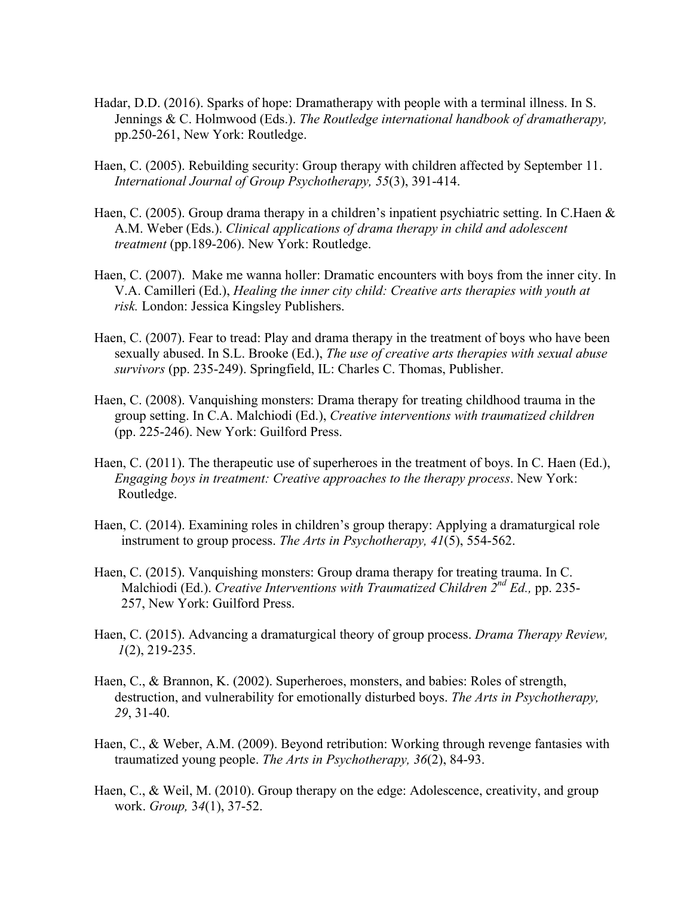Hadar, D.D. (2016). Sparks of hope: Dramatherapy with people with a terminal illness. In S. Jennings & C. Holmwood (Eds.). *The Routledge international handbook of dramatherapy,* pp.250-261, New York: Routledge.

Haen, C. (2005). Rebuilding security: Group therapy with children affected by September 11. *International Journal of Group Psychotherapy, 55*(3), 391-414.

Haen, C. (2005). Group drama therapy in a children's inpatient psychiatric setting. In C.Haen & A.M. Weber (Eds.). *Clinical applications of drama therapy in child and adolescent treatment* (pp.189-206). New York: Routledge.

Haen, C. (2007). Make me wanna holler: Dramatic encounters with boys from the inner city. In V.A. Camilleri (Ed.), *Healing the inner city child: Creative arts therapies with youth at risk.* London: Jessica Kingsley Publishers.

Haen, C. (2007). Fear to tread: Play and drama therapy in the treatment of boys who have been sexually abused. In S.L. Brooke (Ed.), *The use of creative arts therapies with sexual abuse survivors* (pp. 235-249). Springfield, IL: Charles C. Thomas, Publisher.

Haen, C. (2008). Vanquishing monsters: Drama therapy for treating childhood trauma in the group setting. In C.A. Malchiodi (Ed.), *Creative interventions with traumatized children* (pp. 225-246). New York: Guilford Press.

Haen, C. (2011). The therapeutic use of superheroes in the treatment of boys. In C. Haen (Ed.), *Engaging boys in treatment: Creative approaches to the therapy process*. New York: Routledge.

Haen, C. (2014). Examining roles in children's group therapy: Applying a dramaturgical role instrument to group process. *The Arts in Psychotherapy, 41*(5), 554-562.

Haen, C. (2015). Vanquishing monsters: Group drama therapy for treating trauma. In C. Malchiodi (Ed.). *Creative Interventions with Traumatized Children 2nd Ed.,* pp. 235-257, New York: Guilford Press.

Haen, C. (2015). Advancing a dramaturgical theory of group process. *Drama Therapy Review, 1*(2), 219-235.

Haen, C., & Brannon, K. (2002). Superheroes, monsters, and babies: Roles of strength, destruction, and vulnerability for emotionally disturbed boys. *The Arts in Psychotherapy, 29*, 31-40.

Haen, C., & Weber, A.M. (2009). Beyond retribution: Working through revenge fantasies with traumatized young people. *The Arts in Psychotherapy, 36*(2), 84-93.

Haen, C., & Weil, M. (2010). Group therapy on the edge: Adolescence, creativity, and group work. *Group, 34*(1), 37-52.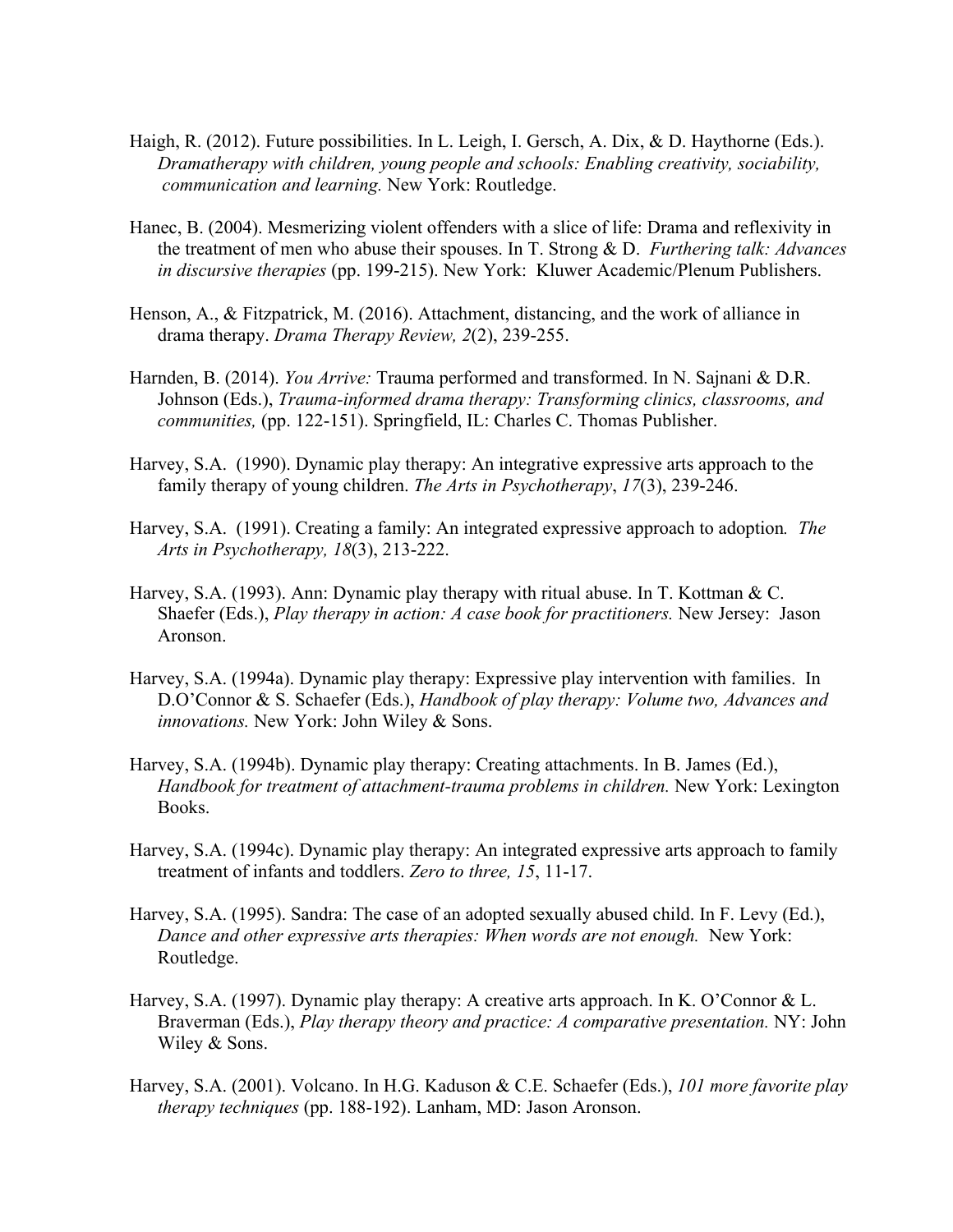Haigh, R. (2012). Future possibilities. In L. Leigh, I. Gersch, A. Dix, & D. Haythorne (Eds.). *Dramatherapy with children, young people and schools: Enabling creativity, sociability, communication and learning.* New York: Routledge.

Hanec, B. (2004). Mesmerizing violent offenders with a slice of life: Drama and reflexivity in the treatment of men who abuse their spouses. In T. Strong & D. *Furthering talk: Advances in discursive therapies* (pp. 199-215). New York: Kluwer Academic/Plenum Publishers.

Henson, A., & Fitzpatrick, M. (2016). Attachment, distancing, and the work of alliance in drama therapy. *Drama Therapy Review, 2*(2), 239-255.

Harnden, B. (2014). *You Arrive:* Trauma performed and transformed. In N. Sajnani & D.R. Johnson (Eds.), *Trauma-informed drama therapy: Transforming clinics, classrooms, and communities,* (pp. 122-151). Springfield, IL: Charles C. Thomas Publisher.

Harvey, S.A. (1990). Dynamic play therapy: An integrative expressive arts approach to the family therapy of young children. *The Arts in Psychotherapy*, *17*(3), 239-246.

Harvey, S.A. (1991). Creating a family: An integrated expressive approach to adoption*. The Arts in Psychotherapy, 18*(3), 213-222.

Harvey, S.A. (1993). Ann: Dynamic play therapy with ritual abuse. In T. Kottman & C. Shaefer (Eds.), *Play therapy in action: A case book for practitioners.* New Jersey: Jason Aronson.

Harvey, S.A. (1994a). Dynamic play therapy: Expressive play intervention with families. In D.O'Connor & S. Schaefer (Eds.), *Handbook of play therapy: Volume two, Advances and innovations.* New York: John Wiley & Sons.

Harvey, S.A. (1994b). Dynamic play therapy: Creating attachments. In B. James (Ed.), *Handbook for treatment of attachment-trauma problems in children.* New York: Lexington Books.

Harvey, S.A. (1994c). Dynamic play therapy: An integrated expressive arts approach to family treatment of infants and toddlers. *Zero to three, 15*, 11-17.

Harvey, S.A. (1995). Sandra: The case of an adopted sexually abused child. In F. Levy (Ed.), *Dance and other expressive arts therapies: When words are not enough.* New York: Routledge.

Harvey, S.A. (1997). Dynamic play therapy: A creative arts approach. In K. O'Connor & L. Braverman (Eds.), *Play therapy theory and practice: A comparative presentation.* NY: John Wiley & Sons.

Harvey, S.A. (2001). Volcano. In H.G. Kaduson & C.E. Schaefer (Eds.), *101 more favorite play therapy techniques* (pp. 188-192). Lanham, MD: Jason Aronson.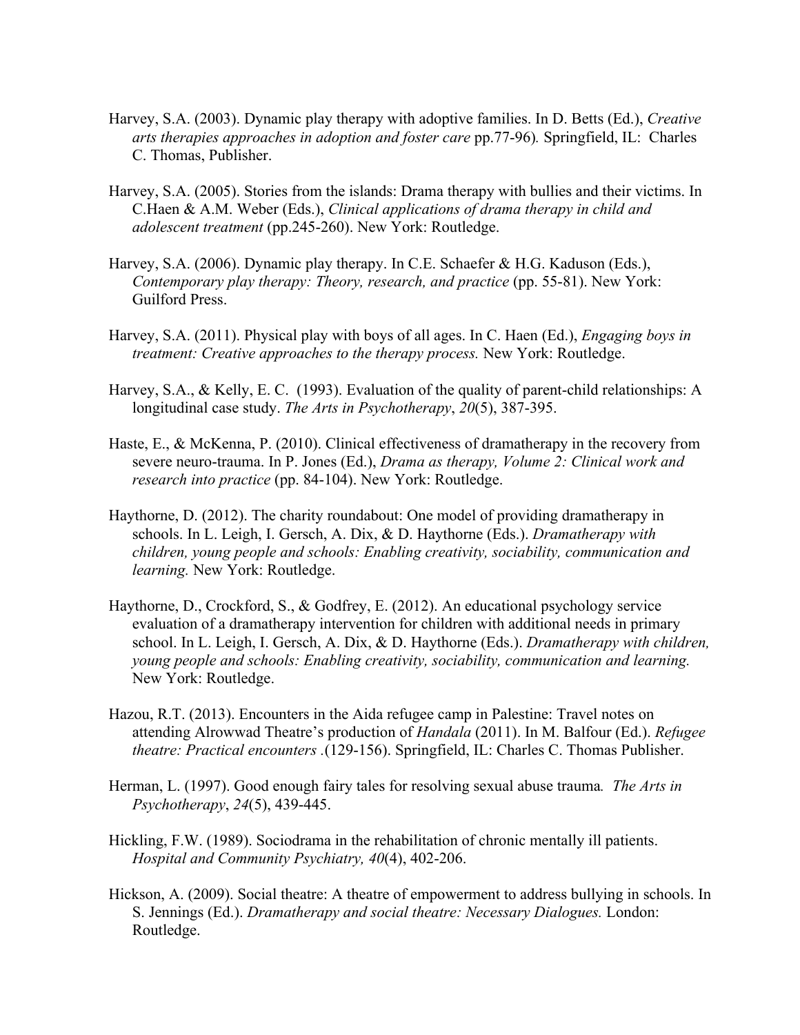Harvey, S.A. (2003). Dynamic play therapy with adoptive families. In D. Betts (Ed.), *Creative arts therapies approaches in adoption and foster care* pp.77-96)*.* Springfield, IL: Charles C. Thomas, Publisher.

Harvey, S.A. (2005). Stories from the islands: Drama therapy with bullies and their victims. In C.Haen & A.M. Weber (Eds.), *Clinical applications of drama therapy in child and adolescent treatment* (pp.245-260). New York: Routledge.

Harvey, S.A. (2006). Dynamic play therapy. In C.E. Schaefer & H.G. Kaduson (Eds.), *Contemporary play therapy: Theory, research, and practice* (pp. 55-81). New York: Guilford Press.

Harvey, S.A. (2011). Physical play with boys of all ages. In C. Haen (Ed.), *Engaging boys in treatment: Creative approaches to the therapy process.* New York: Routledge.

Harvey, S.A., & Kelly, E. C. (1993). Evaluation of the quality of parent-child relationships: A longitudinal case study. *The Arts in Psychotherapy*, *20*(5), 387-395.

Haste, E., & McKenna, P. (2010). Clinical effectiveness of dramatherapy in the recovery from severe neuro-trauma. In P. Jones (Ed.), *Drama as therapy, Volume 2: Clinical work and research into practice* (pp. 84-104). New York: Routledge.

Haythorne, D. (2012). The charity roundabout: One model of providing dramatherapy in schools. In L. Leigh, I. Gersch, A. Dix, & D. Haythorne (Eds.). *Dramatherapy with children, young people and schools: Enabling creativity, sociability, communication and learning.* New York: Routledge.

Haythorne, D., Crockford, S., & Godfrey, E. (2012). An educational psychology service evaluation of a dramatherapy intervention for children with additional needs in primary school. In L. Leigh, I. Gersch, A. Dix, & D. Haythorne (Eds.). *Dramatherapy with children, young people and schools: Enabling creativity, sociability, communication and learning.* New York: Routledge.

Hazou, R.T. (2013). Encounters in the Aida refugee camp in Palestine: Travel notes on attending Alrowwad Theatre's production of *Handala* (2011). In M. Balfour (Ed.). *Refugee theatre: Practical encounters* .(129-156). Springfield, IL: Charles C. Thomas Publisher.

Herman, L. (1997). Good enough fairy tales for resolving sexual abuse trauma*. The Arts in Psychotherapy*, *24*(5), 439-445.

Hickling, F.W. (1989). Sociodrama in the rehabilitation of chronic mentally ill patients. *Hospital and Community Psychiatry, 40*(4), 402-206.

Hickson, A. (2009). Social theatre: A theatre of empowerment to address bullying in schools. In S. Jennings (Ed.). *Dramatherapy and social theatre: Necessary Dialogues.* London: Routledge.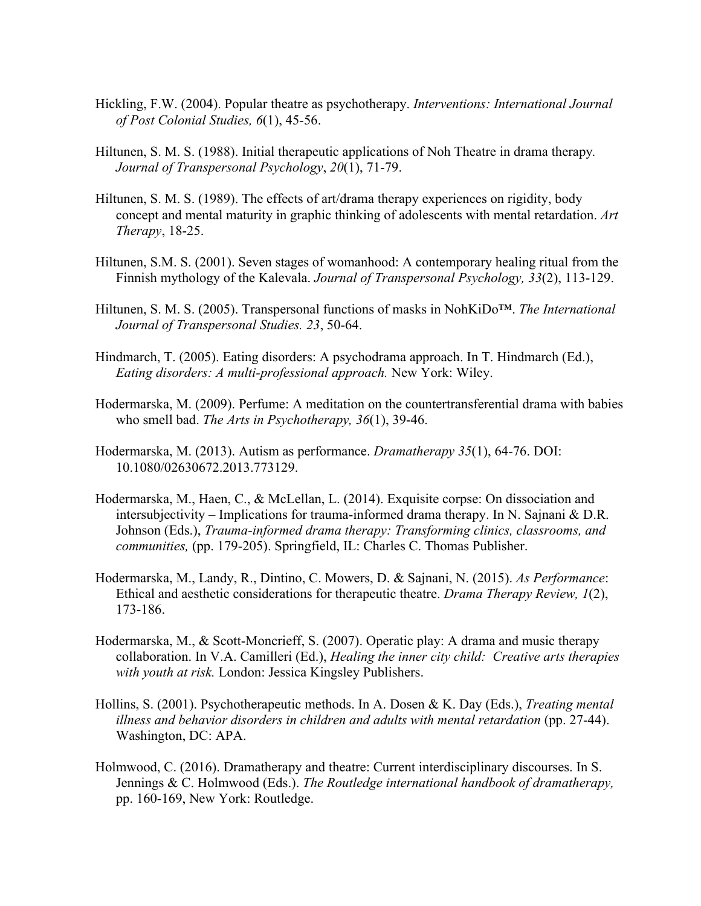Hickling, F.W. (2004). Popular theatre as psychotherapy. *Interventions: International Journal of Post Colonial Studies, 6*(1), 45-56.

Hiltunen, S. M. S. (1988). Initial therapeutic applications of Noh Theatre in drama therapy. *Journal of Transpersonal Psychology*, *20*(1), 71-79.

Hiltunen, S. M. S. (1989). The effects of art/drama therapy experiences on rigidity, body concept and mental maturity in graphic thinking of adolescents with mental retardation. *Art Therapy*, 18-25.

Hiltunen, S.M. S. (2001). Seven stages of womanhood: A contemporary healing ritual from the Finnish mythology of the Kalevala. *Journal of Transpersonal Psychology, 33*(2), 113-129.

Hiltunen, S. M. S. (2005). Transpersonal functions of masks in NohKiDo™. *The International Journal of Transpersonal Studies. 23*, 50-64.

Hindmarch, T. (2005). Eating disorders: A psychodrama approach. In T. Hindmarch (Ed.), *Eating disorders: A multi-professional approach.* New York: Wiley.

Hodermarska, M. (2009). Perfume: A meditation on the countertransferential drama with babies who smell bad. *The Arts in Psychotherapy, 36*(1), 39-46.

Hodermarska, M. (2013). Autism as performance. *Dramatherapy 35*(1), 64-76. DOI: 10.1080/02630672.2013.773129.

Hodermarska, M., Haen, C., & McLellan, L. (2014). Exquisite corpse: On dissociation and intersubjectivity – Implications for trauma-informed drama therapy. In N. Sajnani & D.R. Johnson (Eds.), *Trauma-informed drama therapy: Transforming clinics, classrooms, and communities,* (pp. 179-205). Springfield, IL: Charles C. Thomas Publisher.

Hodermarska, M., Landy, R., Dintino, C. Mowers, D. & Sajnani, N. (2015). *As Performance*: Ethical and aesthetic considerations for therapeutic theatre. *Drama Therapy Review, 1*(2), 173-186.

Hodermarska, M., & Scott-Moncrieff, S. (2007). Operatic play: A drama and music therapy collaboration. In V.A. Camilleri (Ed.), *Healing the inner city child: Creative arts therapies with youth at risk.* London: Jessica Kingsley Publishers.

Hollins, S. (2001). Psychotherapeutic methods. In A. Dosen & K. Day (Eds.), *Treating mental illness and behavior disorders in children and adults with mental retardation* (pp. 27-44). Washington, DC: APA.

Holmwood, C. (2016). Dramatherapy and theatre: Current interdisciplinary discourses. In S. Jennings & C. Holmwood (Eds.). *The Routledge international handbook of dramatherapy,* pp. 160-169, New York: Routledge.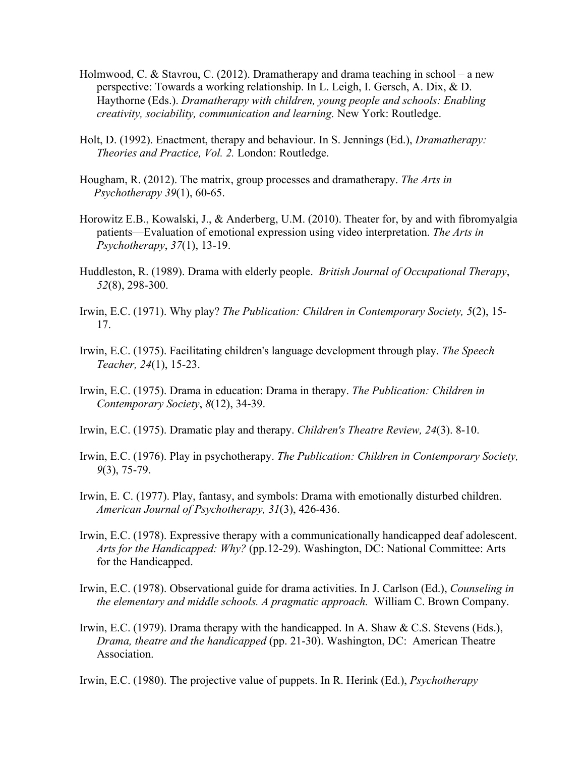Holmwood, C. & Stavrou, C. (2012). Dramatherapy and drama teaching in school – a new perspective: Towards a working relationship. In L. Leigh, I. Gersch, A. Dix, & D. Haythorne (Eds.). *Dramatherapy with children, young people and schools: Enabling creativity, sociability, communication and learning.* New York: Routledge.

Holt, D. (1992). Enactment, therapy and behaviour. In S. Jennings (Ed.), *Dramatherapy: Theories and Practice, Vol. 2.* London: Routledge.

Hougham, R. (2012). The matrix, group processes and dramatherapy. *The Arts in Psychotherapy 39*(1), 60-65.

Horowitz E.B., Kowalski, J., & Anderberg, U.M. (2010). Theater for, by and with fibromyalgia patients—Evaluation of emotional expression using video interpretation. *The Arts in Psychotherapy*, *37*(1), 13-19.

Huddleston, R. (1989). Drama with elderly people. *British Journal of Occupational Therapy*, *52*(8), 298-300.

Irwin, E.C. (1971). Why play? *The Publication: Children in Contemporary Society, 5*(2), 15-17.

Irwin, E.C. (1975). Facilitating children's language development through play. *The Speech Teacher, 24*(1), 15-23.

Irwin, E.C. (1975). Drama in education: Drama in therapy. *The Publication: Children in Contemporary Society*, *8*(12), 34-39.

Irwin, E.C. (1975). Dramatic play and therapy. *Children's Theatre Review, 24*(3). 8-10.

Irwin, E.C. (1976). Play in psychotherapy. *The Publication: Children in Contemporary Society, 9*(3), 75-79.

Irwin, E. C. (1977). Play, fantasy, and symbols: Drama with emotionally disturbed children. *American Journal of Psychotherapy, 31*(3), 426-436.

Irwin, E.C. (1978). Expressive therapy with a communicationally handicapped deaf adolescent. *Arts for the Handicapped: Why?* (pp.12-29). Washington, DC: National Committee: Arts for the Handicapped.

Irwin, E.C. (1978). Observational guide for drama activities. In J. Carlson (Ed.), *Counseling in the elementary and middle schools. A pragmatic approach.* William C. Brown Company.

Irwin, E.C. (1979). Drama therapy with the handicapped. In A. Shaw & C.S. Stevens (Eds.), *Drama, theatre and the handicapped* (pp. 21-30). Washington, DC: American Theatre Association.

Irwin, E.C. (1980). The projective value of puppets. In R. Herink (Ed.), *Psychotherapy*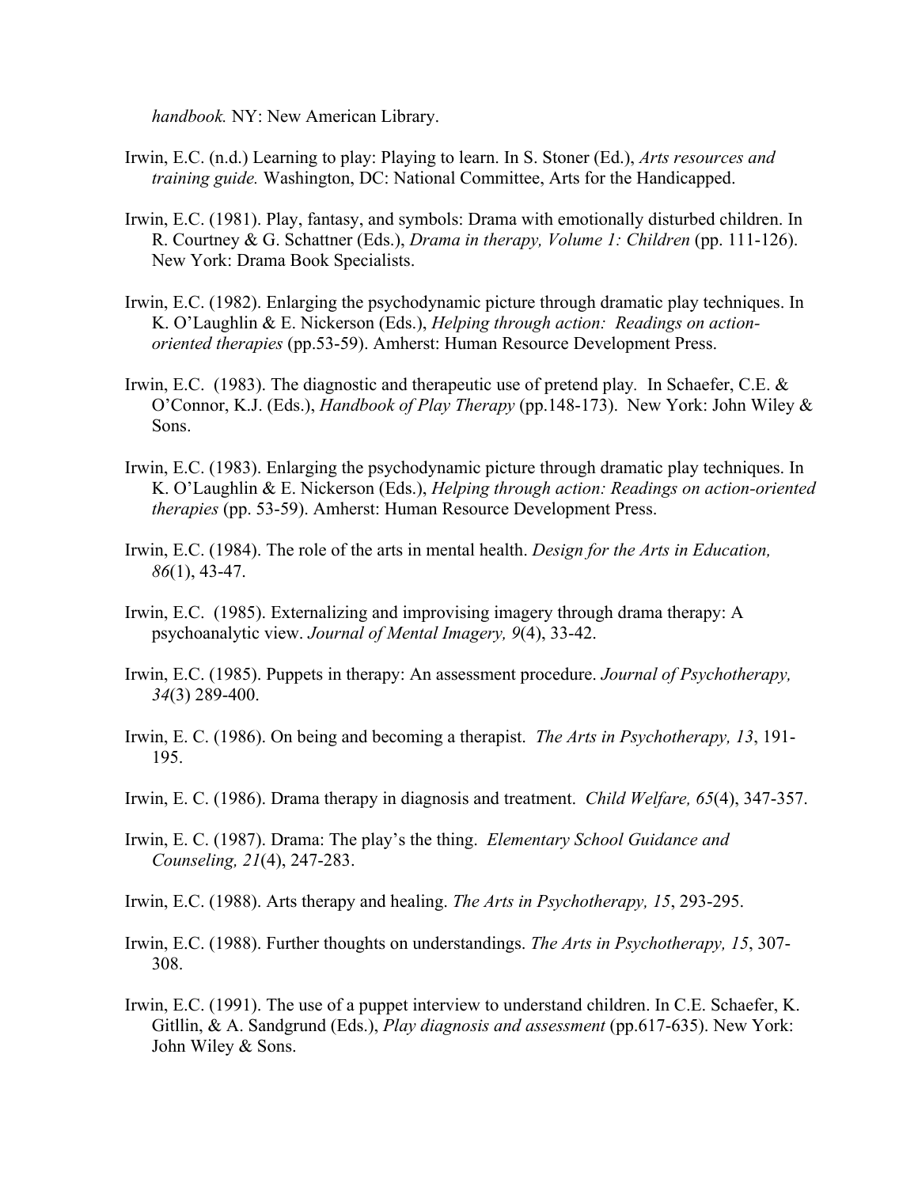*handbook.* NY: New American Library.

Irwin, E.C. (n.d.) Learning to play: Playing to learn. In S. Stoner (Ed.), *Arts resources and training guide.* Washington, DC: National Committee, Arts for the Handicapped.

Irwin, E.C. (1981). Play, fantasy, and symbols: Drama with emotionally disturbed children. In R. Courtney & G. Schattner (Eds.), *Drama in therapy, Volume 1: Children* (pp. 111-126). New York: Drama Book Specialists.

Irwin, E.C. (1982). Enlarging the psychodynamic picture through dramatic play techniques. In K. O'Laughlin & E. Nickerson (Eds.), *Helping through action: Readings on action-oriented therapies* (pp.53-59). Amherst: Human Resource Development Press.

Irwin, E.C. (1983). The diagnostic and therapeutic use of pretend play. In Schaefer, C.E. & O'Connor, K.J. (Eds.), *Handbook of Play Therapy* (pp.148-173). New York: John Wiley & Sons.

Irwin, E.C. (1983). Enlarging the psychodynamic picture through dramatic play techniques. In K. O'Laughlin & E. Nickerson (Eds.), *Helping through action: Readings on action-oriented therapies* (pp. 53-59). Amherst: Human Resource Development Press.

Irwin, E.C. (1984). The role of the arts in mental health. *Design for the Arts in Education, 86*(1), 43-47.

Irwin, E.C. (1985). Externalizing and improvising imagery through drama therapy: A psychoanalytic view. *Journal of Mental Imagery, 9*(4), 33-42.

Irwin, E.C. (1985). Puppets in therapy: An assessment procedure. *Journal of Psychotherapy, 34*(3) 289-400.

Irwin, E. C. (1986). On being and becoming a therapist. *The Arts in Psychotherapy, 13*, 191-195.

Irwin, E. C. (1986). Drama therapy in diagnosis and treatment. *Child Welfare, 65*(4), 347-357.

Irwin, E. C. (1987). Drama: The play's the thing. *Elementary School Guidance and Counseling, 21*(4), 247-283.

Irwin, E.C. (1988). Arts therapy and healing. *The Arts in Psychotherapy, 15*, 293-295.

Irwin, E.C. (1988). Further thoughts on understandings. *The Arts in Psychotherapy, 15*, 307-308.

Irwin, E.C. (1991). The use of a puppet interview to understand children. In C.E. Schaefer, K. Gitllin, & A. Sandgrund (Eds.), *Play diagnosis and assessment* (pp.617-635). New York: John Wiley & Sons.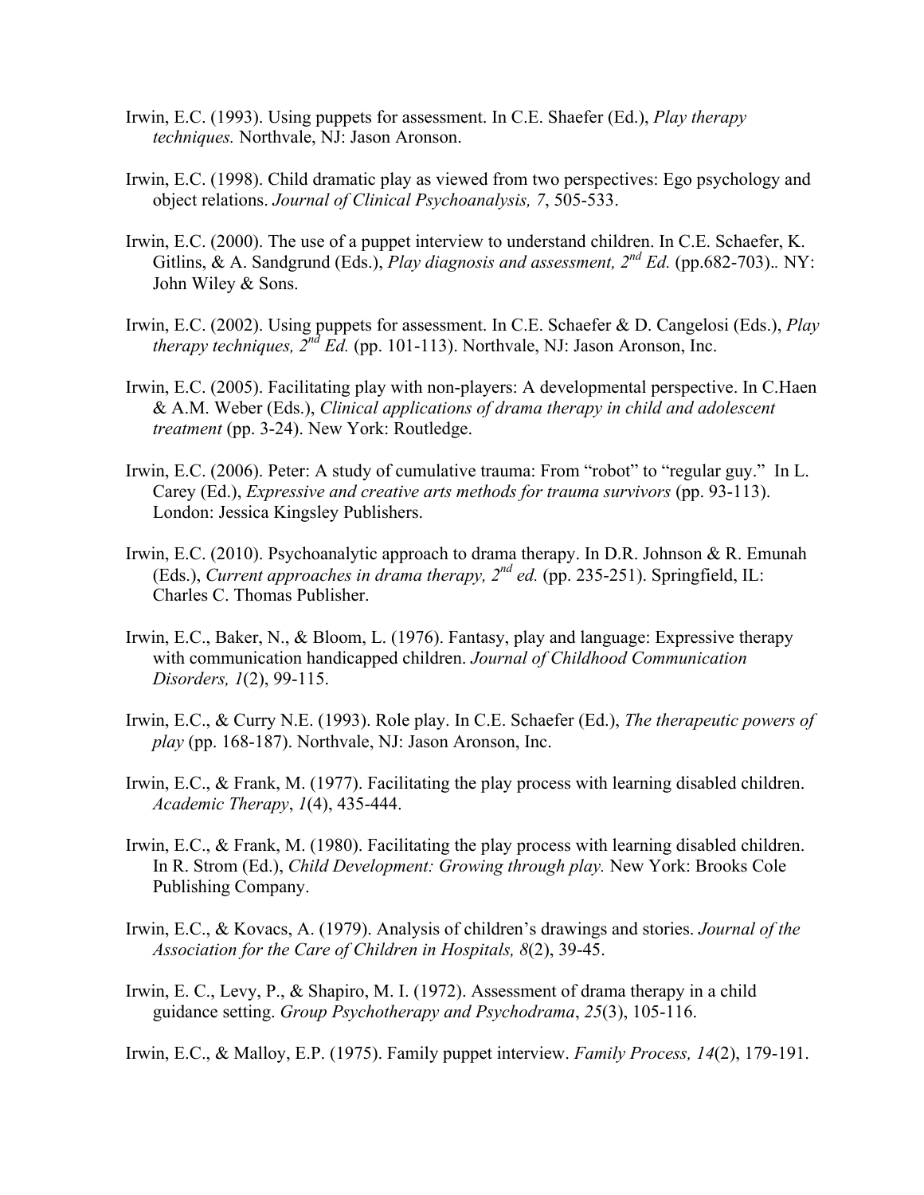Irwin, E.C. (1993). Using puppets for assessment. In C.E. Shaefer (Ed.), *Play therapy techniques.* Northvale, NJ: Jason Aronson.

Irwin, E.C. (1998). Child dramatic play as viewed from two perspectives: Ego psychology and object relations. *Journal of Clinical Psychoanalysis, 7*, 505-533.

Irwin, E.C. (2000). The use of a puppet interview to understand children. In C.E. Schaefer, K. Gitlins, & A. Sandgrund (Eds.), *Play diagnosis and assessment, 2nd Ed.* (pp.682-703).. NY: John Wiley & Sons.

Irwin, E.C. (2002). Using puppets for assessment. In C.E. Schaefer & D. Cangelosi (Eds.), *Play therapy techniques, 2nd Ed.* (pp. 101-113). Northvale, NJ: Jason Aronson, Inc.

Irwin, E.C. (2005). Facilitating play with non-players: A developmental perspective. In C.Haen & A.M. Weber (Eds.), *Clinical applications of drama therapy in child and adolescent treatment* (pp. 3-24). New York: Routledge.

Irwin, E.C. (2006). Peter: A study of cumulative trauma: From "robot" to "regular guy." In L. Carey (Ed.), *Expressive and creative arts methods for trauma survivors* (pp. 93-113). London: Jessica Kingsley Publishers.

Irwin, E.C. (2010). Psychoanalytic approach to drama therapy. In D.R. Johnson & R. Emunah (Eds.), *Current approaches in drama therapy, 2nd ed.* (pp. 235-251). Springfield, IL: Charles C. Thomas Publisher.

Irwin, E.C., Baker, N., & Bloom, L. (1976). Fantasy, play and language: Expressive therapy with communication handicapped children. *Journal of Childhood Communication Disorders, 1*(2), 99-115.

Irwin, E.C., & Curry N.E. (1993). Role play. In C.E. Schaefer (Ed.), *The therapeutic powers of play* (pp. 168-187). Northvale, NJ: Jason Aronson, Inc.

Irwin, E.C., & Frank, M. (1977). Facilitating the play process with learning disabled children. *Academic Therapy*, *1*(4), 435-444.

Irwin, E.C., & Frank, M. (1980). Facilitating the play process with learning disabled children. In R. Strom (Ed.), *Child Development: Growing through play.* New York: Brooks Cole Publishing Company.

Irwin, E.C., & Kovacs, A. (1979). Analysis of children's drawings and stories. *Journal of the Association for the Care of Children in Hospitals, 8*(2), 39-45.

Irwin, E. C., Levy, P., & Shapiro, M. I. (1972). Assessment of drama therapy in a child guidance setting. *Group Psychotherapy and Psychodrama*, *25*(3), 105-116.

Irwin, E.C., & Malloy, E.P. (1975). Family puppet interview. *Family Process, 14*(2), 179-191.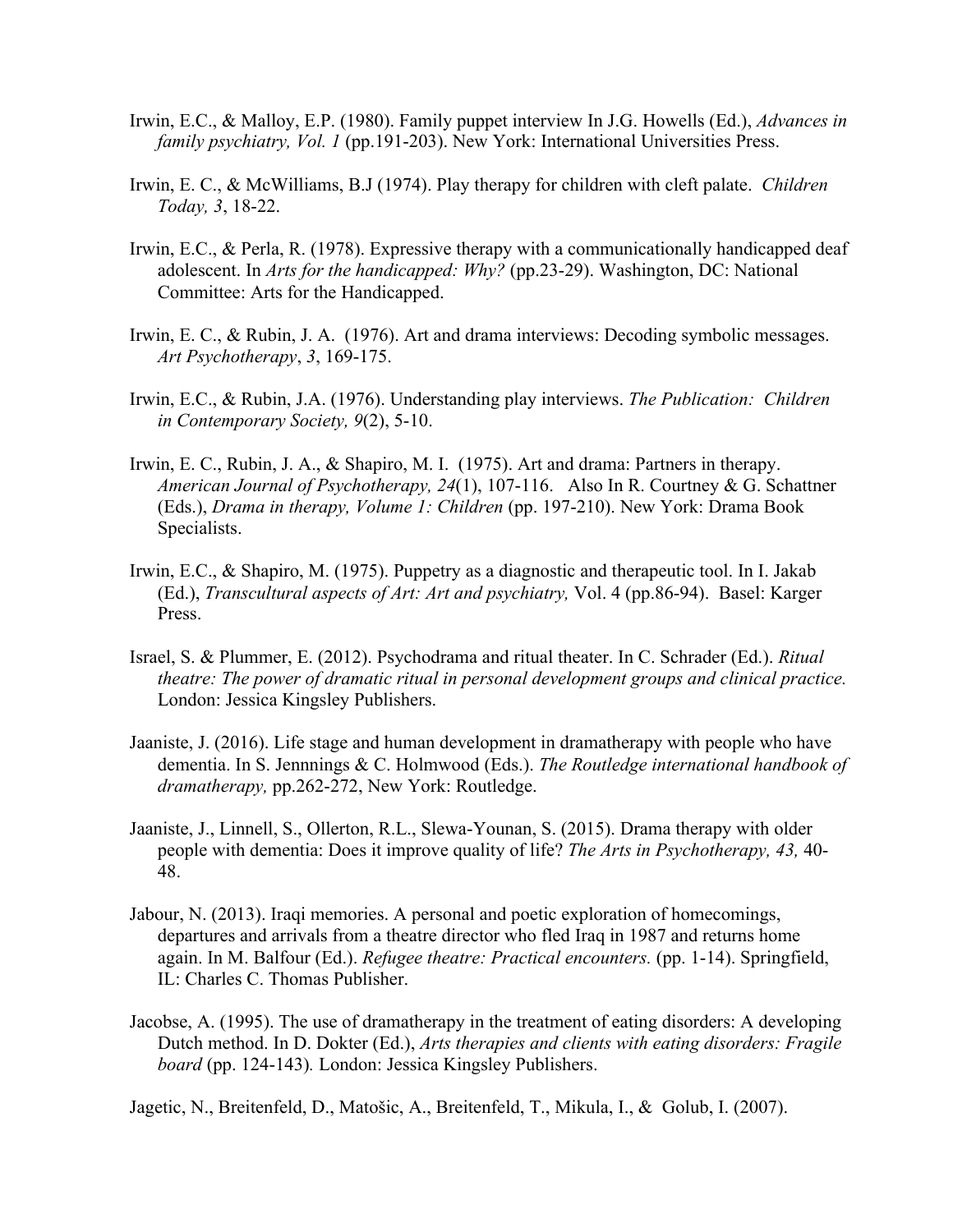Irwin, E.C., & Malloy, E.P. (1980). Family puppet interview In J.G. Howells (Ed.), *Advances in family psychiatry, Vol. 1* (pp.191-203). New York: International Universities Press.

Irwin, E. C., & McWilliams, B.J (1974). Play therapy for children with cleft palate. *Children Today, 3*, 18-22.

Irwin, E.C., & Perla, R. (1978). Expressive therapy with a communicationally handicapped deaf adolescent. In *Arts for the handicapped: Why?* (pp.23-29). Washington, DC: National Committee: Arts for the Handicapped.

Irwin, E. C., & Rubin, J. A. (1976). Art and drama interviews: Decoding symbolic messages. *Art Psychotherapy*, *3*, 169-175.

Irwin, E.C., & Rubin, J.A. (1976). Understanding play interviews. *The Publication: Children in Contemporary Society, 9*(2), 5-10.

Irwin, E. C., Rubin, J. A., & Shapiro, M. I. (1975). Art and drama: Partners in therapy. *American Journal of Psychotherapy, 24*(1), 107-116. Also In R. Courtney & G. Schattner (Eds.), *Drama in therapy, Volume 1: Children* (pp. 197-210). New York: Drama Book Specialists.

Irwin, E.C., & Shapiro, M. (1975). Puppetry as a diagnostic and therapeutic tool. In I. Jakab (Ed.), *Transcultural aspects of Art: Art and psychiatry,* Vol. 4 (pp.86-94). Basel: Karger Press.

Israel, S. & Plummer, E. (2012). Psychodrama and ritual theater. In C. Schrader (Ed.). *Ritual theatre: The power of dramatic ritual in personal development groups and clinical practice.* London: Jessica Kingsley Publishers.

Jaaniste, J. (2016). Life stage and human development in dramatherapy with people who have dementia. In S. Jennnings & C. Holmwood (Eds.). *The Routledge international handbook of dramatherapy,* pp.262-272, New York: Routledge.

Jaaniste, J., Linnell, S., Ollerton, R.L., Slewa-Younan, S. (2015). Drama therapy with older people with dementia: Does it improve quality of life? *The Arts in Psychotherapy, 43,* 40-48.

Jabour, N. (2013). Iraqi memories. A personal and poetic exploration of homecomings, departures and arrivals from a theatre director who fled Iraq in 1987 and returns home again. In M. Balfour (Ed.). *Refugee theatre: Practical encounters.* (pp. 1-14). Springfield, IL: Charles C. Thomas Publisher.

Jacobse, A. (1995). The use of dramatherapy in the treatment of eating disorders: A developing Dutch method. In D. Dokter (Ed.), *Arts therapies and clients with eating disorders: Fragile board* (pp. 124-143)*.* London: Jessica Kingsley Publishers.

Jagetic, N., Breitenfeld, D., Matošic, A., Breitenfeld, T., Mikula, I., & Golub, I. (2007).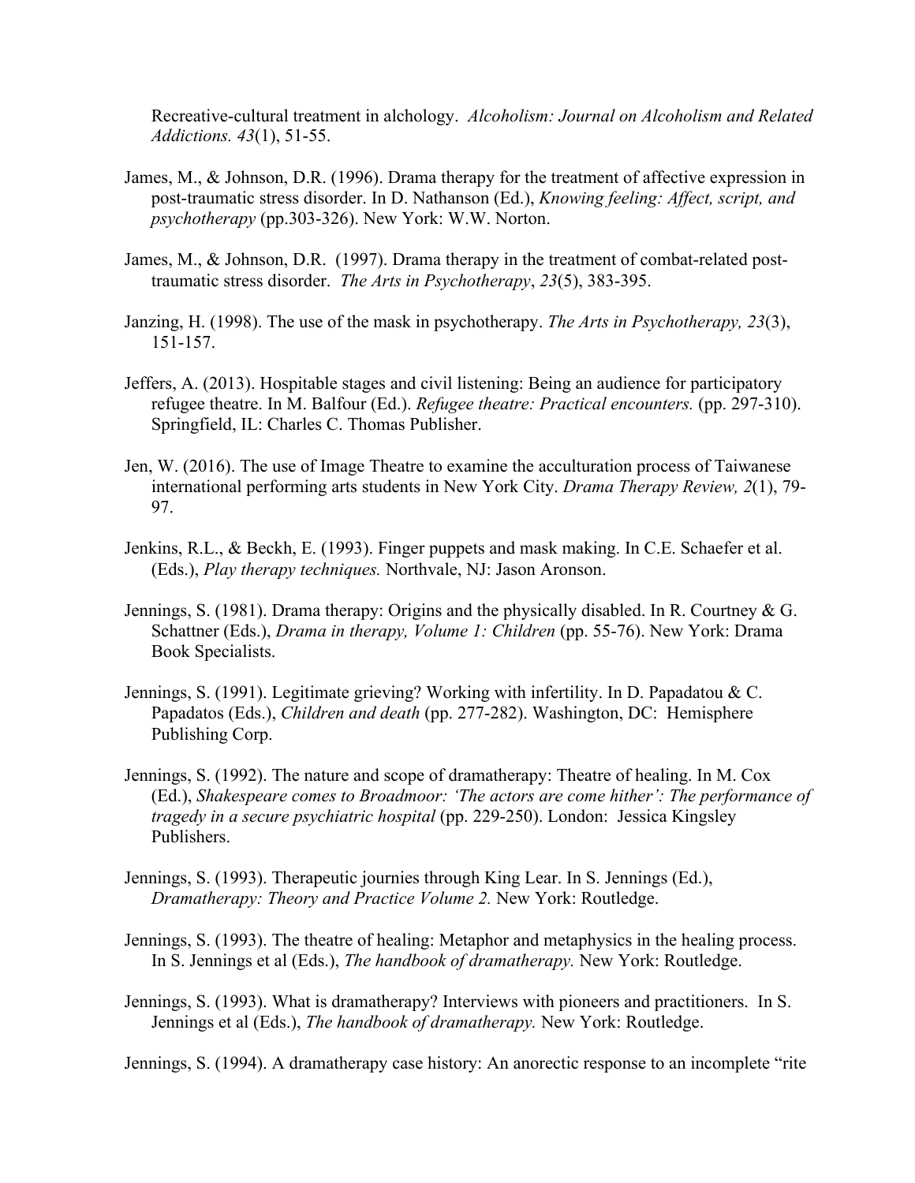Recreative-cultural treatment in alchology. *Alcoholism: Journal on Alcoholism and Related Addictions. 43*(1), 51-55.

James, M., & Johnson, D.R. (1996). Drama therapy for the treatment of affective expression in post-traumatic stress disorder. In D. Nathanson (Ed.), *Knowing feeling: Affect, script, and psychotherapy* (pp.303-326). New York: W.W. Norton.

James, M., & Johnson, D.R. (1997). Drama therapy in the treatment of combat-related post-traumatic stress disorder. *The Arts in Psychotherapy*, *23*(5), 383-395.

Janzing, H. (1998). The use of the mask in psychotherapy. *The Arts in Psychotherapy, 23*(3), 151-157.

Jeffers, A. (2013). Hospitable stages and civil listening: Being an audience for participatory refugee theatre. In M. Balfour (Ed.). *Refugee theatre: Practical encounters.* (pp. 297-310). Springfield, IL: Charles C. Thomas Publisher.

Jen, W. (2016). The use of Image Theatre to examine the acculturation process of Taiwanese international performing arts students in New York City. *Drama Therapy Review, 2*(1), 79-97.

Jenkins, R.L., & Beckh, E. (1993). Finger puppets and mask making. In C.E. Schaefer et al. (Eds.), *Play therapy techniques.* Northvale, NJ: Jason Aronson.

Jennings, S. (1981). Drama therapy: Origins and the physically disabled. In R. Courtney & G. Schattner (Eds.), *Drama in therapy, Volume 1: Children* (pp. 55-76). New York: Drama Book Specialists.

Jennings, S. (1991). Legitimate grieving? Working with infertility. In D. Papadatou & C. Papadatos (Eds.), *Children and death* (pp. 277-282). Washington, DC: Hemisphere Publishing Corp.

Jennings, S. (1992). The nature and scope of dramatherapy: Theatre of healing. In M. Cox (Ed.), *Shakespeare comes to Broadmoor: 'The actors are come hither': The performance of tragedy in a secure psychiatric hospital* (pp. 229-250). London: Jessica Kingsley Publishers.

Jennings, S. (1993). Therapeutic journies through King Lear. In S. Jennings (Ed.), *Dramatherapy: Theory and Practice Volume 2.* New York: Routledge.

Jennings, S. (1993). The theatre of healing: Metaphor and metaphysics in the healing process. In S. Jennings et al (Eds.), *The handbook of dramatherapy.* New York: Routledge.

Jennings, S. (1993). What is dramatherapy? Interviews with pioneers and practitioners. In S. Jennings et al (Eds.), *The handbook of dramatherapy.* New York: Routledge.

Jennings, S. (1994). A dramatherapy case history: An anorectic response to an incomplete "rite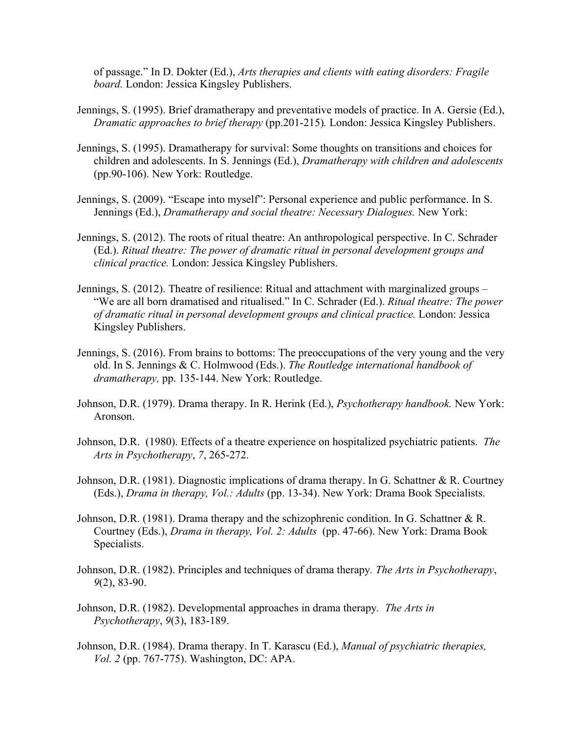of passage.” In D. Dokter (Ed.), *Arts therapies and clients with eating disorders: Fragile board.* London: Jessica Kingsley Publishers.

Jennings, S. (1995). Brief dramatherapy and preventative models of practice. In A. Gersie (Ed.), *Dramatic approaches to brief therapy* (pp.201-215)*.* London: Jessica Kingsley Publishers.

Jennings, S. (1995). Dramatherapy for survival: Some thoughts on transitions and choices for children and adolescents. In S. Jennings (Ed.), *Dramatherapy with children and adolescents* (pp.90-106). New York: Routledge.

Jennings, S. (2009). “Escape into myself”: Personal experience and public performance. In S. Jennings (Ed.), *Dramatherapy and social theatre: Necessary Dialogues.* New York:

Jennings, S. (2012). The roots of ritual theatre: An anthropological perspective. In C. Schrader (Ed.). *Ritual theatre: The power of dramatic ritual in personal development groups and clinical practice.* London: Jessica Kingsley Publishers.

Jennings, S. (2012). Theatre of resilience: Ritual and attachment with marginalized groups – “We are all born dramatised and ritualised.” In C. Schrader (Ed.). *Ritual theatre: The power of dramatic ritual in personal development groups and clinical practice.* London: Jessica Kingsley Publishers.

Jennings, S. (2016). From brains to bottoms: The preoccupations of the very young and the very old. In S. Jennings & C. Holmwood (Eds.). *The Routledge international handbook of dramatherapy,* pp. 135-144. New York: Routledge.

Johnson, D.R. (1979). Drama therapy. In R. Herink (Ed.), *Psychotherapy handbook.* New York: Aronson.

Johnson, D.R. (1980). Effects of a theatre experience on hospitalized psychiatric patients. *The Arts in Psychotherapy*, *7*, 265-272.

Johnson, D.R. (1981). Diagnostic implications of drama therapy. In G. Schattner & R. Courtney (Eds.), *Drama in therapy, Vol.: Adults* (pp. 13-34). New York: Drama Book Specialists.

Johnson, D.R. (1981). Drama therapy and the schizophrenic condition. In G. Schattner & R. Courtney (Eds.), *Drama in therapy, Vol. 2: Adults* (pp. 47-66). New York: Drama Book Specialists.

Johnson, D.R. (1982). Principles and techniques of drama therapy*. The Arts in Psychotherapy*, *9*(2), 83-90.

Johnson, D.R. (1982). Developmental approaches in drama therapy*. The Arts in Psychotherapy*, *9*(3), 183-189.

Johnson, D.R. (1984). Drama therapy. In T. Karascu (Ed.), *Manual of psychiatric therapies, Vol. 2* (pp. 767-775). Washington, DC: APA.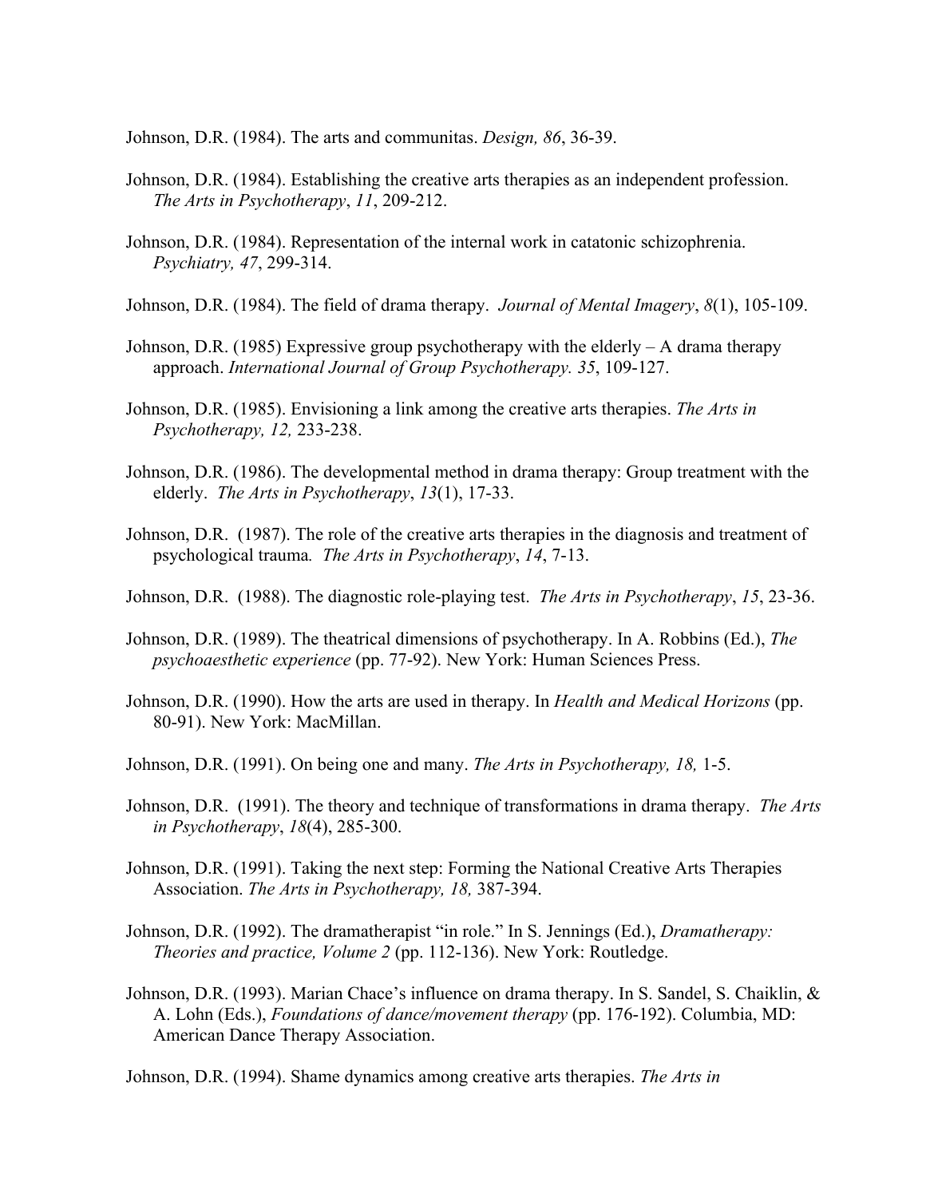Johnson, D.R. (1984). The arts and communitas. *Design, 86*, 36-39.

Johnson, D.R. (1984). Establishing the creative arts therapies as an independent profession. *The Arts in Psychotherapy*, *11*, 209-212.

Johnson, D.R. (1984). Representation of the internal work in catatonic schizophrenia. *Psychiatry, 47*, 299-314.

Johnson, D.R. (1984). The field of drama therapy. *Journal of Mental Imagery*, *8*(1), 105-109.

Johnson, D.R. (1985) Expressive group psychotherapy with the elderly – A drama therapy approach. *International Journal of Group Psychotherapy. 35*, 109-127.

Johnson, D.R. (1985). Envisioning a link among the creative arts therapies. *The Arts in Psychotherapy, 12,* 233-238.

Johnson, D.R. (1986). The developmental method in drama therapy: Group treatment with the elderly. *The Arts in Psychotherapy*, *13*(1), 17-33.

Johnson, D.R. (1987). The role of the creative arts therapies in the diagnosis and treatment of psychological trauma*. The Arts in Psychotherapy*, *14*, 7-13.

Johnson, D.R. (1988). The diagnostic role-playing test. *The Arts in Psychotherapy*, *15*, 23-36.

Johnson, D.R. (1989). The theatrical dimensions of psychotherapy. In A. Robbins (Ed.), *The psychoaesthetic experience* (pp. 77-92). New York: Human Sciences Press.

Johnson, D.R. (1990). How the arts are used in therapy. In *Health and Medical Horizons* (pp. 80-91). New York: MacMillan.

Johnson, D.R. (1991). On being one and many. *The Arts in Psychotherapy, 18,* 1-5.

Johnson, D.R. (1991). The theory and technique of transformations in drama therapy. *The Arts in Psychotherapy*, *18*(4), 285-300.

Johnson, D.R. (1991). Taking the next step: Forming the National Creative Arts Therapies Association. *The Arts in Psychotherapy, 18,* 387-394.

Johnson, D.R. (1992). The dramatherapist "in role." In S. Jennings (Ed.), *Dramatherapy: Theories and practice, Volume 2* (pp. 112-136). New York: Routledge.

Johnson, D.R. (1993). Marian Chace's influence on drama therapy. In S. Sandel, S. Chaiklin, & A. Lohn (Eds.), *Foundations of dance/movement therapy* (pp. 176-192). Columbia, MD: American Dance Therapy Association.

Johnson, D.R. (1994). Shame dynamics among creative arts therapies. *The Arts in*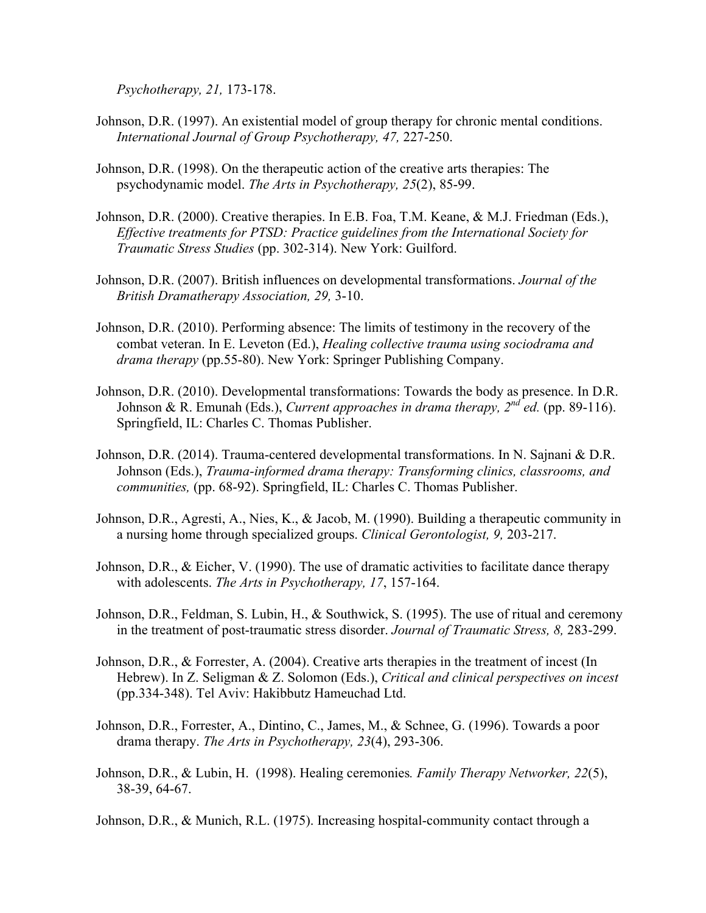*Psychotherapy, 21,* 173-178.

Johnson, D.R. (1997). An existential model of group therapy for chronic mental conditions. *International Journal of Group Psychotherapy, 47,* 227-250.

Johnson, D.R. (1998). On the therapeutic action of the creative arts therapies: The psychodynamic model. *The Arts in Psychotherapy, 25*(2), 85-99.

Johnson, D.R. (2000). Creative therapies. In E.B. Foa, T.M. Keane, & M.J. Friedman (Eds.), *Effective treatments for PTSD: Practice guidelines from the International Society for Traumatic Stress Studies* (pp. 302-314). New York: Guilford.

Johnson, D.R. (2007). British influences on developmental transformations. *Journal of the British Dramatherapy Association, 29,* 3-10.

Johnson, D.R. (2010). Performing absence: The limits of testimony in the recovery of the combat veteran. In E. Leveton (Ed.), *Healing collective trauma using sociodrama and drama therapy* (pp.55-80). New York: Springer Publishing Company.

Johnson, D.R. (2010). Developmental transformations: Towards the body as presence. In D.R. Johnson & R. Emunah (Eds.), *Current approaches in drama therapy, 2nd ed.* (pp. 89-116). Springfield, IL: Charles C. Thomas Publisher.

Johnson, D.R. (2014). Trauma-centered developmental transformations. In N. Sajnani & D.R. Johnson (Eds.), *Trauma-informed drama therapy: Transforming clinics, classrooms, and communities,* (pp. 68-92). Springfield, IL: Charles C. Thomas Publisher.

Johnson, D.R., Agresti, A., Nies, K., & Jacob, M. (1990). Building a therapeutic community in a nursing home through specialized groups. *Clinical Gerontologist, 9,* 203-217.

Johnson, D.R., & Eicher, V. (1990). The use of dramatic activities to facilitate dance therapy with adolescents. *The Arts in Psychotherapy, 17*, 157-164.

Johnson, D.R., Feldman, S. Lubin, H., & Southwick, S. (1995). The use of ritual and ceremony in the treatment of post-traumatic stress disorder. *Journal of Traumatic Stress, 8,* 283-299.

Johnson, D.R., & Forrester, A. (2004). Creative arts therapies in the treatment of incest (In Hebrew). In Z. Seligman & Z. Solomon (Eds.), *Critical and clinical perspectives on incest* (pp.334-348). Tel Aviv: Hakibbutz Hameuchad Ltd.

Johnson, D.R., Forrester, A., Dintino, C., James, M., & Schnee, G. (1996). Towards a poor drama therapy. *The Arts in Psychotherapy, 23*(4), 293-306.

Johnson, D.R., & Lubin, H. (1998). Healing ceremonies*. Family Therapy Networker, 22*(5), 38-39, 64-67.

Johnson, D.R., & Munich, R.L. (1975). Increasing hospital-community contact through a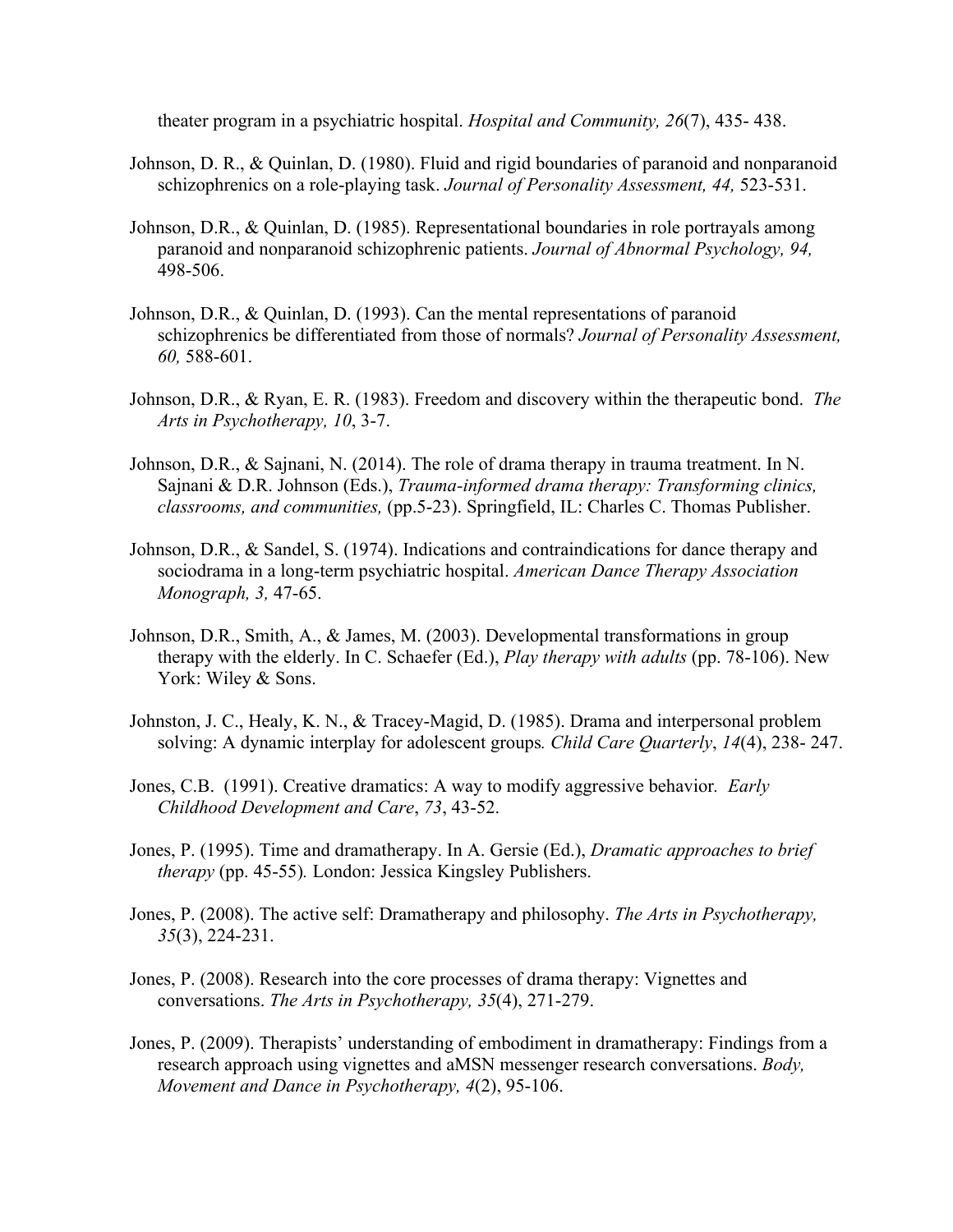theater program in a psychiatric hospital. *Hospital and Community, 26*(7), 435- 438.

Johnson, D. R., & Quinlan, D. (1980). Fluid and rigid boundaries of paranoid and nonparanoid schizophrenics on a role-playing task. *Journal of Personality Assessment, 44,* 523-531.

Johnson, D.R., & Quinlan, D. (1985). Representational boundaries in role portrayals among paranoid and nonparanoid schizophrenic patients. *Journal of Abnormal Psychology, 94,* 498-506.

Johnson, D.R., & Quinlan, D. (1993). Can the mental representations of paranoid schizophrenics be differentiated from those of normals? *Journal of Personality Assessment, 60,* 588-601.

Johnson, D.R., & Ryan, E. R. (1983). Freedom and discovery within the therapeutic bond. *The Arts in Psychotherapy, 10*, 3-7.

Johnson, D.R., & Sajnani, N. (2014). The role of drama therapy in trauma treatment. In N. Sajnani & D.R. Johnson (Eds.), *Trauma-informed drama therapy: Transforming clinics, classrooms, and communities,* (pp.5-23). Springfield, IL: Charles C. Thomas Publisher.

Johnson, D.R., & Sandel, S. (1974). Indications and contraindications for dance therapy and sociodrama in a long-term psychiatric hospital. *American Dance Therapy Association Monograph, 3,* 47-65.

Johnson, D.R., Smith, A., & James, M. (2003). Developmental transformations in group therapy with the elderly. In C. Schaefer (Ed.), *Play therapy with adults* (pp. 78-106). New York: Wiley & Sons.

Johnston, J. C., Healy, K. N., & Tracey-Magid, D. (1985). Drama and interpersonal problem solving: A dynamic interplay for adolescent groups*. Child Care Quarterly*, *14*(4), 238- 247.

Jones, C.B. (1991). Creative dramatics: A way to modify aggressive behavior*. Early Childhood Development and Care*, *73*, 43-52.

Jones, P. (1995). Time and dramatherapy. In A. Gersie (Ed.), *Dramatic approaches to brief therapy* (pp. 45-55)*.* London: Jessica Kingsley Publishers.

Jones, P. (2008). The active self: Dramatherapy and philosophy. *The Arts in Psychotherapy, 35*(3), 224-231.

Jones, P. (2008). Research into the core processes of drama therapy: Vignettes and conversations. *The Arts in Psychotherapy, 35*(4), 271-279.

Jones, P. (2009). Therapists' understanding of embodiment in dramatherapy: Findings from a research approach using vignettes and aMSN messenger research conversations. *Body, Movement and Dance in Psychotherapy, 4*(2), 95-106.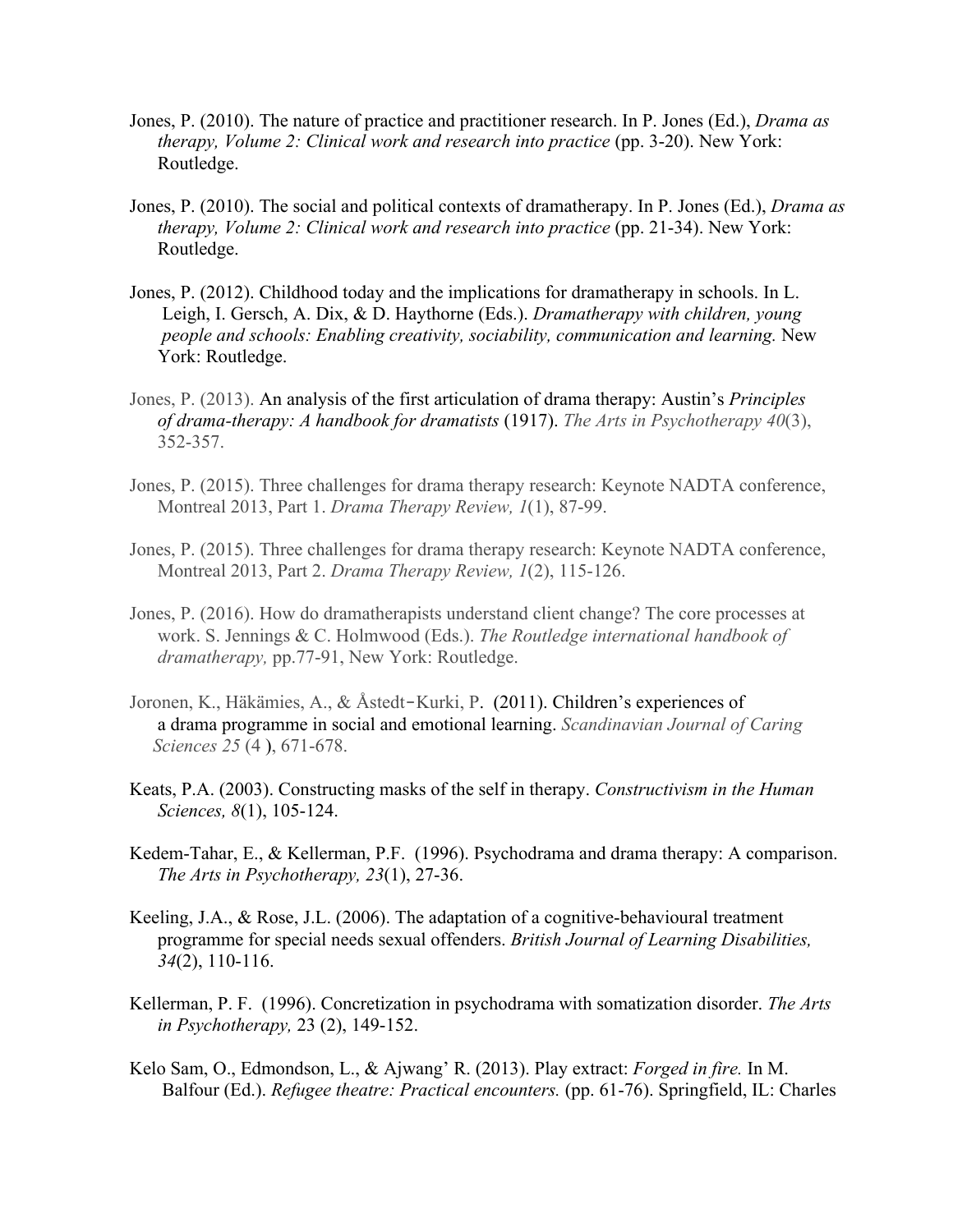Jones, P. (2010). The nature of practice and practitioner research. In P. Jones (Ed.), *Drama as therapy, Volume 2: Clinical work and research into practice* (pp. 3-20). New York: Routledge.

Jones, P. (2010). The social and political contexts of dramatherapy. In P. Jones (Ed.), *Drama as therapy, Volume 2: Clinical work and research into practice* (pp. 21-34). New York: Routledge.

Jones, P. (2012). Childhood today and the implications for dramatherapy in schools. In L. Leigh, I. Gersch, A. Dix, & D. Haythorne (Eds.). *Dramatherapy with children, young people and schools: Enabling creativity, sociability, communication and learning.* New York: Routledge.

Jones, P. (2013). An analysis of the first articulation of drama therapy: Austin's *Principles of drama-therapy: A handbook for dramatists* (1917). *The Arts in Psychotherapy 40*(3), 352-357.

Jones, P. (2015). Three challenges for drama therapy research: Keynote NADTA conference, Montreal 2013, Part 1. *Drama Therapy Review, 1*(1), 87-99.

Jones, P. (2015). Three challenges for drama therapy research: Keynote NADTA conference, Montreal 2013, Part 2. *Drama Therapy Review, 1*(2), 115-126.

Jones, P. (2016). How do dramatherapists understand client change? The core processes at work. S. Jennings & C. Holmwood (Eds.). *The Routledge international handbook of dramatherapy,* pp.77-91, New York: Routledge.

Joronen, K., Häkämies, A., & Åstedt-Kurki, P. (2011). Children's experiences of a drama programme in social and emotional learning. *Scandinavian Journal of Caring Sciences 25* (4 ), 671-678.

Keats, P.A. (2003). Constructing masks of the self in therapy. *Constructivism in the Human Sciences, 8*(1), 105-124.

Kedem-Tahar, E., & Kellerman, P.F. (1996). Psychodrama and drama therapy: A comparison. *The Arts in Psychotherapy, 23*(1), 27-36.

Keeling, J.A., & Rose, J.L. (2006). The adaptation of a cognitive-behavioural treatment programme for special needs sexual offenders. *British Journal of Learning Disabilities, 34*(2), 110-116.

Kellerman, P. F. (1996). Concretization in psychodrama with somatization disorder. *The Arts in Psychotherapy,* 23 (2), 149-152.

Kelo Sam, O., Edmondson, L., & Ajwang' R. (2013). Play extract: *Forged in fire.* In M. Balfour (Ed.). *Refugee theatre: Practical encounters.* (pp. 61-76). Springfield, IL: Charles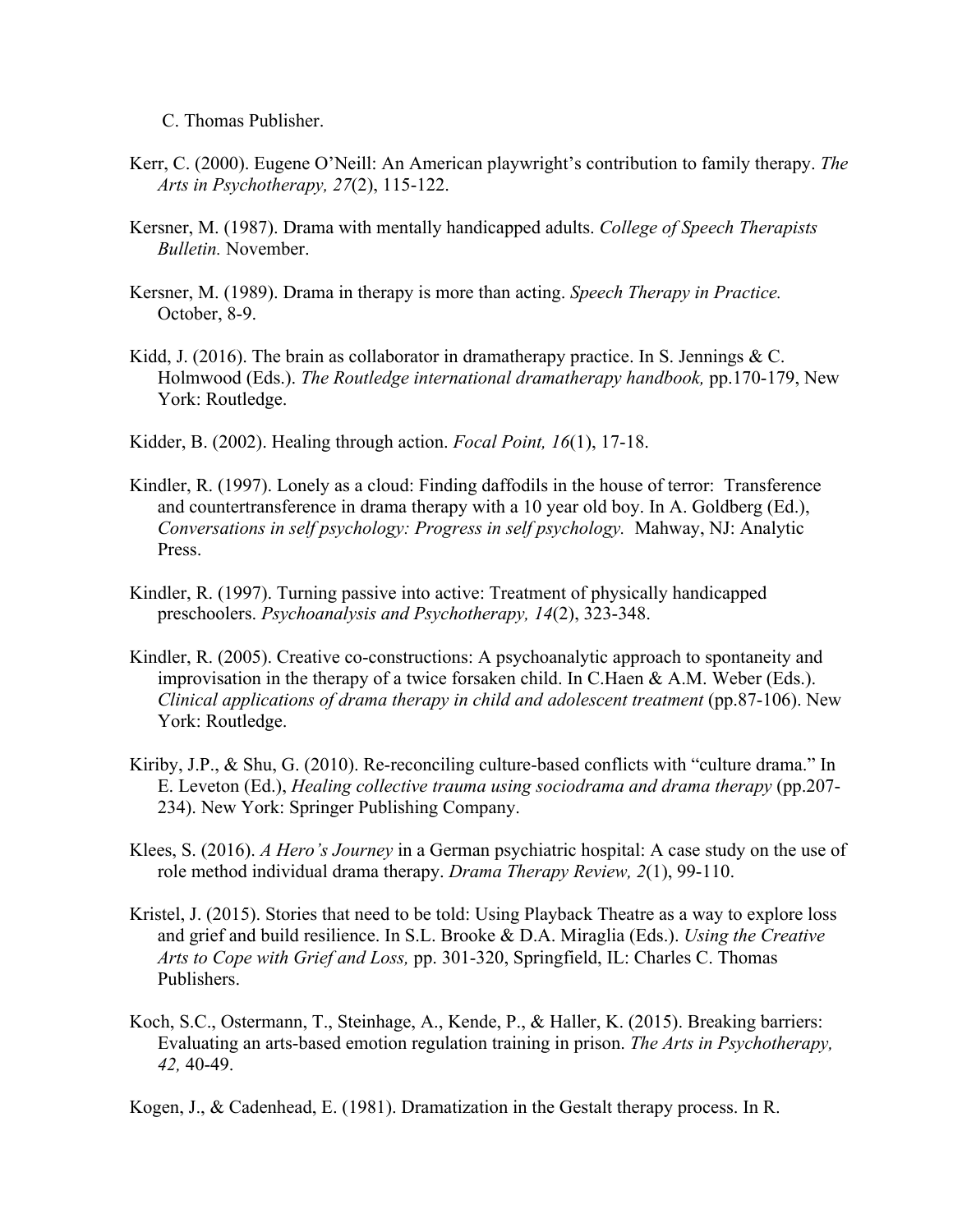C. Thomas Publisher.

Kerr, C. (2000). Eugene O'Neill: An American playwright's contribution to family therapy. *The Arts in Psychotherapy, 27*(2), 115-122.

Kersner, M. (1987). Drama with mentally handicapped adults. *College of Speech Therapists Bulletin.* November.

Kersner, M. (1989). Drama in therapy is more than acting. *Speech Therapy in Practice.* October, 8-9.

Kidd, J. (2016). The brain as collaborator in dramatherapy practice. In S. Jennings & C. Holmwood (Eds.). *The Routledge international dramatherapy handbook,* pp.170-179, New York: Routledge.

Kidder, B. (2002). Healing through action. *Focal Point, 16*(1), 17-18.

Kindler, R. (1997). Lonely as a cloud: Finding daffodils in the house of terror: Transference and countertransference in drama therapy with a 10 year old boy. In A. Goldberg (Ed.), *Conversations in self psychology: Progress in self psychology.* Mahway, NJ: Analytic Press.

Kindler, R. (1997). Turning passive into active: Treatment of physically handicapped preschoolers. *Psychoanalysis and Psychotherapy, 14*(2), 323-348.

Kindler, R. (2005). Creative co-constructions: A psychoanalytic approach to spontaneity and improvisation in the therapy of a twice forsaken child. In C.Haen & A.M. Weber (Eds.). *Clinical applications of drama therapy in child and adolescent treatment* (pp.87-106). New York: Routledge.

Kiriby, J.P., & Shu, G. (2010). Re-reconciling culture-based conflicts with "culture drama." In E. Leveton (Ed.), *Healing collective trauma using sociodrama and drama therapy* (pp.207-234). New York: Springer Publishing Company.

Klees, S. (2016). *A Hero's Journey* in a German psychiatric hospital: A case study on the use of role method individual drama therapy. *Drama Therapy Review, 2*(1), 99-110.

Kristel, J. (2015). Stories that need to be told: Using Playback Theatre as a way to explore loss and grief and build resilience. In S.L. Brooke & D.A. Miraglia (Eds.). *Using the Creative Arts to Cope with Grief and Loss,* pp. 301-320, Springfield, IL: Charles C. Thomas Publishers.

Koch, S.C., Ostermann, T., Steinhage, A., Kende, P., & Haller, K. (2015). Breaking barriers: Evaluating an arts-based emotion regulation training in prison. *The Arts in Psychotherapy, 42,* 40-49.

Kogen, J., & Cadenhead, E. (1981). Dramatization in the Gestalt therapy process. In R.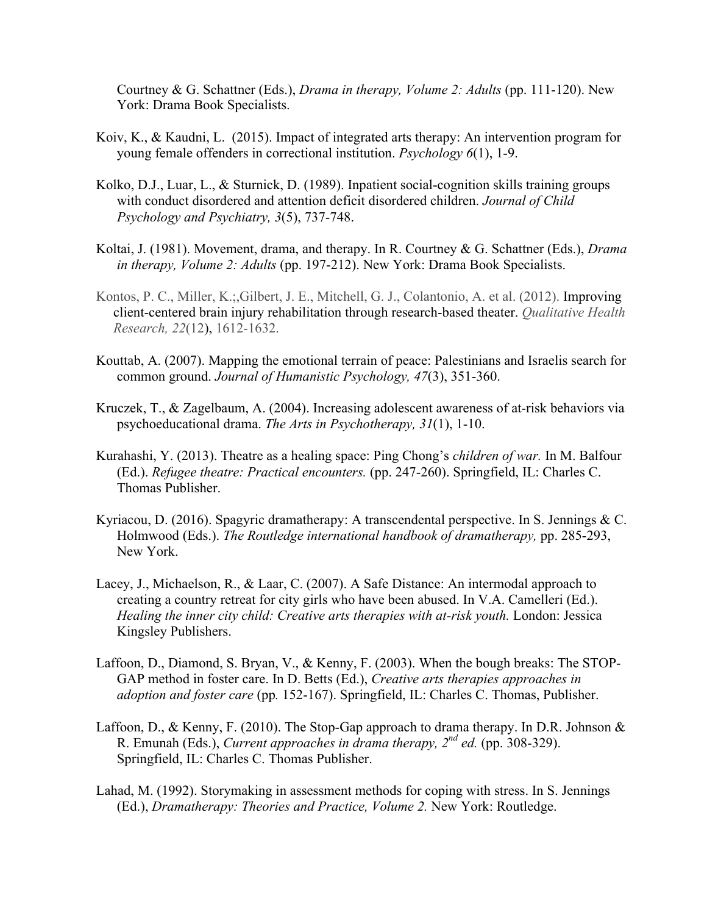Courtney & G. Schattner (Eds.), *Drama in therapy, Volume 2: Adults* (pp. 111-120). New York: Drama Book Specialists.

Koiv, K., & Kaudni, L. (2015). Impact of integrated arts therapy: An intervention program for young female offenders in correctional institution. *Psychology 6*(1), 1-9.

Kolko, D.J., Luar, L., & Sturnick, D. (1989). Inpatient social-cognition skills training groups with conduct disordered and attention deficit disordered children. *Journal of Child Psychology and Psychiatry, 3*(5), 737-748.

Koltai, J. (1981). Movement, drama, and therapy. In R. Courtney & G. Schattner (Eds.), *Drama in therapy, Volume 2: Adults* (pp. 197-212). New York: Drama Book Specialists.

Kontos, P. C., Miller, K.;,Gilbert, J. E., Mitchell, G. J., Colantonio, A. et al. (2012). Improving client-centered brain injury rehabilitation through research-based theater. *Qualitative Health Research, 22*(12), 1612-1632.

Kouttab, A. (2007). Mapping the emotional terrain of peace: Palestinians and Israelis search for common ground. *Journal of Humanistic Psychology, 47*(3), 351-360.

Kruczek, T., & Zagelbaum, A. (2004). Increasing adolescent awareness of at-risk behaviors via psychoeducational drama. *The Arts in Psychotherapy, 31*(1), 1-10.

Kurahashi, Y. (2013). Theatre as a healing space: Ping Chong's *children of war.* In M. Balfour (Ed.). *Refugee theatre: Practical encounters.* (pp. 247-260). Springfield, IL: Charles C. Thomas Publisher.

Kyriacou, D. (2016). Spagyric dramatherapy: A transcendental perspective. In S. Jennings & C. Holmwood (Eds.). *The Routledge international handbook of dramatherapy,* pp. 285-293, New York.

Lacey, J., Michaelson, R., & Laar, C. (2007). A Safe Distance: An intermodal approach to creating a country retreat for city girls who have been abused. In V.A. Camelleri (Ed.). *Healing the inner city child: Creative arts therapies with at-risk youth.* London: Jessica Kingsley Publishers.

Laffoon, D., Diamond, S. Bryan, V., & Kenny, F. (2003). When the bough breaks: The STOP-GAP method in foster care. In D. Betts (Ed.), *Creative arts therapies approaches in adoption and foster care* (pp*.* 152-167). Springfield, IL: Charles C. Thomas, Publisher.

Laffoon, D., & Kenny, F. (2010). The Stop-Gap approach to drama therapy. In D.R. Johnson & R. Emunah (Eds.), *Current approaches in drama therapy, 2nd ed.* (pp. 308-329). Springfield, IL: Charles C. Thomas Publisher.

Lahad, M. (1992). Storymaking in assessment methods for coping with stress. In S. Jennings (Ed.), *Dramatherapy: Theories and Practice, Volume 2.* New York: Routledge.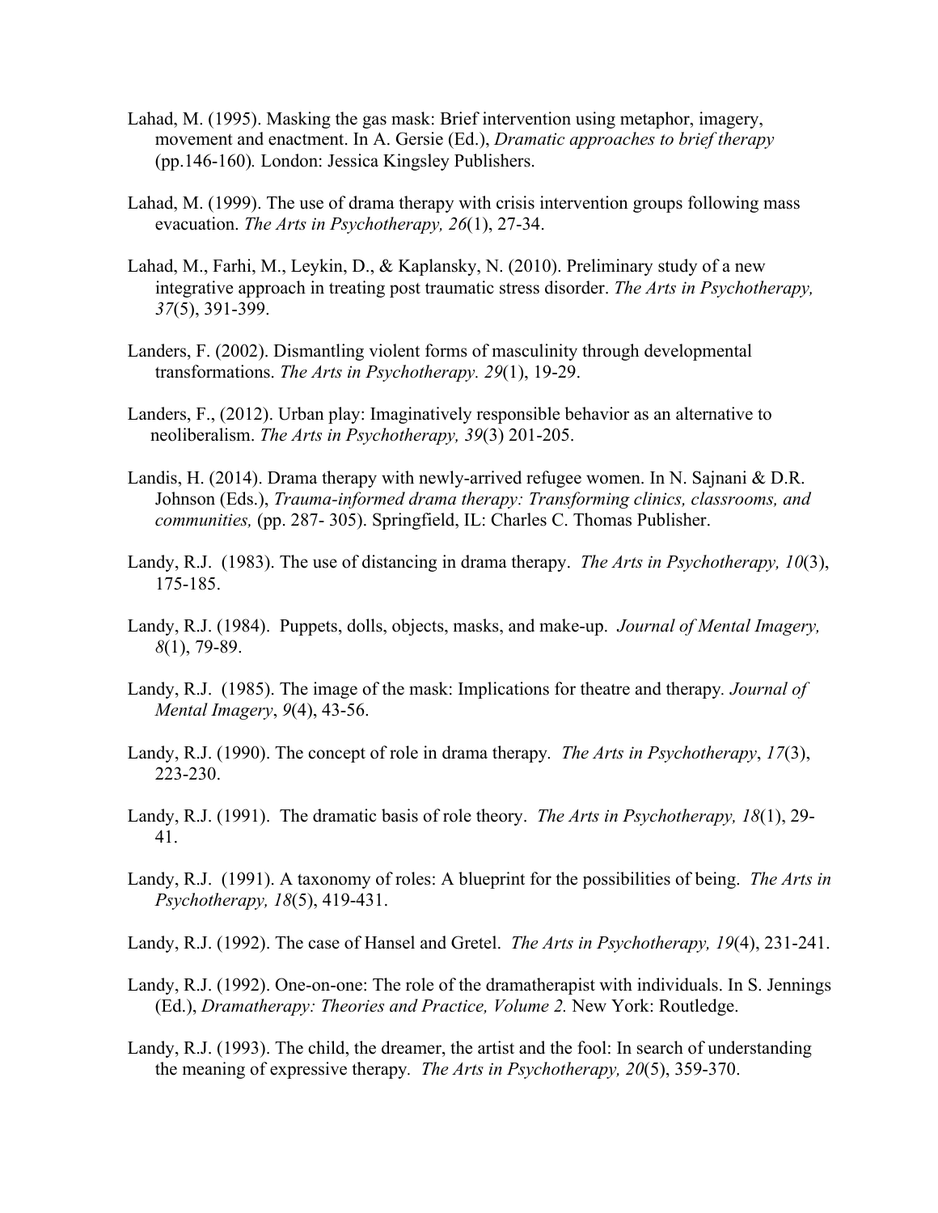Lahad, M. (1995). Masking the gas mask: Brief intervention using metaphor, imagery, movement and enactment. In A. Gersie (Ed.), *Dramatic approaches to brief therapy* (pp.146-160)*.* London: Jessica Kingsley Publishers.

Lahad, M. (1999). The use of drama therapy with crisis intervention groups following mass evacuation. *The Arts in Psychotherapy, 26*(1), 27-34.

Lahad, M., Farhi, M., Leykin, D., & Kaplansky, N. (2010). Preliminary study of a new integrative approach in treating post traumatic stress disorder. *The Arts in Psychotherapy, 37*(5), 391-399.

Landers, F. (2002). Dismantling violent forms of masculinity through developmental transformations. *The Arts in Psychotherapy. 29*(1), 19-29.

Landers, F., (2012). Urban play: Imaginatively responsible behavior as an alternative to neoliberalism. *The Arts in Psychotherapy, 39*(3) 201-205.

Landis, H. (2014). Drama therapy with newly-arrived refugee women. In N. Sajnani & D.R. Johnson (Eds.), *Trauma-informed drama therapy: Transforming clinics, classrooms, and communities,* (pp. 287- 305). Springfield, IL: Charles C. Thomas Publisher.

Landy, R.J. (1983). The use of distancing in drama therapy. *The Arts in Psychotherapy, 10*(3), 175-185.

Landy, R.J. (1984). Puppets, dolls, objects, masks, and make-up. *Journal of Mental Imagery, 8*(1), 79-89.

Landy, R.J. (1985). The image of the mask: Implications for theatre and therapy. *Journal of Mental Imagery*, *9*(4), 43-56.

Landy, R.J. (1990). The concept of role in drama therapy*. The Arts in Psychotherapy*, *17*(3), 223-230.

Landy, R.J. (1991). The dramatic basis of role theory. *The Arts in Psychotherapy, 18*(1), 29-41.

Landy, R.J. (1991). A taxonomy of roles: A blueprint for the possibilities of being. *The Arts in Psychotherapy, 18*(5), 419-431.

Landy, R.J. (1992). The case of Hansel and Gretel. *The Arts in Psychotherapy, 19*(4), 231-241.

Landy, R.J. (1992). One-on-one: The role of the dramatherapist with individuals. In S. Jennings (Ed.), *Dramatherapy: Theories and Practice, Volume 2.* New York: Routledge.

Landy, R.J. (1993). The child, the dreamer, the artist and the fool: In search of understanding the meaning of expressive therapy*. The Arts in Psychotherapy, 20*(5), 359-370.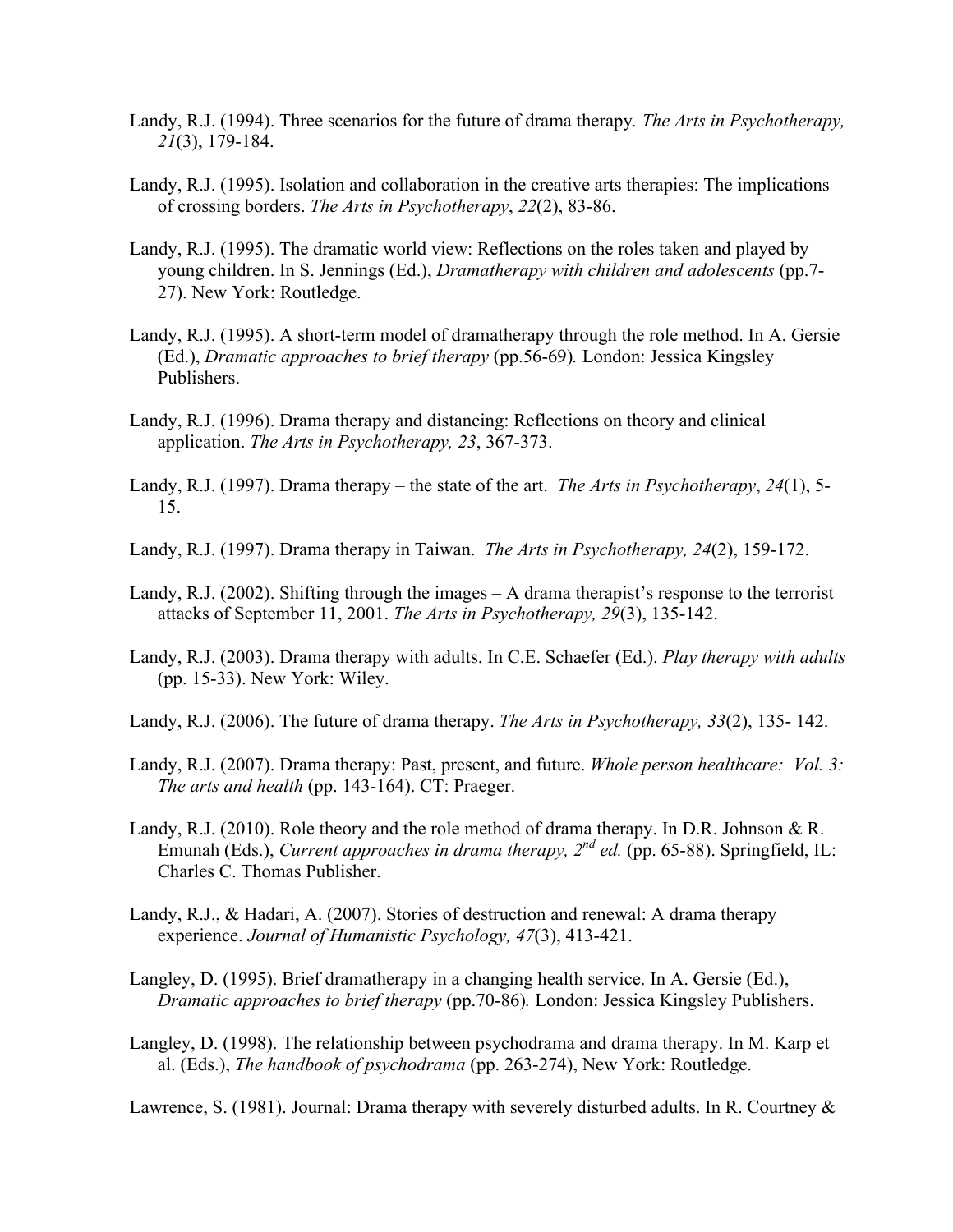Landy, R.J. (1994). Three scenarios for the future of drama therapy. *The Arts in Psychotherapy, 21*(3), 179-184.

Landy, R.J. (1995). Isolation and collaboration in the creative arts therapies: The implications of crossing borders. *The Arts in Psychotherapy*, *22*(2), 83-86.

Landy, R.J. (1995). The dramatic world view: Reflections on the roles taken and played by young children. In S. Jennings (Ed.), *Dramatherapy with children and adolescents* (pp.7-27). New York: Routledge.

Landy, R.J. (1995). A short-term model of dramatherapy through the role method. In A. Gersie (Ed.), *Dramatic approaches to brief therapy* (pp.56-69)*.* London: Jessica Kingsley Publishers.

Landy, R.J. (1996). Drama therapy and distancing: Reflections on theory and clinical application. *The Arts in Psychotherapy, 23*, 367-373.

Landy, R.J. (1997). Drama therapy – the state of the art. *The Arts in Psychotherapy*, *24*(1), 5-15.

Landy, R.J. (1997). Drama therapy in Taiwan. *The Arts in Psychotherapy, 24*(2), 159-172.

Landy, R.J. (2002). Shifting through the images – A drama therapist's response to the terrorist attacks of September 11, 2001. *The Arts in Psychotherapy, 29*(3), 135-142.

Landy, R.J. (2003). Drama therapy with adults. In C.E. Schaefer (Ed.). *Play therapy with adults* (pp. 15-33). New York: Wiley.

Landy, R.J. (2006). The future of drama therapy. *The Arts in Psychotherapy, 33*(2), 135- 142.

Landy, R.J. (2007). Drama therapy: Past, present, and future. *Whole person healthcare: Vol. 3: The arts and health* (pp. 143-164). CT: Praeger.

Landy, R.J. (2010). Role theory and the role method of drama therapy. In D.R. Johnson & R. Emunah (Eds.), *Current approaches in drama therapy, 2nd ed.* (pp. 65-88). Springfield, IL: Charles C. Thomas Publisher.

Landy, R.J., & Hadari, A. (2007). Stories of destruction and renewal: A drama therapy experience. *Journal of Humanistic Psychology, 47*(3), 413-421.

Langley, D. (1995). Brief dramatherapy in a changing health service. In A. Gersie (Ed.), *Dramatic approaches to brief therapy* (pp.70-86)*.* London: Jessica Kingsley Publishers.

Langley, D. (1998). The relationship between psychodrama and drama therapy. In M. Karp et al. (Eds.), *The handbook of psychodrama* (pp. 263-274), New York: Routledge.

Lawrence, S. (1981). Journal: Drama therapy with severely disturbed adults. In R. Courtney &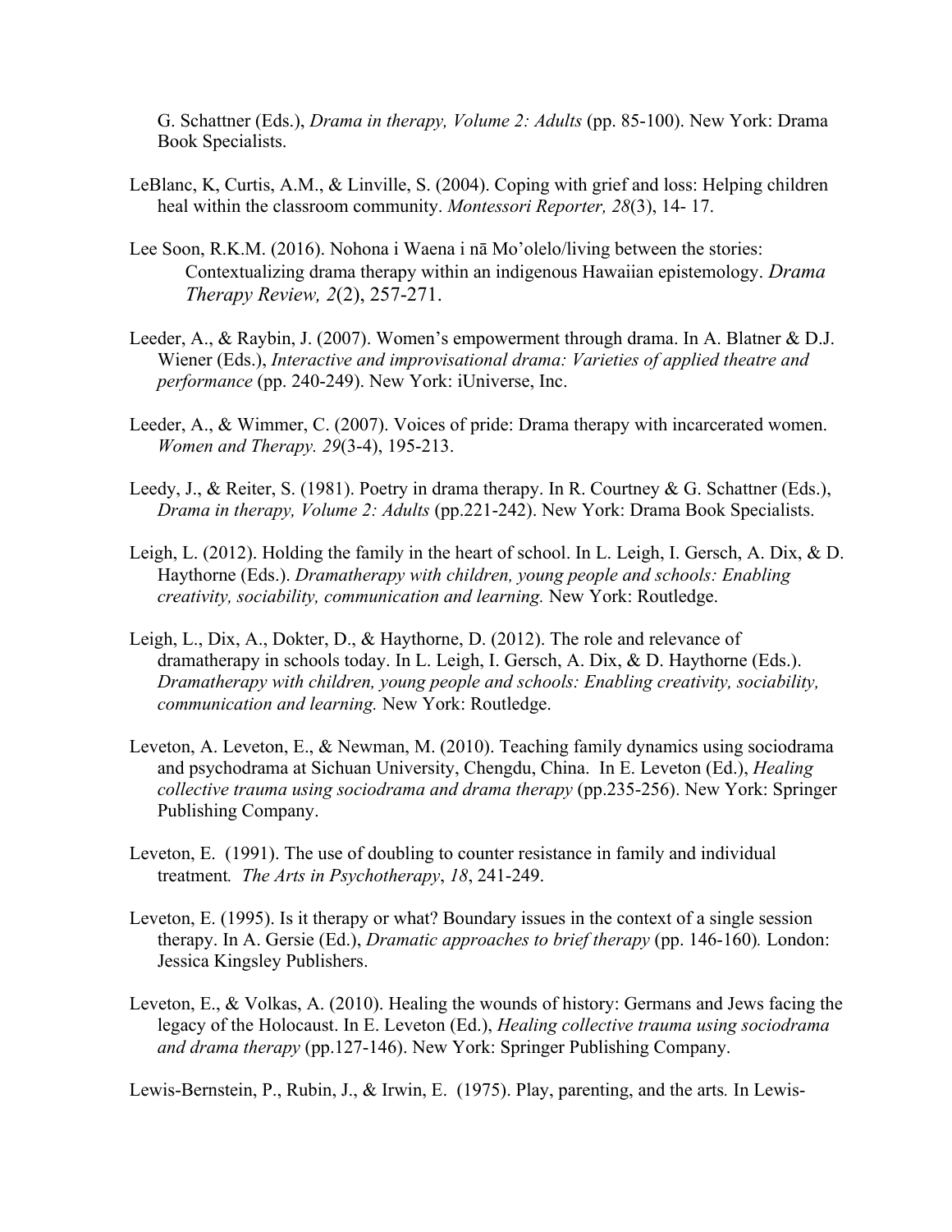G. Schattner (Eds.), *Drama in therapy, Volume 2: Adults* (pp. 85-100). New York: Drama Book Specialists.

LeBlanc, K, Curtis, A.M., & Linville, S. (2004). Coping with grief and loss: Helping children heal within the classroom community. *Montessori Reporter, 28*(3), 14- 17.

Lee Soon, R.K.M. (2016). Nohona i Waena i nā Mo'olelo/living between the stories: Contextualizing drama therapy within an indigenous Hawaiian epistemology. *Drama Therapy Review, 2*(2), 257-271.

Leeder, A., & Raybin, J. (2007). Women's empowerment through drama. In A. Blatner & D.J. Wiener (Eds.), *Interactive and improvisational drama: Varieties of applied theatre and performance* (pp. 240-249). New York: iUniverse, Inc.

Leeder, A., & Wimmer, C. (2007). Voices of pride: Drama therapy with incarcerated women. *Women and Therapy. 29*(3-4), 195-213.

Leedy, J., & Reiter, S. (1981). Poetry in drama therapy. In R. Courtney & G. Schattner (Eds.), *Drama in therapy, Volume 2: Adults* (pp.221-242). New York: Drama Book Specialists.

Leigh, L. (2012). Holding the family in the heart of school. In L. Leigh, I. Gersch, A. Dix, & D. Haythorne (Eds.). *Dramatherapy with children, young people and schools: Enabling creativity, sociability, communication and learning.* New York: Routledge.

Leigh, L., Dix, A., Dokter, D., & Haythorne, D. (2012). The role and relevance of dramatherapy in schools today. In L. Leigh, I. Gersch, A. Dix, & D. Haythorne (Eds.). *Dramatherapy with children, young people and schools: Enabling creativity, sociability, communication and learning.* New York: Routledge.

Leveton, A. Leveton, E., & Newman, M. (2010). Teaching family dynamics using sociodrama and psychodrama at Sichuan University, Chengdu, China. In E. Leveton (Ed.), *Healing collective trauma using sociodrama and drama therapy* (pp.235-256). New York: Springer Publishing Company.

Leveton, E. (1991). The use of doubling to counter resistance in family and individual treatment*. The Arts in Psychotherapy*, *18*, 241-249.

Leveton, E. (1995). Is it therapy or what? Boundary issues in the context of a single session therapy. In A. Gersie (Ed.), *Dramatic approaches to brief therapy* (pp. 146-160)*.* London: Jessica Kingsley Publishers.

Leveton, E., & Volkas, A. (2010). Healing the wounds of history: Germans and Jews facing the legacy of the Holocaust. In E. Leveton (Ed.), *Healing collective trauma using sociodrama and drama therapy* (pp.127-146). New York: Springer Publishing Company.

Lewis-Bernstein, P., Rubin, J., & Irwin, E. (1975). Play, parenting, and the arts*.* In Lewis-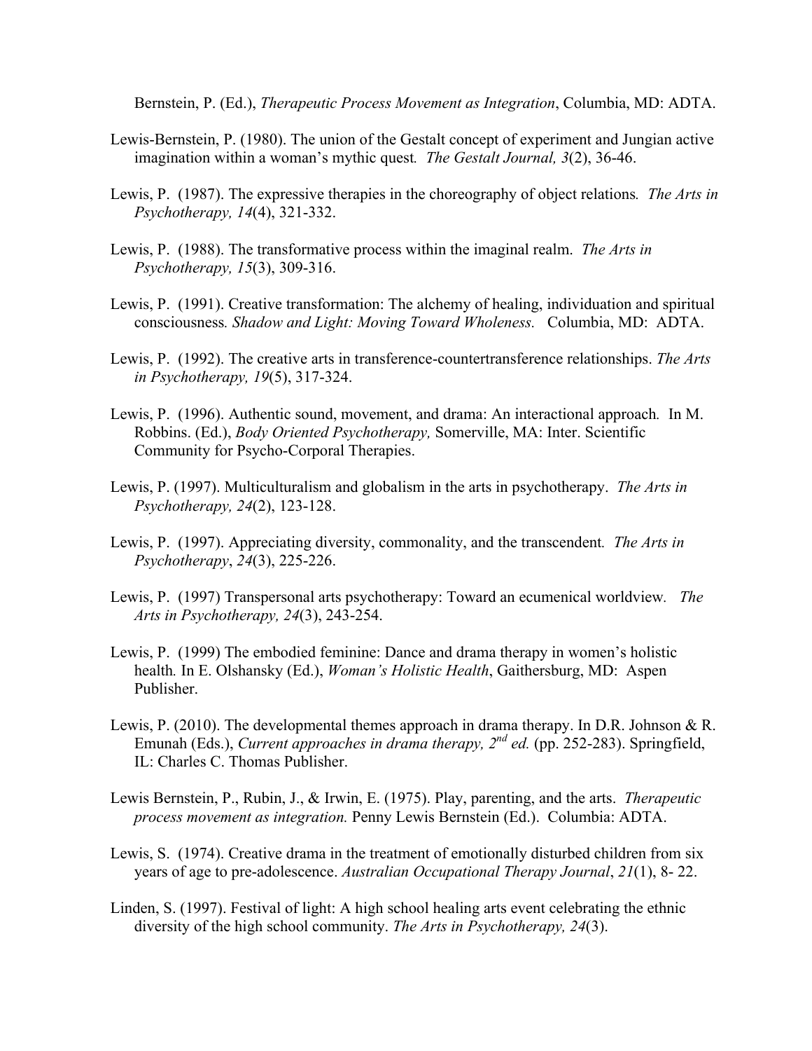Bernstein, P. (Ed.), *Therapeutic Process Movement as Integration*, Columbia, MD: ADTA.

Lewis-Bernstein, P. (1980). The union of the Gestalt concept of experiment and Jungian active imagination within a woman's mythic quest*. The Gestalt Journal, 3*(2), 36-46.

Lewis, P. (1987). The expressive therapies in the choreography of object relations*. The Arts in Psychotherapy, 14*(4), 321-332.

Lewis, P. (1988). The transformative process within the imaginal realm. *The Arts in Psychotherapy, 15*(3), 309-316.

Lewis, P. (1991). Creative transformation: The alchemy of healing, individuation and spiritual consciousness*. Shadow and Light: Moving Toward Wholeness.* Columbia, MD: ADTA.

Lewis, P. (1992). The creative arts in transference-countertransference relationships. *The Arts in Psychotherapy, 19*(5), 317-324.

Lewis, P. (1996). Authentic sound, movement, and drama: An interactional approach*.* In M. Robbins. (Ed.), *Body Oriented Psychotherapy,* Somerville, MA: Inter. Scientific Community for Psycho-Corporal Therapies.

Lewis, P. (1997). Multiculturalism and globalism in the arts in psychotherapy. *The Arts in Psychotherapy, 24*(2), 123-128.

Lewis, P. (1997). Appreciating diversity, commonality, and the transcendent*. The Arts in Psychotherapy*, *24*(3), 225-226.

Lewis, P. (1997) Transpersonal arts psychotherapy: Toward an ecumenical worldview*. The Arts in Psychotherapy, 24*(3), 243-254.

Lewis, P. (1999) The embodied feminine: Dance and drama therapy in women's holistic health*.* In E. Olshansky (Ed.), *Woman's Holistic Health*, Gaithersburg, MD: Aspen Publisher.

Lewis, P. (2010). The developmental themes approach in drama therapy. In D.R. Johnson & R. Emunah (Eds.), *Current approaches in drama therapy, 2nd ed.* (pp. 252-283). Springfield, IL: Charles C. Thomas Publisher.

Lewis Bernstein, P., Rubin, J., & Irwin, E. (1975). Play, parenting, and the arts. *Therapeutic process movement as integration.* Penny Lewis Bernstein (Ed.). Columbia: ADTA.

Lewis, S. (1974). Creative drama in the treatment of emotionally disturbed children from six years of age to pre-adolescence. *Australian Occupational Therapy Journal*, *21*(1), 8- 22.

Linden, S. (1997). Festival of light: A high school healing arts event celebrating the ethnic diversity of the high school community. *The Arts in Psychotherapy, 24*(3).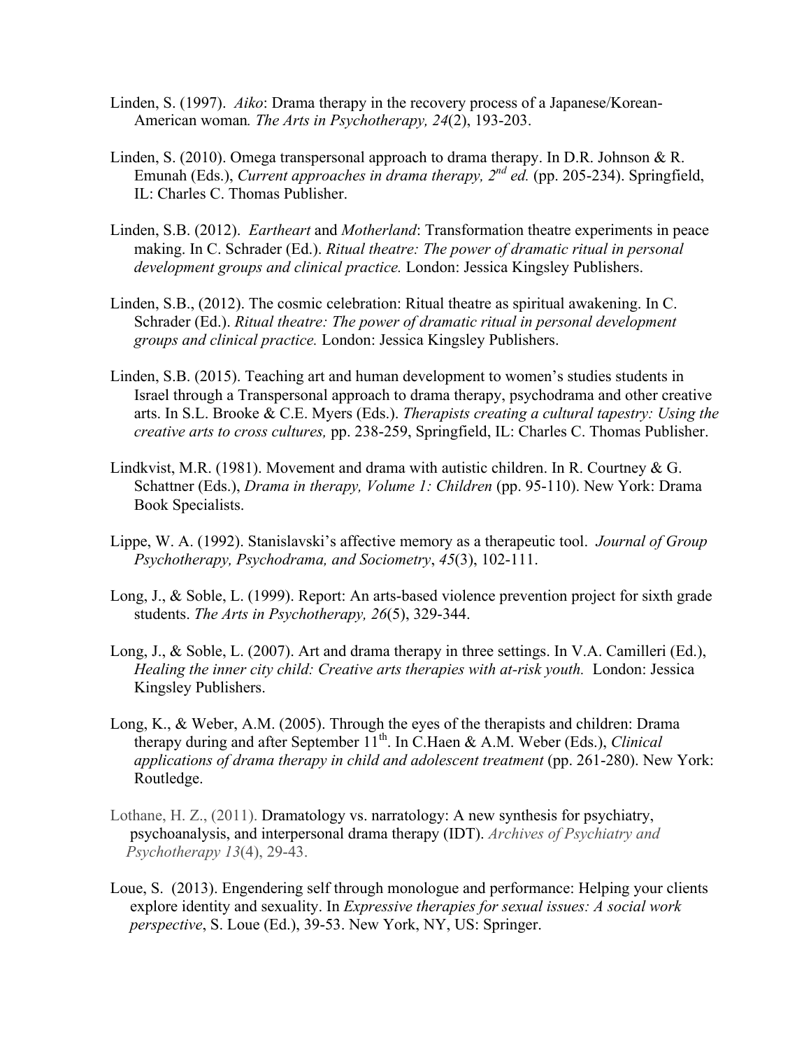Linden, S. (1997). *Aiko*: Drama therapy in the recovery process of a Japanese/Korean-American woman*. The Arts in Psychotherapy, 24*(2), 193-203.

Linden, S. (2010). Omega transpersonal approach to drama therapy. In D.R. Johnson & R. Emunah (Eds.), *Current approaches in drama therapy, 2nd ed.* (pp. 205-234). Springfield, IL: Charles C. Thomas Publisher.

Linden, S.B. (2012). *Eartheart* and *Motherland*: Transformation theatre experiments in peace making. In C. Schrader (Ed.). *Ritual theatre: The power of dramatic ritual in personal development groups and clinical practice.* London: Jessica Kingsley Publishers.

Linden, S.B., (2012). The cosmic celebration: Ritual theatre as spiritual awakening. In C. Schrader (Ed.). *Ritual theatre: The power of dramatic ritual in personal development groups and clinical practice.* London: Jessica Kingsley Publishers.

Linden, S.B. (2015). Teaching art and human development to women's studies students in Israel through a Transpersonal approach to drama therapy, psychodrama and other creative arts. In S.L. Brooke & C.E. Myers (Eds.). *Therapists creating a cultural tapestry: Using the creative arts to cross cultures,* pp. 238-259, Springfield, IL: Charles C. Thomas Publisher.

Lindkvist, M.R. (1981). Movement and drama with autistic children. In R. Courtney & G. Schattner (Eds.), *Drama in therapy, Volume 1: Children* (pp. 95-110). New York: Drama Book Specialists.

Lippe, W. A. (1992). Stanislavski's affective memory as a therapeutic tool. *Journal of Group Psychotherapy, Psychodrama, and Sociometry*, *45*(3), 102-111.

Long, J., & Soble, L. (1999). Report: An arts-based violence prevention project for sixth grade students. *The Arts in Psychotherapy, 26*(5), 329-344.

Long, J., & Soble, L. (2007). Art and drama therapy in three settings. In V.A. Camilleri (Ed.), *Healing the inner city child: Creative arts therapies with at-risk youth.* London: Jessica Kingsley Publishers.

Long, K., & Weber, A.M. (2005). Through the eyes of the therapists and children: Drama therapy during and after September 11th. In C.Haen & A.M. Weber (Eds.), *Clinical applications of drama therapy in child and adolescent treatment* (pp. 261-280). New York: Routledge.

Lothane, H. Z., (2011). Dramatology vs. narratology: A new synthesis for psychiatry, psychoanalysis, and interpersonal drama therapy (IDT). *Archives of Psychiatry and Psychotherapy 13*(4), 29-43.

Loue, S. (2013). Engendering self through monologue and performance: Helping your clients explore identity and sexuality. In *Expressive therapies for sexual issues: A social work perspective*, S. Loue (Ed.), 39-53. New York, NY, US: Springer.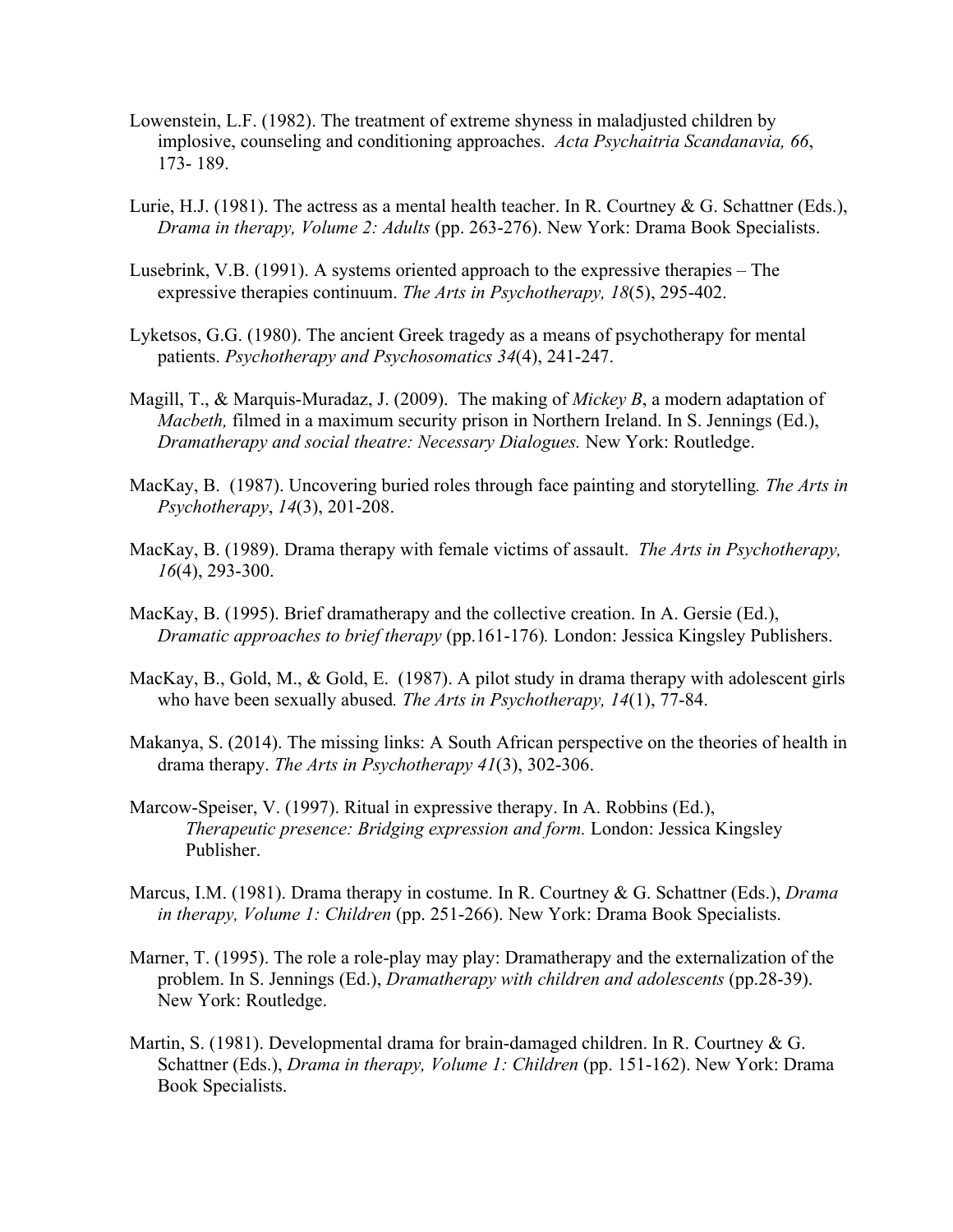Lowenstein, L.F. (1982). The treatment of extreme shyness in maladjusted children by implosive, counseling and conditioning approaches. *Acta Psychaitria Scandanavia, 66*, 173- 189.

Lurie, H.J. (1981). The actress as a mental health teacher. In R. Courtney & G. Schattner (Eds.), *Drama in therapy, Volume 2: Adults* (pp. 263-276). New York: Drama Book Specialists.

Lusebrink, V.B. (1991). A systems oriented approach to the expressive therapies – The expressive therapies continuum. *The Arts in Psychotherapy, 18*(5), 295-402.

Lyketsos, G.G. (1980). The ancient Greek tragedy as a means of psychotherapy for mental patients. *Psychotherapy and Psychosomatics 34*(4), 241-247.

Magill, T., & Marquis-Muradaz, J. (2009). The making of *Mickey B*, a modern adaptation of *Macbeth,* filmed in a maximum security prison in Northern Ireland. In S. Jennings (Ed.), *Dramatherapy and social theatre: Necessary Dialogues.* New York: Routledge.

MacKay, B. (1987). Uncovering buried roles through face painting and storytelling*. The Arts in Psychotherapy*, *14*(3), 201-208.

MacKay, B. (1989). Drama therapy with female victims of assault. *The Arts in Psychotherapy, 16*(4), 293-300.

MacKay, B. (1995). Brief dramatherapy and the collective creation. In A. Gersie (Ed.), *Dramatic approaches to brief therapy* (pp.161-176)*.* London: Jessica Kingsley Publishers.

MacKay, B., Gold, M., & Gold, E. (1987). A pilot study in drama therapy with adolescent girls who have been sexually abused*. The Arts in Psychotherapy, 14*(1), 77-84.

Makanya, S. (2014). The missing links: A South African perspective on the theories of health in drama therapy. *The Arts in Psychotherapy 41*(3), 302-306.

Marcow-Speiser, V. (1997). Ritual in expressive therapy. In A. Robbins (Ed.), *Therapeutic presence: Bridging expression and form.* London: Jessica Kingsley Publisher.

Marcus, I.M. (1981). Drama therapy in costume. In R. Courtney & G. Schattner (Eds.), *Drama in therapy, Volume 1: Children* (pp. 251-266). New York: Drama Book Specialists.

Marner, T. (1995). The role a role-play may play: Dramatherapy and the externalization of the problem. In S. Jennings (Ed.), *Dramatherapy with children and adolescents* (pp.28-39). New York: Routledge.

Martin, S. (1981). Developmental drama for brain-damaged children. In R. Courtney & G. Schattner (Eds.), *Drama in therapy, Volume 1: Children* (pp. 151-162). New York: Drama Book Specialists.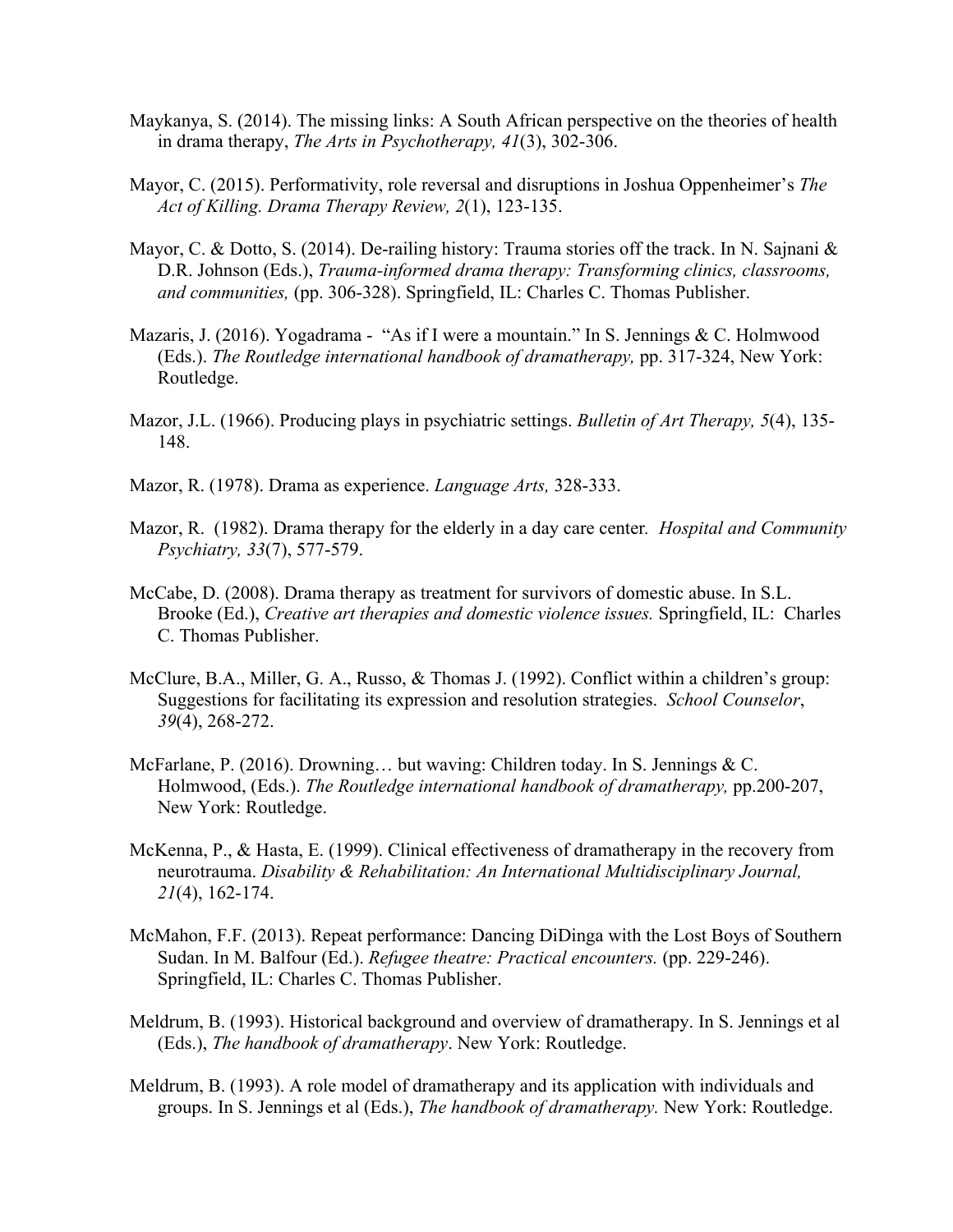Maykanya, S. (2014). The missing links: A South African perspective on the theories of health in drama therapy, *The Arts in Psychotherapy, 41*(3), 302-306.

Mayor, C. (2015). Performativity, role reversal and disruptions in Joshua Oppenheimer's *The Act of Killing. Drama Therapy Review, 2*(1), 123-135.

Mayor, C. & Dotto, S. (2014). De-railing history: Trauma stories off the track. In N. Sajnani & D.R. Johnson (Eds.), *Trauma-informed drama therapy: Transforming clinics, classrooms, and communities,* (pp. 306-328). Springfield, IL: Charles C. Thomas Publisher.

Mazaris, J. (2016). Yogadrama - "As if I were a mountain." In S. Jennings & C. Holmwood (Eds.). *The Routledge international handbook of dramatherapy,* pp. 317-324, New York: Routledge.

Mazor, J.L. (1966). Producing plays in psychiatric settings. *Bulletin of Art Therapy, 5*(4), 135-148.

Mazor, R. (1978). Drama as experience. *Language Arts,* 328-333.

Mazor, R. (1982). Drama therapy for the elderly in a day care center. *Hospital and Community Psychiatry, 33*(7), 577-579.

McCabe, D. (2008). Drama therapy as treatment for survivors of domestic abuse. In S.L. Brooke (Ed.), *Creative art therapies and domestic violence issues.* Springfield, IL: Charles C. Thomas Publisher.

McClure, B.A., Miller, G. A., Russo, & Thomas J. (1992). Conflict within a children's group: Suggestions for facilitating its expression and resolution strategies. *School Counselor*, *39*(4), 268-272.

McFarlane, P. (2016). Drowning… but waving: Children today. In S. Jennings & C. Holmwood, (Eds.). *The Routledge international handbook of dramatherapy,* pp.200-207, New York: Routledge.

McKenna, P., & Hasta, E. (1999). Clinical effectiveness of dramatherapy in the recovery from neurotrauma. *Disability & Rehabilitation: An International Multidisciplinary Journal, 21*(4), 162-174.

McMahon, F.F. (2013). Repeat performance: Dancing DiDinga with the Lost Boys of Southern Sudan. In M. Balfour (Ed.). *Refugee theatre: Practical encounters.* (pp. 229-246). Springfield, IL: Charles C. Thomas Publisher.

Meldrum, B. (1993). Historical background and overview of dramatherapy. In S. Jennings et al (Eds.), *The handbook of dramatherapy*. New York: Routledge.

Meldrum, B. (1993). A role model of dramatherapy and its application with individuals and groups. In S. Jennings et al (Eds.), *The handbook of dramatherapy.* New York: Routledge.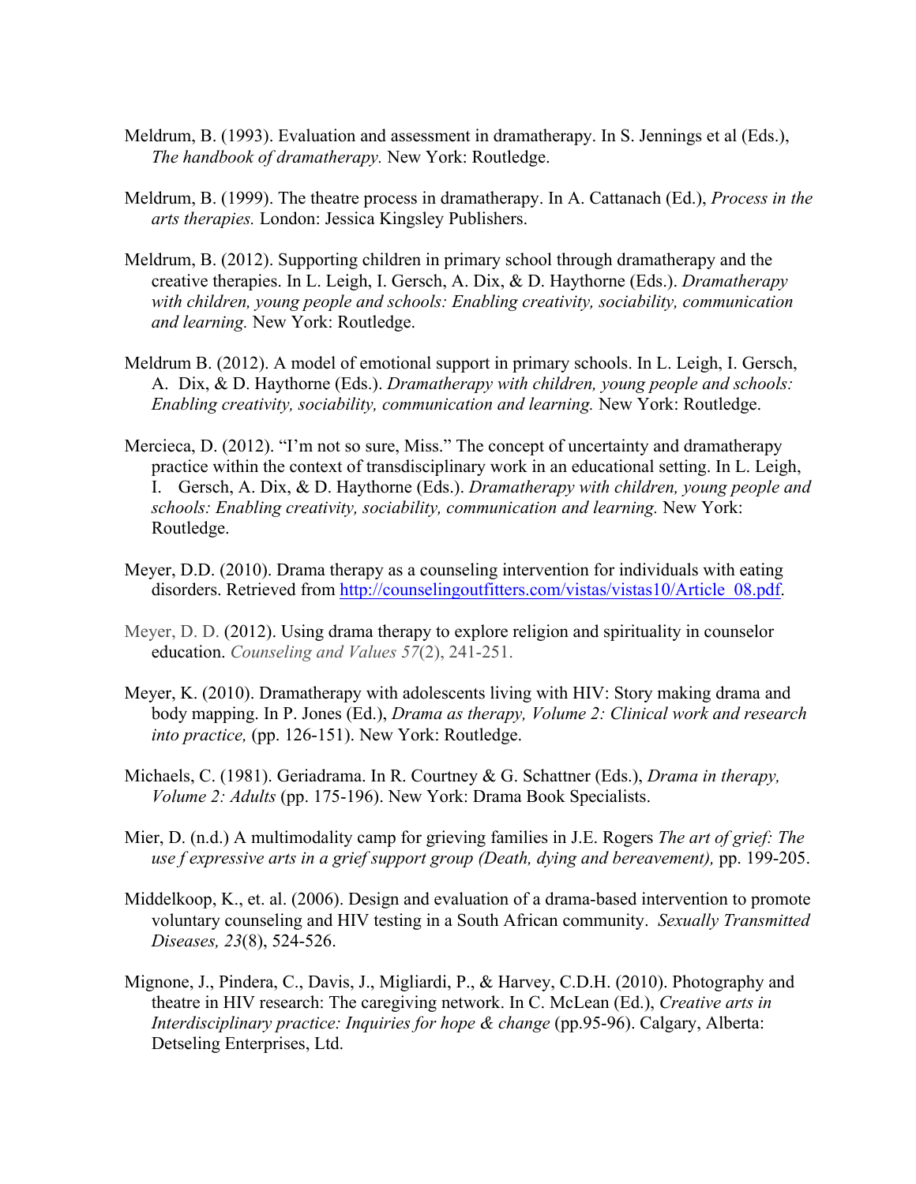Meldrum, B. (1993). Evaluation and assessment in dramatherapy. In S. Jennings et al (Eds.), *The handbook of dramatherapy.* New York: Routledge.

Meldrum, B. (1999). The theatre process in dramatherapy. In A. Cattanach (Ed.), *Process in the arts therapies.* London: Jessica Kingsley Publishers.

Meldrum, B. (2012). Supporting children in primary school through dramatherapy and the creative therapies. In L. Leigh, I. Gersch, A. Dix, & D. Haythorne (Eds.). *Dramatherapy with children, young people and schools: Enabling creativity, sociability, communication and learning.* New York: Routledge.

Meldrum B. (2012). A model of emotional support in primary schools. In L. Leigh, I. Gersch, A. Dix, & D. Haythorne (Eds.). *Dramatherapy with children, young people and schools: Enabling creativity, sociability, communication and learning.* New York: Routledge.

Mercieca, D. (2012). "I'm not so sure, Miss." The concept of uncertainty and dramatherapy practice within the context of transdisciplinary work in an educational setting. In L. Leigh, I. Gersch, A. Dix, & D. Haythorne (Eds.). *Dramatherapy with children, young people and schools: Enabling creativity, sociability, communication and learning.* New York: Routledge.

Meyer, D.D. (2010). Drama therapy as a counseling intervention for individuals with eating disorders. Retrieved from http://counselingoutfitters.com/vistas/vistas10/Article_08.pdf.

Meyer, D. D. (2012). Using drama therapy to explore religion and spirituality in counselor education. *Counseling and Values 57*(2), 241-251.

Meyer, K. (2010). Dramatherapy with adolescents living with HIV: Story making drama and body mapping. In P. Jones (Ed.), *Drama as therapy, Volume 2: Clinical work and research into practice,* (pp. 126-151). New York: Routledge.

Michaels, C. (1981). Geriadrama. In R. Courtney & G. Schattner (Eds.), *Drama in therapy, Volume 2: Adults* (pp. 175-196). New York: Drama Book Specialists.

Mier, D. (n.d.) A multimodality camp for grieving families in J.E. Rogers *The art of grief: The use f expressive arts in a grief support group (Death, dying and bereavement),* pp. 199-205.

Middelkoop, K., et. al. (2006). Design and evaluation of a drama-based intervention to promote voluntary counseling and HIV testing in a South African community. *Sexually Transmitted Diseases, 23*(8), 524-526.

Mignone, J., Pindera, C., Davis, J., Migliardi, P., & Harvey, C.D.H. (2010). Photography and theatre in HIV research: The caregiving network. In C. McLean (Ed.), *Creative arts in Interdisciplinary practice: Inquiries for hope & change* (pp.95-96). Calgary, Alberta: Detseling Enterprises, Ltd.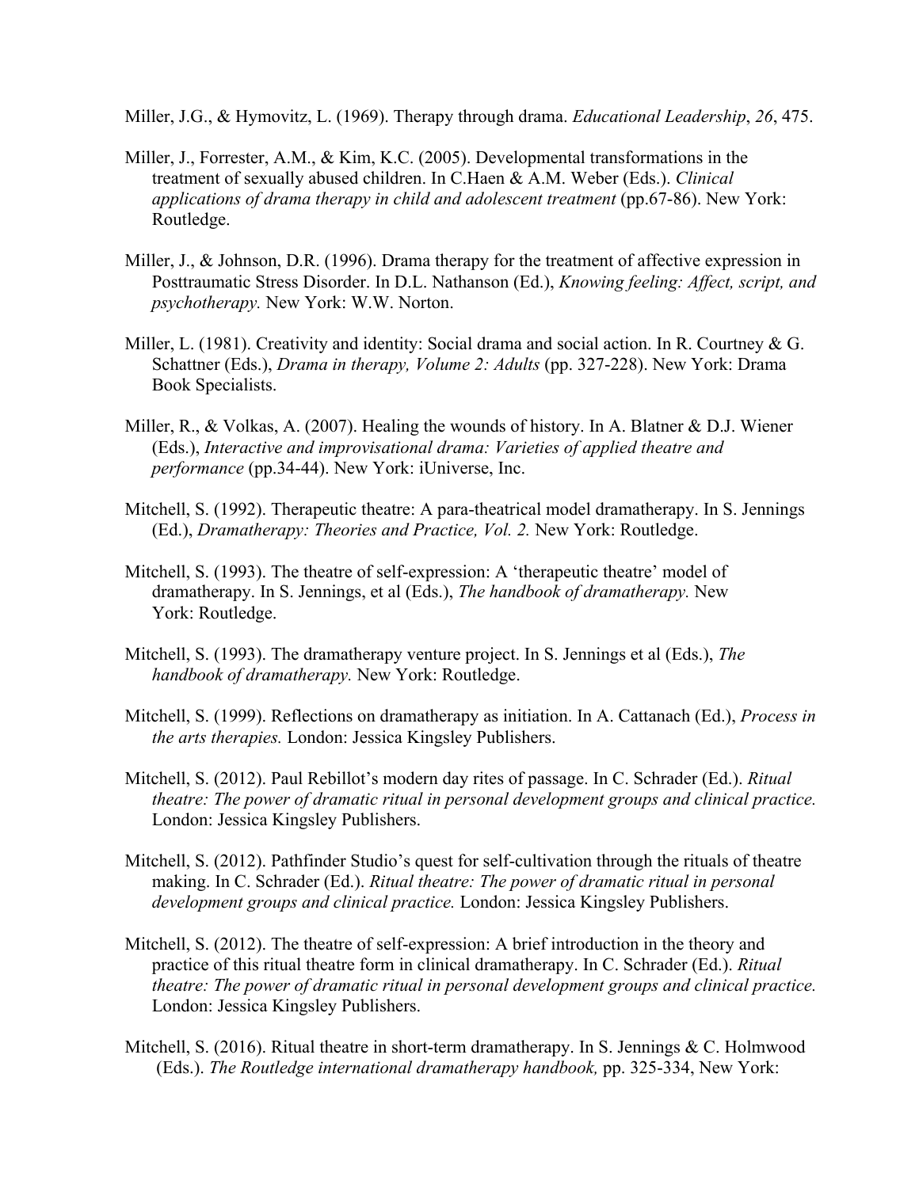Miller, J.G., & Hymovitz, L. (1969). Therapy through drama. *Educational Leadership*, *26*, 475.

Miller, J., Forrester, A.M., & Kim, K.C. (2005). Developmental transformations in the treatment of sexually abused children. In C.Haen & A.M. Weber (Eds.). *Clinical applications of drama therapy in child and adolescent treatment* (pp.67-86). New York: Routledge.

Miller, J., & Johnson, D.R. (1996). Drama therapy for the treatment of affective expression in Posttraumatic Stress Disorder. In D.L. Nathanson (Ed.), *Knowing feeling: Affect, script, and psychotherapy.* New York: W.W. Norton.

Miller, L. (1981). Creativity and identity: Social drama and social action. In R. Courtney & G. Schattner (Eds.), *Drama in therapy, Volume 2: Adults* (pp. 327-228). New York: Drama Book Specialists.

Miller, R., & Volkas, A. (2007). Healing the wounds of history. In A. Blatner & D.J. Wiener (Eds.), *Interactive and improvisational drama: Varieties of applied theatre and performance* (pp.34-44). New York: iUniverse, Inc.

Mitchell, S. (1992). Therapeutic theatre: A para-theatrical model dramatherapy. In S. Jennings (Ed.), *Dramatherapy: Theories and Practice, Vol. 2.* New York: Routledge.

Mitchell, S. (1993). The theatre of self-expression: A 'therapeutic theatre' model of dramatherapy. In S. Jennings, et al (Eds.), *The handbook of dramatherapy.* New York: Routledge.

Mitchell, S. (1993). The dramatherapy venture project. In S. Jennings et al (Eds.), *The handbook of dramatherapy.* New York: Routledge.

Mitchell, S. (1999). Reflections on dramatherapy as initiation. In A. Cattanach (Ed.), *Process in the arts therapies.* London: Jessica Kingsley Publishers.

Mitchell, S. (2012). Paul Rebillot's modern day rites of passage. In C. Schrader (Ed.). *Ritual theatre: The power of dramatic ritual in personal development groups and clinical practice.* London: Jessica Kingsley Publishers.

Mitchell, S. (2012). Pathfinder Studio's quest for self-cultivation through the rituals of theatre making. In C. Schrader (Ed.). *Ritual theatre: The power of dramatic ritual in personal development groups and clinical practice.* London: Jessica Kingsley Publishers.

Mitchell, S. (2012). The theatre of self-expression: A brief introduction in the theory and practice of this ritual theatre form in clinical dramatherapy. In C. Schrader (Ed.). *Ritual theatre: The power of dramatic ritual in personal development groups and clinical practice.* London: Jessica Kingsley Publishers.

Mitchell, S. (2016). Ritual theatre in short-term dramatherapy. In S. Jennings & C. Holmwood (Eds.). *The Routledge international dramatherapy handbook,* pp. 325-334, New York: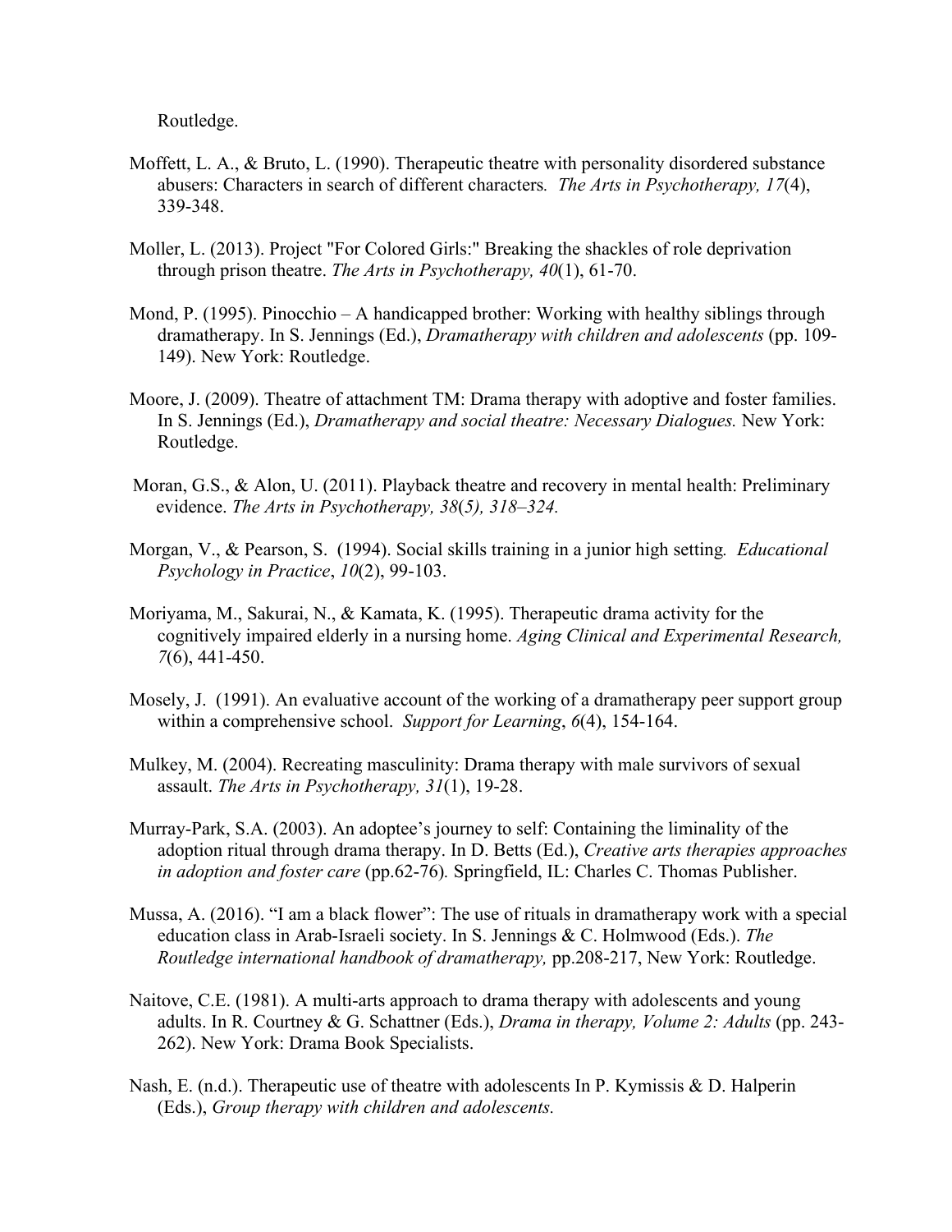Routledge.

Moffett, L. A., & Bruto, L. (1990). Therapeutic theatre with personality disordered substance abusers: Characters in search of different characters. *The Arts in Psychotherapy, 17*(4), 339-348.

Moller, L. (2013). Project "For Colored Girls:" Breaking the shackles of role deprivation through prison theatre. *The Arts in Psychotherapy, 40*(1), 61-70.

Mond, P. (1995). Pinocchio – A handicapped brother: Working with healthy siblings through dramatherapy. In S. Jennings (Ed.), *Dramatherapy with children and adolescents* (pp. 109-149). New York: Routledge.

Moore, J. (2009). Theatre of attachment TM: Drama therapy with adoptive and foster families. In S. Jennings (Ed.), *Dramatherapy and social theatre: Necessary Dialogues.* New York: Routledge.

Moran, G.S., & Alon, U. (2011). Playback theatre and recovery in mental health: Preliminary evidence. *The Arts in Psychotherapy, 38*(*5), 318–324.*

Morgan, V., & Pearson, S. (1994). Social skills training in a junior high setting. *Educational Psychology in Practice*, *10*(2), 99-103.

Moriyama, M., Sakurai, N., & Kamata, K. (1995). Therapeutic drama activity for the cognitively impaired elderly in a nursing home. *Aging Clinical and Experimental Research, 7*(6), 441-450.

Mosely, J. (1991). An evaluative account of the working of a dramatherapy peer support group within a comprehensive school. *Support for Learning*, *6*(4), 154-164.

Mulkey, M. (2004). Recreating masculinity: Drama therapy with male survivors of sexual assault. *The Arts in Psychotherapy, 31*(1), 19-28.

Murray-Park, S.A. (2003). An adoptee's journey to self: Containing the liminality of the adoption ritual through drama therapy. In D. Betts (Ed.), *Creative arts therapies approaches in adoption and foster care* (pp.62-76)*.* Springfield, IL: Charles C. Thomas Publisher.

Mussa, A. (2016). "I am a black flower": The use of rituals in dramatherapy work with a special education class in Arab-Israeli society. In S. Jennings & C. Holmwood (Eds.). *The Routledge international handbook of dramatherapy,* pp.208-217, New York: Routledge.

Naitove, C.E. (1981). A multi-arts approach to drama therapy with adolescents and young adults. In R. Courtney & G. Schattner (Eds.), *Drama in therapy, Volume 2: Adults* (pp. 243-262). New York: Drama Book Specialists.

Nash, E. (n.d.). Therapeutic use of theatre with adolescents In P. Kymissis & D. Halperin (Eds.), *Group therapy with children and adolescents.*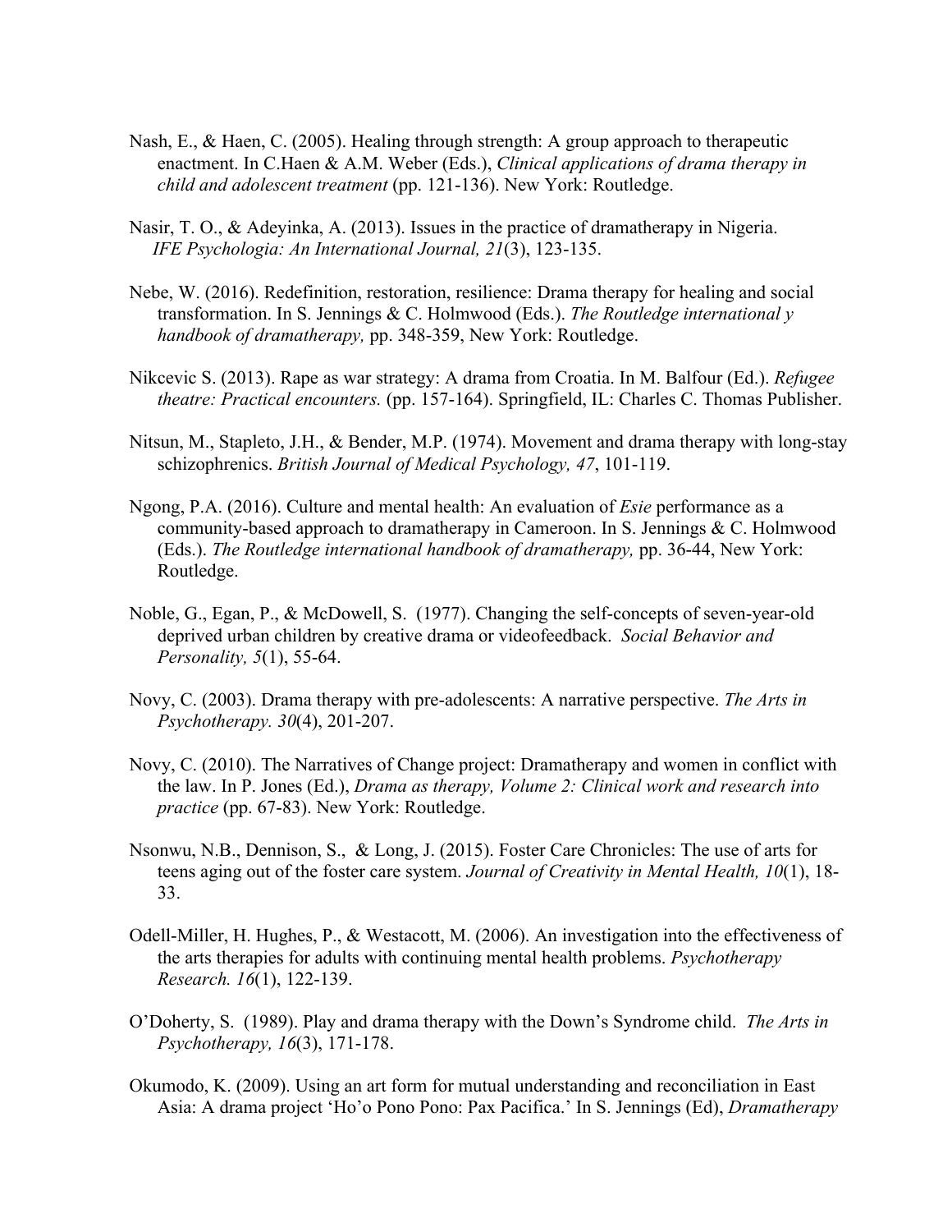Nash, E., & Haen, C. (2005). Healing through strength: A group approach to therapeutic enactment. In C.Haen & A.M. Weber (Eds.), *Clinical applications of drama therapy in child and adolescent treatment* (pp. 121-136). New York: Routledge.

Nasir, T. O., & Adeyinka, A. (2013). Issues in the practice of dramatherapy in Nigeria. *IFE Psychologia: An International Journal, 21*(3), 123-135.

Nebe, W. (2016). Redefinition, restoration, resilience: Drama therapy for healing and social transformation. In S. Jennings & C. Holmwood (Eds.). *The Routledge international y handbook of dramatherapy,* pp. 348-359, New York: Routledge.

Nikcevic S. (2013). Rape as war strategy: A drama from Croatia. In M. Balfour (Ed.). *Refugee theatre: Practical encounters.* (pp. 157-164). Springfield, IL: Charles C. Thomas Publisher.

Nitsun, M., Stapleto, J.H., & Bender, M.P. (1974). Movement and drama therapy with long-stay schizophrenics. *British Journal of Medical Psychology, 47*, 101-119.

Ngong, P.A. (2016). Culture and mental health: An evaluation of *Esie* performance as a community-based approach to dramatherapy in Cameroon. In S. Jennings & C. Holmwood (Eds.). *The Routledge international handbook of dramatherapy,* pp. 36-44, New York: Routledge.

Noble, G., Egan, P., & McDowell, S. (1977). Changing the self-concepts of seven-year-old deprived urban children by creative drama or videofeedback. *Social Behavior and Personality, 5*(1), 55-64.

Novy, C. (2003). Drama therapy with pre-adolescents: A narrative perspective. *The Arts in Psychotherapy. 30*(4), 201-207.

Novy, C. (2010). The Narratives of Change project: Dramatherapy and women in conflict with the law. In P. Jones (Ed.), *Drama as therapy, Volume 2: Clinical work and research into practice* (pp. 67-83). New York: Routledge.

Nsonwu, N.B., Dennison, S., & Long, J. (2015). Foster Care Chronicles: The use of arts for teens aging out of the foster care system. *Journal of Creativity in Mental Health, 10*(1), 18-33.

Odell-Miller, H. Hughes, P., & Westacott, M. (2006). An investigation into the effectiveness of the arts therapies for adults with continuing mental health problems. *Psychotherapy Research. 16*(1), 122-139.

O'Doherty, S. (1989). Play and drama therapy with the Down's Syndrome child. *The Arts in Psychotherapy, 16*(3), 171-178.

Okumodo, K. (2009). Using an art form for mutual understanding and reconciliation in East Asia: A drama project 'Ho'o Pono Pono: Pax Pacifica.' In S. Jennings (Ed), *Dramatherapy*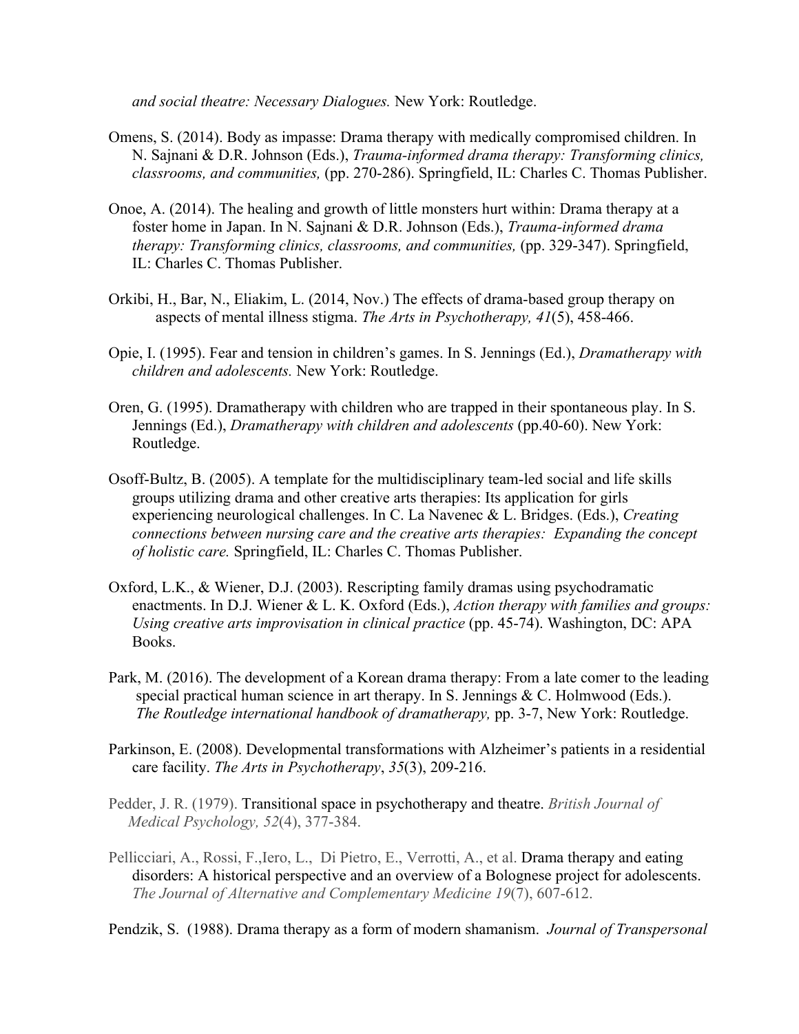*and social theatre: Necessary Dialogues.* New York: Routledge.

Omens, S. (2014). Body as impasse: Drama therapy with medically compromised children. In N. Sajnani & D.R. Johnson (Eds.), *Trauma-informed drama therapy: Transforming clinics, classrooms, and communities,* (pp. 270-286). Springfield, IL: Charles C. Thomas Publisher.

Onoe, A. (2014). The healing and growth of little monsters hurt within: Drama therapy at a foster home in Japan. In N. Sajnani & D.R. Johnson (Eds.), *Trauma-informed drama therapy: Transforming clinics, classrooms, and communities,* (pp. 329-347). Springfield, IL: Charles C. Thomas Publisher.

Orkibi, H., Bar, N., Eliakim, L. (2014, Nov.) The effects of drama-based group therapy on aspects of mental illness stigma. *The Arts in Psychotherapy, 41*(5), 458-466.

Opie, I. (1995). Fear and tension in children's games. In S. Jennings (Ed.), *Dramatherapy with children and adolescents.* New York: Routledge.

Oren, G. (1995). Dramatherapy with children who are trapped in their spontaneous play. In S. Jennings (Ed.), *Dramatherapy with children and adolescents* (pp.40-60). New York: Routledge.

Osoff-Bultz, B. (2005). A template for the multidisciplinary team-led social and life skills groups utilizing drama and other creative arts therapies: Its application for girls experiencing neurological challenges. In C. La Navenec & L. Bridges. (Eds.), *Creating connections between nursing care and the creative arts therapies: Expanding the concept of holistic care.* Springfield, IL: Charles C. Thomas Publisher.

Oxford, L.K., & Wiener, D.J. (2003). Rescripting family dramas using psychodramatic enactments. In D.J. Wiener & L. K. Oxford (Eds.), *Action therapy with families and groups: Using creative arts improvisation in clinical practice* (pp. 45-74). Washington, DC: APA Books.

Park, M. (2016). The development of a Korean drama therapy: From a late comer to the leading special practical human science in art therapy. In S. Jennings & C. Holmwood (Eds.). *The Routledge international handbook of dramatherapy,* pp. 3-7, New York: Routledge.

Parkinson, E. (2008). Developmental transformations with Alzheimer's patients in a residential care facility. *The Arts in Psychotherapy*, *35*(3), 209-216.

Pedder, J. R. (1979). Transitional space in psychotherapy and theatre. *British Journal of Medical Psychology, 52*(4), 377-384.

Pellicciari, A., Rossi, F.,Iero, L., Di Pietro, E., Verrotti, A., et al. Drama therapy and eating disorders: A historical perspective and an overview of a Bolognese project for adolescents. *The Journal of Alternative and Complementary Medicine 19*(7), 607-612.

Pendzik, S. (1988). Drama therapy as a form of modern shamanism. *Journal of Transpersonal*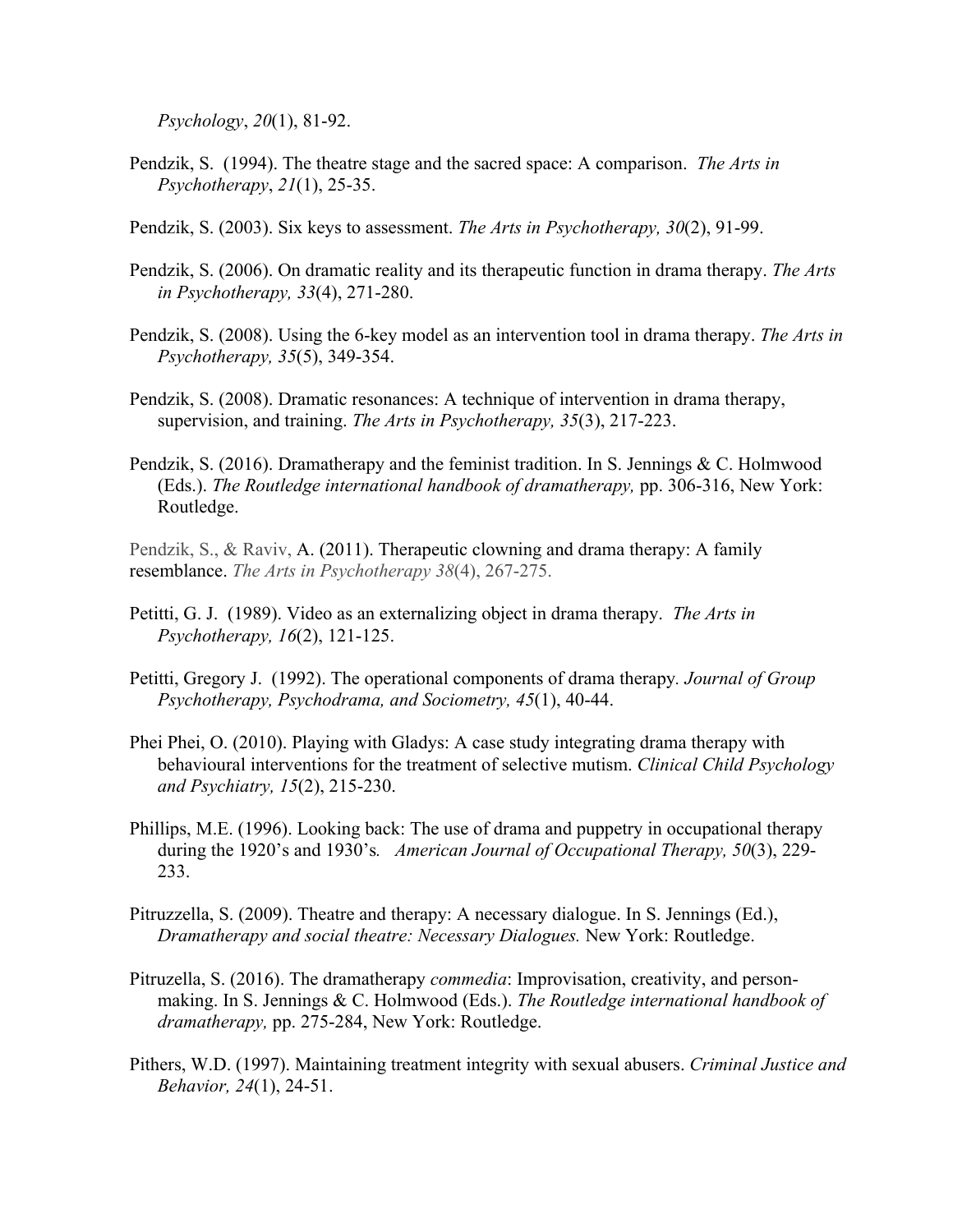*Psychology*, *20*(1), 81-92.

Pendzik, S. (1994). The theatre stage and the sacred space: A comparison. *The Arts in Psychotherapy*, *21*(1), 25-35.

Pendzik, S. (2003). Six keys to assessment. *The Arts in Psychotherapy, 30*(2), 91-99.

Pendzik, S. (2006). On dramatic reality and its therapeutic function in drama therapy. *The Arts in Psychotherapy, 33*(4), 271-280.

Pendzik, S. (2008). Using the 6-key model as an intervention tool in drama therapy. *The Arts in Psychotherapy, 35*(5), 349-354.

Pendzik, S. (2008). Dramatic resonances: A technique of intervention in drama therapy, supervision, and training. *The Arts in Psychotherapy, 35*(3), 217-223.

Pendzik, S. (2016). Dramatherapy and the feminist tradition. In S. Jennings & C. Holmwood (Eds.). *The Routledge international handbook of dramatherapy,* pp. 306-316, New York: Routledge.

Pendzik, S., & Raviv, A. (2011). Therapeutic clowning and drama therapy: A family resemblance. *The Arts in Psychotherapy 38*(4), 267-275.

Petitti, G. J. (1989). Video as an externalizing object in drama therapy. *The Arts in Psychotherapy, 16*(2), 121-125.

Petitti, Gregory J. (1992). The operational components of drama therapy. *Journal of Group Psychotherapy, Psychodrama, and Sociometry, 45*(1), 40-44.

Phei Phei, O. (2010). Playing with Gladys: A case study integrating drama therapy with behavioural interventions for the treatment of selective mutism. *Clinical Child Psychology and Psychiatry, 15*(2), 215-230.

Phillips, M.E. (1996). Looking back: The use of drama and puppetry in occupational therapy during the 1920's and 1930's*. American Journal of Occupational Therapy, 50*(3), 229-233.

Pitruzzella, S. (2009). Theatre and therapy: A necessary dialogue. In S. Jennings (Ed.), *Dramatherapy and social theatre: Necessary Dialogues.* New York: Routledge.

Pitruzella, S. (2016). The dramatherapy *commedia*: Improvisation, creativity, and person-making. In S. Jennings & C. Holmwood (Eds.). *The Routledge international handbook of dramatherapy,* pp. 275-284, New York: Routledge.

Pithers, W.D. (1997). Maintaining treatment integrity with sexual abusers. *Criminal Justice and Behavior, 24*(1), 24-51.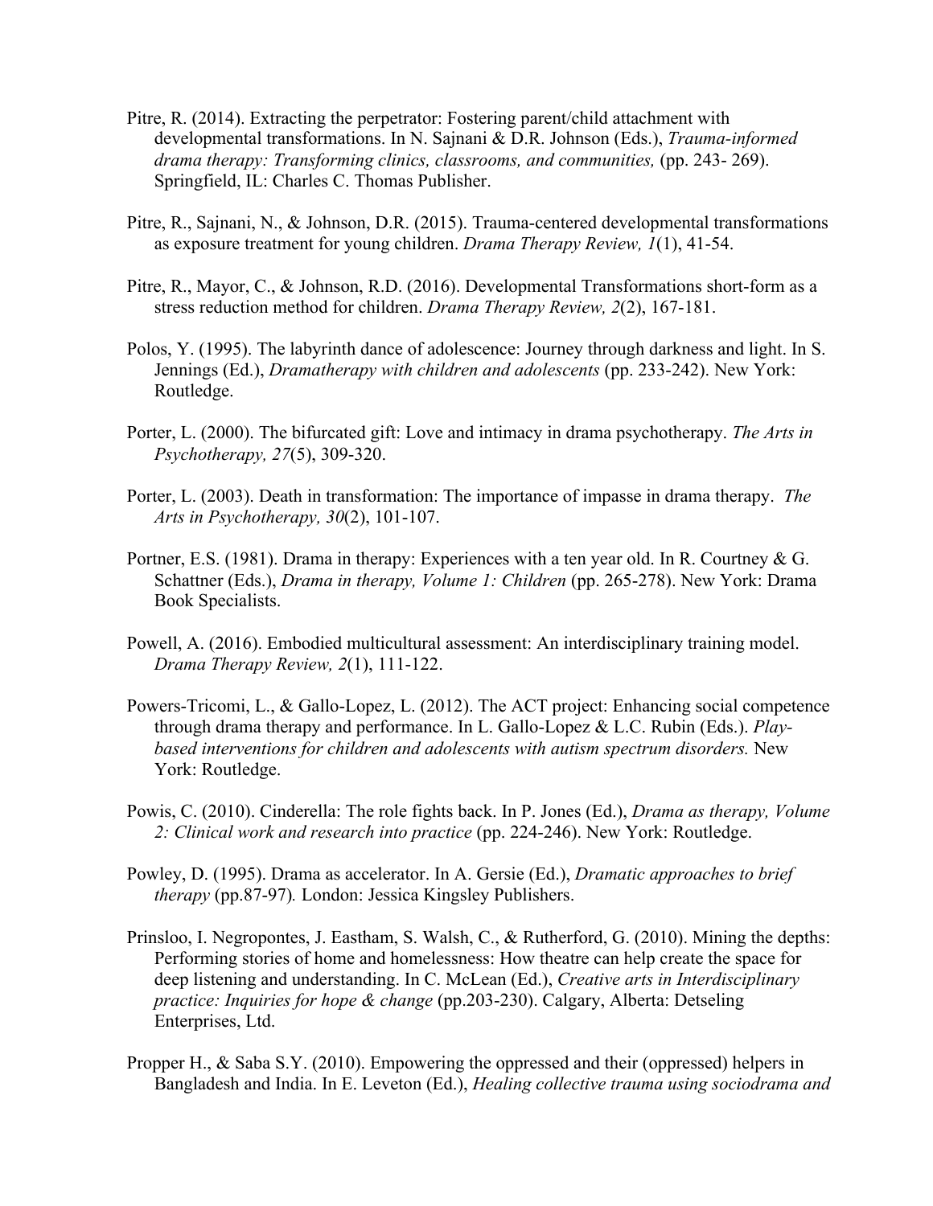Pitre, R. (2014). Extracting the perpetrator: Fostering parent/child attachment with developmental transformations. In N. Sajnani & D.R. Johnson (Eds.), *Trauma-informed drama therapy: Transforming clinics, classrooms, and communities,* (pp. 243- 269). Springfield, IL: Charles C. Thomas Publisher.

Pitre, R., Sajnani, N., & Johnson, D.R. (2015). Trauma-centered developmental transformations as exposure treatment for young children. *Drama Therapy Review, 1*(1), 41-54.

Pitre, R., Mayor, C., & Johnson, R.D. (2016). Developmental Transformations short-form as a stress reduction method for children. *Drama Therapy Review, 2*(2), 167-181.

Polos, Y. (1995). The labyrinth dance of adolescence: Journey through darkness and light. In S. Jennings (Ed.), *Dramatherapy with children and adolescents* (pp. 233-242). New York: Routledge.

Porter, L. (2000). The bifurcated gift: Love and intimacy in drama psychotherapy. *The Arts in Psychotherapy, 27*(5), 309-320.

Porter, L. (2003). Death in transformation: The importance of impasse in drama therapy. *The Arts in Psychotherapy, 30*(2), 101-107.

Portner, E.S. (1981). Drama in therapy: Experiences with a ten year old. In R. Courtney & G. Schattner (Eds.), *Drama in therapy, Volume 1: Children* (pp. 265-278). New York: Drama Book Specialists.

Powell, A. (2016). Embodied multicultural assessment: An interdisciplinary training model. *Drama Therapy Review, 2*(1), 111-122.

Powers-Tricomi, L., & Gallo-Lopez, L. (2012). The ACT project: Enhancing social competence through drama therapy and performance. In L. Gallo-Lopez & L.C. Rubin (Eds.). *Play-based interventions for children and adolescents with autism spectrum disorders.* New York: Routledge.

Powis, C. (2010). Cinderella: The role fights back. In P. Jones (Ed.), *Drama as therapy, Volume 2: Clinical work and research into practice* (pp. 224-246). New York: Routledge.

Powley, D. (1995). Drama as accelerator. In A. Gersie (Ed.), *Dramatic approaches to brief therapy* (pp.87-97)*.* London: Jessica Kingsley Publishers.

Prinsloo, I. Negropontes, J. Eastham, S. Walsh, C., & Rutherford, G. (2010). Mining the depths: Performing stories of home and homelessness: How theatre can help create the space for deep listening and understanding. In C. McLean (Ed.), *Creative arts in Interdisciplinary practice: Inquiries for hope & change* (pp.203-230). Calgary, Alberta: Detseling Enterprises, Ltd.

Propper H., & Saba S.Y. (2010). Empowering the oppressed and their (oppressed) helpers in Bangladesh and India. In E. Leveton (Ed.), *Healing collective trauma using sociodrama and*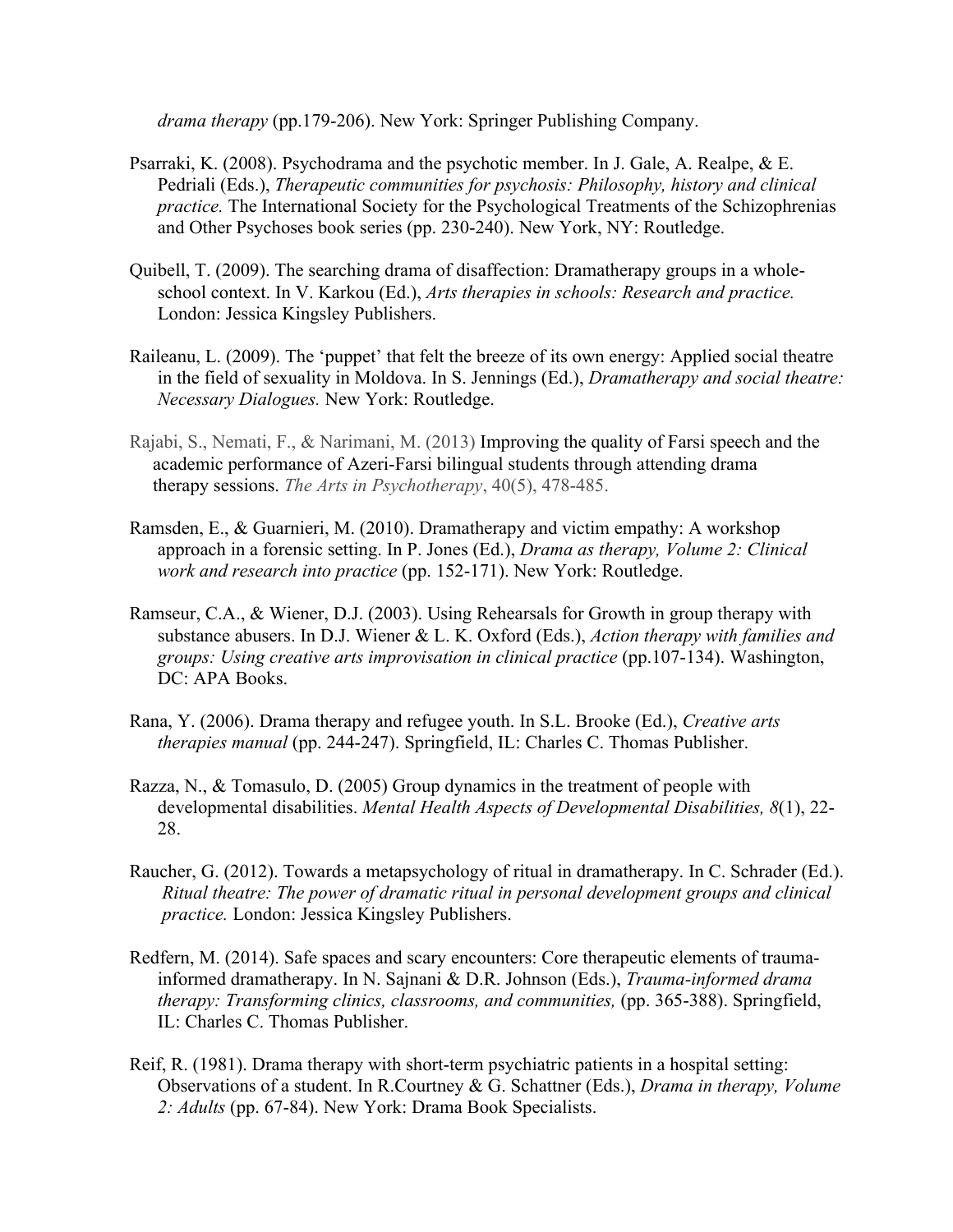*drama therapy* (pp.179-206). New York: Springer Publishing Company.

Psarraki, K. (2008). Psychodrama and the psychotic member. In J. Gale, A. Realpe, & E. Pedriali (Eds.), *Therapeutic communities for psychosis: Philosophy, history and clinical practice.* The International Society for the Psychological Treatments of the Schizophrenias and Other Psychoses book series (pp. 230-240). New York, NY: Routledge.

Quibell, T. (2009). The searching drama of disaffection: Dramatherapy groups in a whole-school context. In V. Karkou (Ed.), *Arts therapies in schools: Research and practice.* London: Jessica Kingsley Publishers.

Raileanu, L. (2009). The 'puppet' that felt the breeze of its own energy: Applied social theatre in the field of sexuality in Moldova. In S. Jennings (Ed.), *Dramatherapy and social theatre: Necessary Dialogues.* New York: Routledge.

Rajabi, S., Nemati, F., & Narimani, M. (2013) Improving the quality of Farsi speech and the academic performance of Azeri-Farsi bilingual students through attending drama therapy sessions. *The Arts in Psychotherapy*, 40(5), 478-485.

Ramsden, E., & Guarnieri, M. (2010). Dramatherapy and victim empathy: A workshop approach in a forensic setting. In P. Jones (Ed.), *Drama as therapy, Volume 2: Clinical work and research into practice* (pp. 152-171). New York: Routledge.

Ramseur, C.A., & Wiener, D.J. (2003). Using Rehearsals for Growth in group therapy with substance abusers. In D.J. Wiener & L. K. Oxford (Eds.), *Action therapy with families and groups: Using creative arts improvisation in clinical practice* (pp.107-134). Washington, DC: APA Books.

Rana, Y. (2006). Drama therapy and refugee youth. In S.L. Brooke (Ed.), *Creative arts therapies manual* (pp. 244-247). Springfield, IL: Charles C. Thomas Publisher.

Razza, N., & Tomasulo, D. (2005) Group dynamics in the treatment of people with developmental disabilities. *Mental Health Aspects of Developmental Disabilities, 8*(1), 22-28.

Raucher, G. (2012). Towards a metapsychology of ritual in dramatherapy. In C. Schrader (Ed.). *Ritual theatre: The power of dramatic ritual in personal development groups and clinical practice.* London: Jessica Kingsley Publishers.

Redfern, M. (2014). Safe spaces and scary encounters: Core therapeutic elements of trauma-informed dramatherapy. In N. Sajnani & D.R. Johnson (Eds.), *Trauma-informed drama therapy: Transforming clinics, classrooms, and communities,* (pp. 365-388). Springfield, IL: Charles C. Thomas Publisher.

Reif, R. (1981). Drama therapy with short-term psychiatric patients in a hospital setting: Observations of a student. In R.Courtney & G. Schattner (Eds.), *Drama in therapy, Volume 2: Adults* (pp. 67-84). New York: Drama Book Specialists.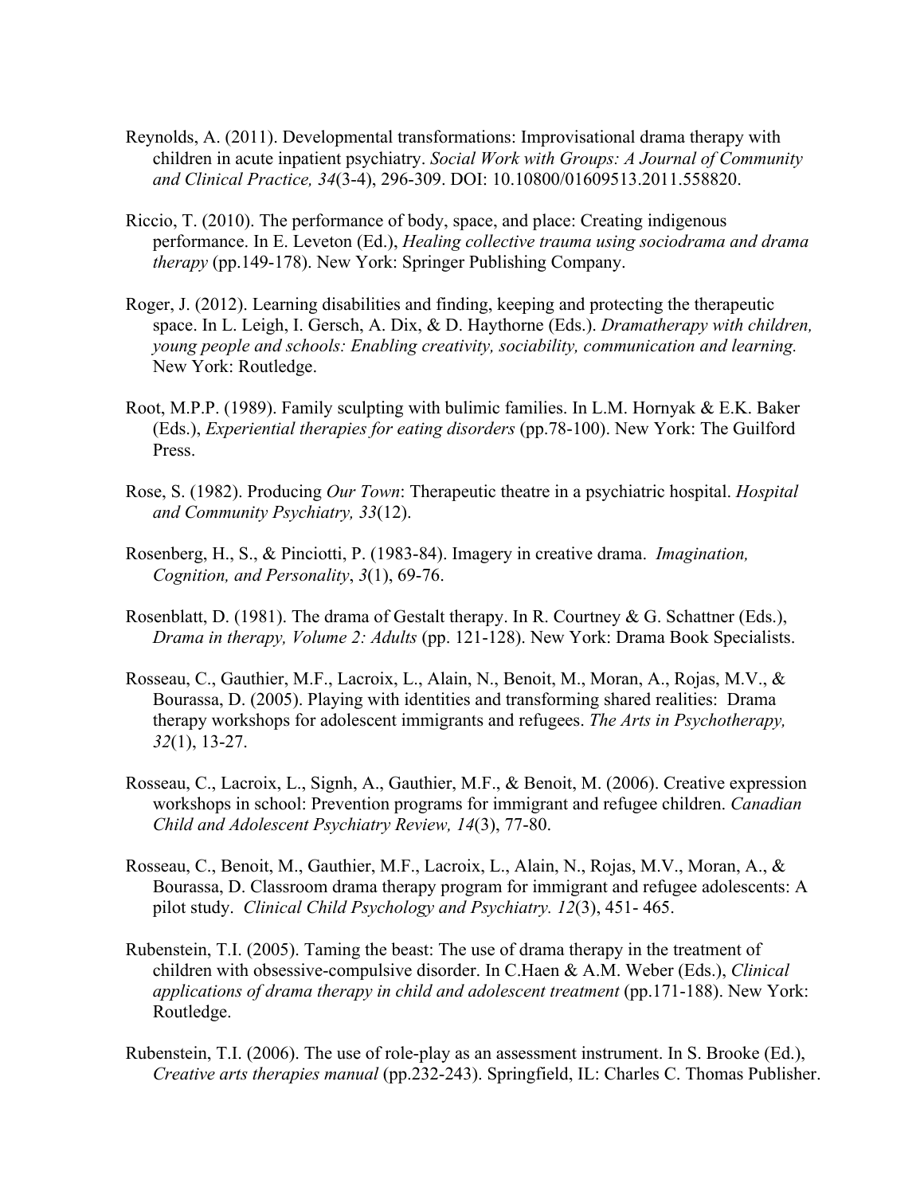Reynolds, A. (2011). Developmental transformations: Improvisational drama therapy with children in acute inpatient psychiatry. *Social Work with Groups: A Journal of Community and Clinical Practice, 34*(3-4), 296-309. DOI: 10.10800/01609513.2011.558820.

Riccio, T. (2010). The performance of body, space, and place: Creating indigenous performance. In E. Leveton (Ed.), *Healing collective trauma using sociodrama and drama therapy* (pp.149-178). New York: Springer Publishing Company.

Roger, J. (2012). Learning disabilities and finding, keeping and protecting the therapeutic space. In L. Leigh, I. Gersch, A. Dix, & D. Haythorne (Eds.). *Dramatherapy with children, young people and schools: Enabling creativity, sociability, communication and learning.* New York: Routledge.

Root, M.P.P. (1989). Family sculpting with bulimic families. In L.M. Hornyak & E.K. Baker (Eds.), *Experiential therapies for eating disorders* (pp.78-100). New York: The Guilford Press.

Rose, S. (1982). Producing *Our Town*: Therapeutic theatre in a psychiatric hospital. *Hospital and Community Psychiatry, 33*(12).

Rosenberg, H., S., & Pinciotti, P. (1983-84). Imagery in creative drama. *Imagination, Cognition, and Personality*, *3*(1), 69-76.

Rosenblatt, D. (1981). The drama of Gestalt therapy. In R. Courtney & G. Schattner (Eds.), *Drama in therapy, Volume 2: Adults* (pp. 121-128). New York: Drama Book Specialists.

Rosseau, C., Gauthier, M.F., Lacroix, L., Alain, N., Benoit, M., Moran, A., Rojas, M.V., & Bourassa, D. (2005). Playing with identities and transforming shared realities: Drama therapy workshops for adolescent immigrants and refugees. *The Arts in Psychotherapy, 32*(1), 13-27.

Rosseau, C., Lacroix, L., Signh, A., Gauthier, M.F., & Benoit, M. (2006). Creative expression workshops in school: Prevention programs for immigrant and refugee children. *Canadian Child and Adolescent Psychiatry Review, 14*(3), 77-80.

Rosseau, C., Benoit, M., Gauthier, M.F., Lacroix, L., Alain, N., Rojas, M.V., Moran, A., & Bourassa, D. Classroom drama therapy program for immigrant and refugee adolescents: A pilot study. *Clinical Child Psychology and Psychiatry. 12*(3), 451- 465.

Rubenstein, T.I. (2005). Taming the beast: The use of drama therapy in the treatment of children with obsessive-compulsive disorder. In C.Haen & A.M. Weber (Eds.), *Clinical applications of drama therapy in child and adolescent treatment* (pp.171-188). New York: Routledge.

Rubenstein, T.I. (2006). The use of role-play as an assessment instrument. In S. Brooke (Ed.), *Creative arts therapies manual* (pp.232-243). Springfield, IL: Charles C. Thomas Publisher.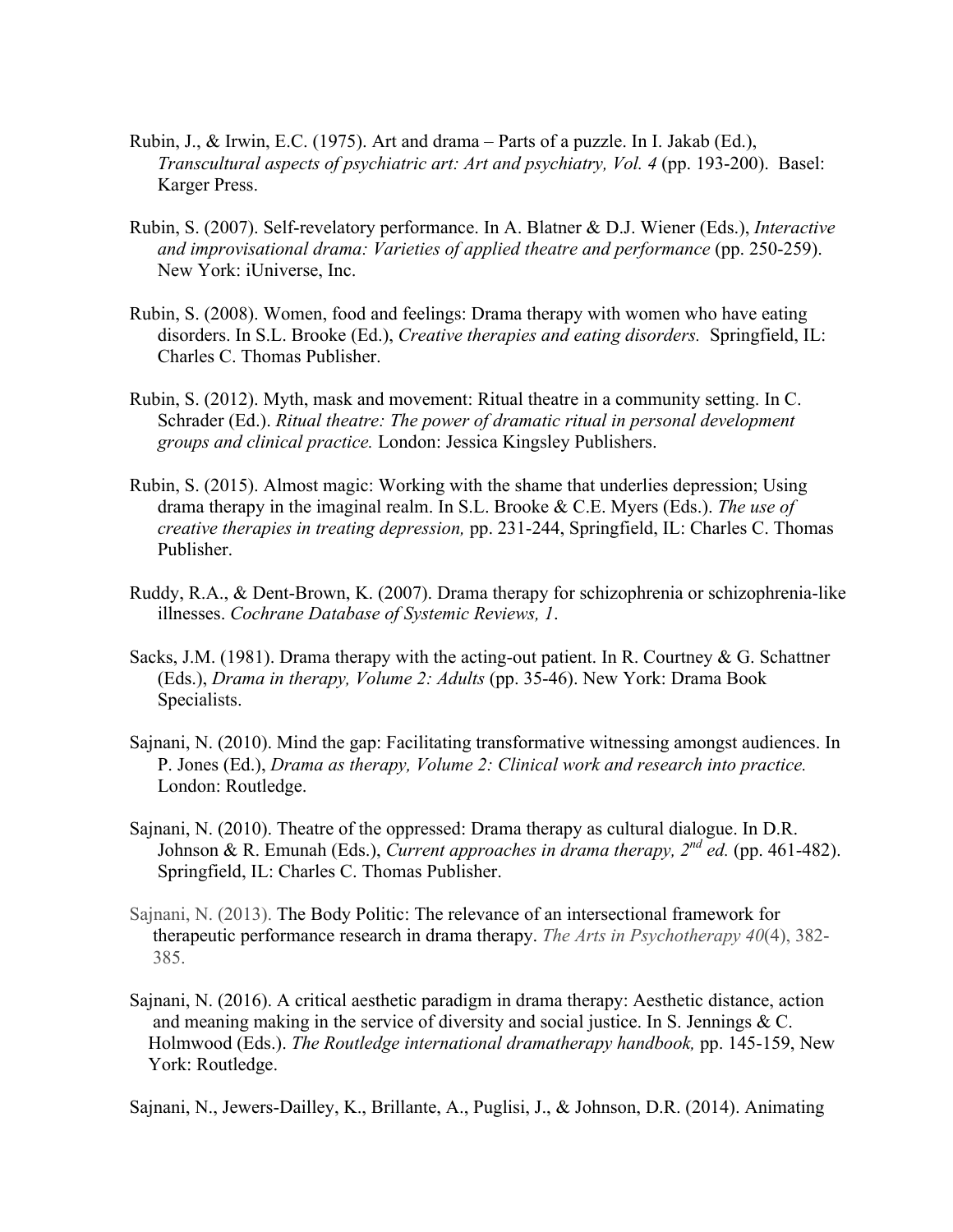Rubin, J., & Irwin, E.C. (1975). Art and drama – Parts of a puzzle. In I. Jakab (Ed.), *Transcultural aspects of psychiatric art: Art and psychiatry, Vol. 4* (pp. 193-200). Basel: Karger Press.

Rubin, S. (2007). Self-revelatory performance. In A. Blatner & D.J. Wiener (Eds.), *Interactive and improvisational drama: Varieties of applied theatre and performance* (pp. 250-259). New York: iUniverse, Inc.

Rubin, S. (2008). Women, food and feelings: Drama therapy with women who have eating disorders. In S.L. Brooke (Ed.), *Creative therapies and eating disorders.* Springfield, IL: Charles C. Thomas Publisher.

Rubin, S. (2012). Myth, mask and movement: Ritual theatre in a community setting. In C. Schrader (Ed.). *Ritual theatre: The power of dramatic ritual in personal development groups and clinical practice.* London: Jessica Kingsley Publishers.

Rubin, S. (2015). Almost magic: Working with the shame that underlies depression; Using drama therapy in the imaginal realm. In S.L. Brooke & C.E. Myers (Eds.). *The use of creative therapies in treating depression,* pp. 231-244, Springfield, IL: Charles C. Thomas Publisher.

Ruddy, R.A., & Dent-Brown, K. (2007). Drama therapy for schizophrenia or schizophrenia-like illnesses. *Cochrane Database of Systemic Reviews, 1*.

Sacks, J.M. (1981). Drama therapy with the acting-out patient. In R. Courtney & G. Schattner (Eds.), *Drama in therapy, Volume 2: Adults* (pp. 35-46). New York: Drama Book Specialists.

Sajnani, N. (2010). Mind the gap: Facilitating transformative witnessing amongst audiences. In P. Jones (Ed.), *Drama as therapy, Volume 2: Clinical work and research into practice.* London: Routledge.

Sajnani, N. (2010). Theatre of the oppressed: Drama therapy as cultural dialogue. In D.R. Johnson & R. Emunah (Eds.), *Current approaches in drama therapy, 2nd ed.* (pp. 461-482). Springfield, IL: Charles C. Thomas Publisher.

Sajnani, N. (2013). The Body Politic: The relevance of an intersectional framework for therapeutic performance research in drama therapy. *The Arts in Psychotherapy 40*(4), 382-385.

Sajnani, N. (2016). A critical aesthetic paradigm in drama therapy: Aesthetic distance, action and meaning making in the service of diversity and social justice. In S. Jennings & C. Holmwood (Eds.). *The Routledge international dramatherapy handbook,* pp. 145-159, New York: Routledge.

Sajnani, N., Jewers-Dailley, K., Brillante, A., Puglisi, J., & Johnson, D.R. (2014). Animating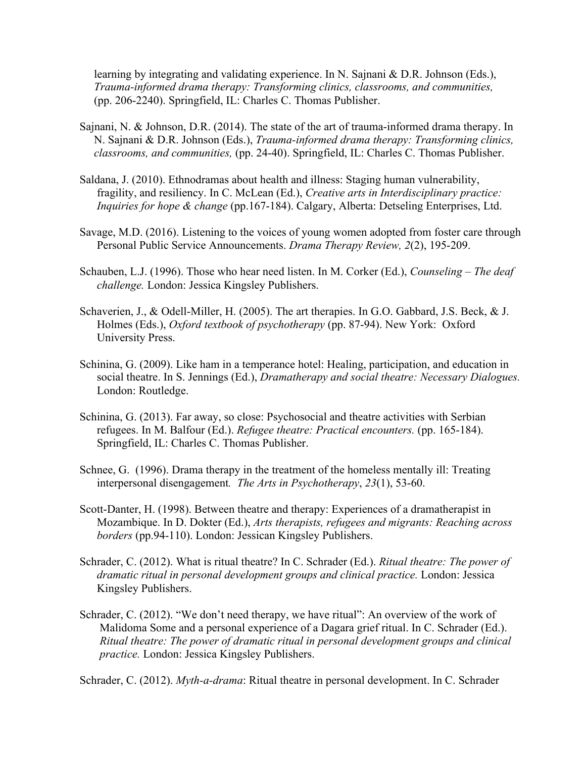learning by integrating and validating experience. In N. Sajnani & D.R. Johnson (Eds.), *Trauma-informed drama therapy: Transforming clinics, classrooms, and communities,* (pp. 206-2240). Springfield, IL: Charles C. Thomas Publisher.

Sajnani, N. & Johnson, D.R. (2014). The state of the art of trauma-informed drama therapy. In N. Sajnani & D.R. Johnson (Eds.), *Trauma-informed drama therapy: Transforming clinics, classrooms, and communities,* (pp. 24-40). Springfield, IL: Charles C. Thomas Publisher.

Saldana, J. (2010). Ethnodramas about health and illness: Staging human vulnerability, fragility, and resiliency. In C. McLean (Ed.), *Creative arts in Interdisciplinary practice: Inquiries for hope & change* (pp.167-184). Calgary, Alberta: Detseling Enterprises, Ltd.

Savage, M.D. (2016). Listening to the voices of young women adopted from foster care through Personal Public Service Announcements. *Drama Therapy Review, 2*(2), 195-209.

Schauben, L.J. (1996). Those who hear need listen. In M. Corker (Ed.), *Counseling – The deaf challenge.* London: Jessica Kingsley Publishers.

Schaverien, J., & Odell-Miller, H. (2005). The art therapies. In G.O. Gabbard, J.S. Beck, & J. Holmes (Eds.), *Oxford textbook of psychotherapy* (pp. 87-94). New York: Oxford University Press.

Schinina, G. (2009). Like ham in a temperance hotel: Healing, participation, and education in social theatre. In S. Jennings (Ed.), *Dramatherapy and social theatre: Necessary Dialogues.* London: Routledge.

Schinina, G. (2013). Far away, so close: Psychosocial and theatre activities with Serbian refugees. In M. Balfour (Ed.). *Refugee theatre: Practical encounters.* (pp. 165-184). Springfield, IL: Charles C. Thomas Publisher.

Schnee, G. (1996). Drama therapy in the treatment of the homeless mentally ill: Treating interpersonal disengagement*. The Arts in Psychotherapy*, *23*(1), 53-60.

Scott-Danter, H. (1998). Between theatre and therapy: Experiences of a dramatherapist in Mozambique. In D. Dokter (Ed.), *Arts therapists, refugees and migrants: Reaching across borders* (pp.94-110). London: Jessican Kingsley Publishers.

Schrader, C. (2012). What is ritual theatre? In C. Schrader (Ed.). *Ritual theatre: The power of dramatic ritual in personal development groups and clinical practice.* London: Jessica Kingsley Publishers.

Schrader, C. (2012). "We don't need therapy, we have ritual": An overview of the work of Malidoma Some and a personal experience of a Dagara grief ritual. In C. Schrader (Ed.). *Ritual theatre: The power of dramatic ritual in personal development groups and clinical practice.* London: Jessica Kingsley Publishers.

Schrader, C. (2012). *Myth-a-drama*: Ritual theatre in personal development. In C. Schrader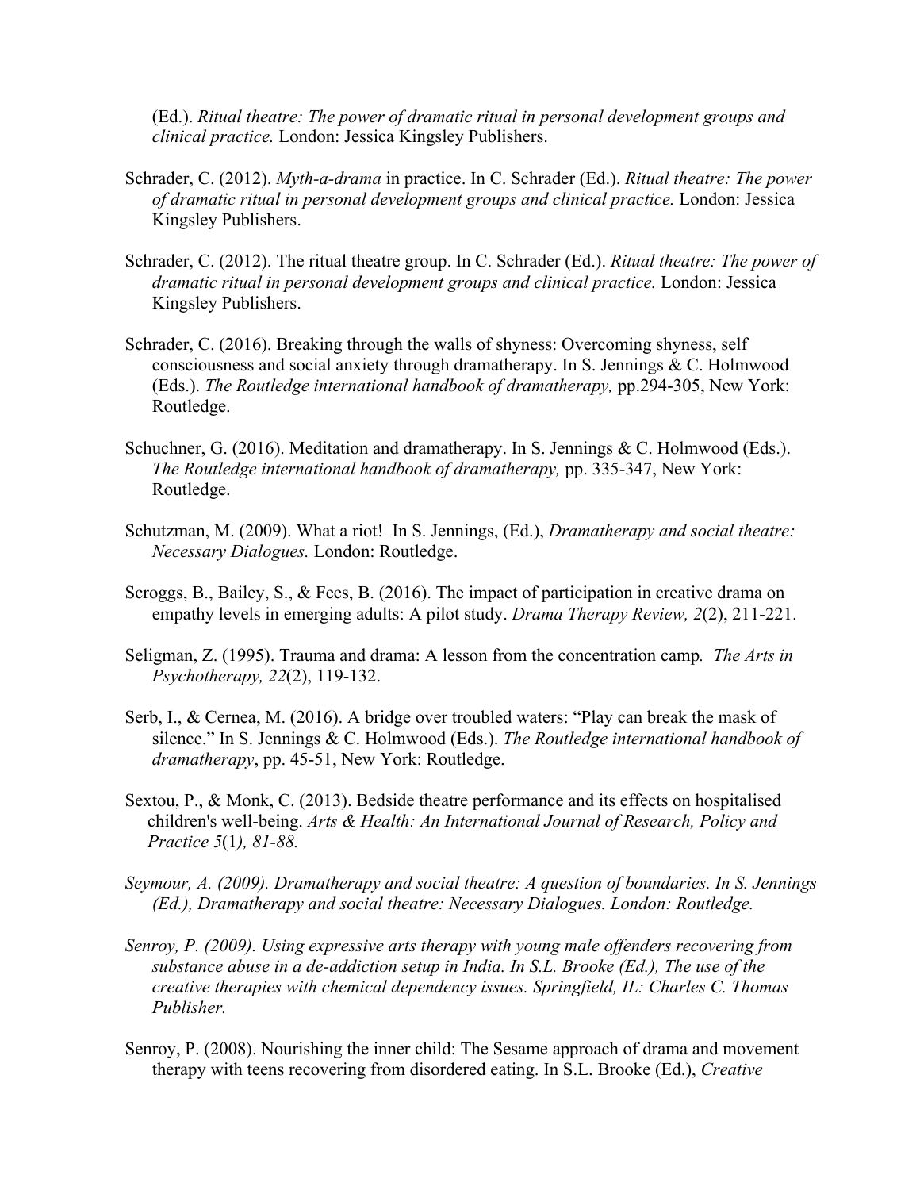(Ed.). *Ritual theatre: The power of dramatic ritual in personal development groups and clinical practice.* London: Jessica Kingsley Publishers.

Schrader, C. (2012). *Myth-a-drama* in practice. In C. Schrader (Ed.). *Ritual theatre: The power of dramatic ritual in personal development groups and clinical practice.* London: Jessica Kingsley Publishers.

Schrader, C. (2012). The ritual theatre group. In C. Schrader (Ed.). *Ritual theatre: The power of dramatic ritual in personal development groups and clinical practice.* London: Jessica Kingsley Publishers.

Schrader, C. (2016). Breaking through the walls of shyness: Overcoming shyness, self consciousness and social anxiety through dramatherapy. In S. Jennings & C. Holmwood (Eds.). *The Routledge international handbook of dramatherapy,* pp.294-305, New York: Routledge.

Schuchner, G. (2016). Meditation and dramatherapy. In S. Jennings & C. Holmwood (Eds.). *The Routledge international handbook of dramatherapy,* pp. 335-347, New York: Routledge.

Schutzman, M. (2009). What a riot! In S. Jennings, (Ed.), *Dramatherapy and social theatre: Necessary Dialogues.* London: Routledge.

Scroggs, B., Bailey, S., & Fees, B. (2016). The impact of participation in creative drama on empathy levels in emerging adults: A pilot study. *Drama Therapy Review, 2*(2), 211-221.

Seligman, Z. (1995). Trauma and drama: A lesson from the concentration camp. *The Arts in Psychotherapy, 22*(2), 119-132.

Serb, I., & Cernea, M. (2016). A bridge over troubled waters: "Play can break the mask of silence." In S. Jennings & C. Holmwood (Eds.). *The Routledge international handbook of dramatherapy*, pp. 45-51, New York: Routledge.

Sextou, P., & Monk, C. (2013). Bedside theatre performance and its effects on hospitalised children's well-being. *Arts & Health: An International Journal of Research, Policy and Practice 5*(1*), 81-88.*

*Seymour, A. (2009). Dramatherapy and social theatre: A question of boundaries. In S. Jennings (Ed.), Dramatherapy and social theatre: Necessary Dialogues. London: Routledge.*

*Senroy, P. (2009). Using expressive arts therapy with young male offenders recovering from substance abuse in a de-addiction setup in India. In S.L. Brooke (Ed.), The use of the creative therapies with chemical dependency issues. Springfield, IL: Charles C. Thomas Publisher.*

Senroy, P. (2008). Nourishing the inner child: The Sesame approach of drama and movement therapy with teens recovering from disordered eating. In S.L. Brooke (Ed.), *Creative*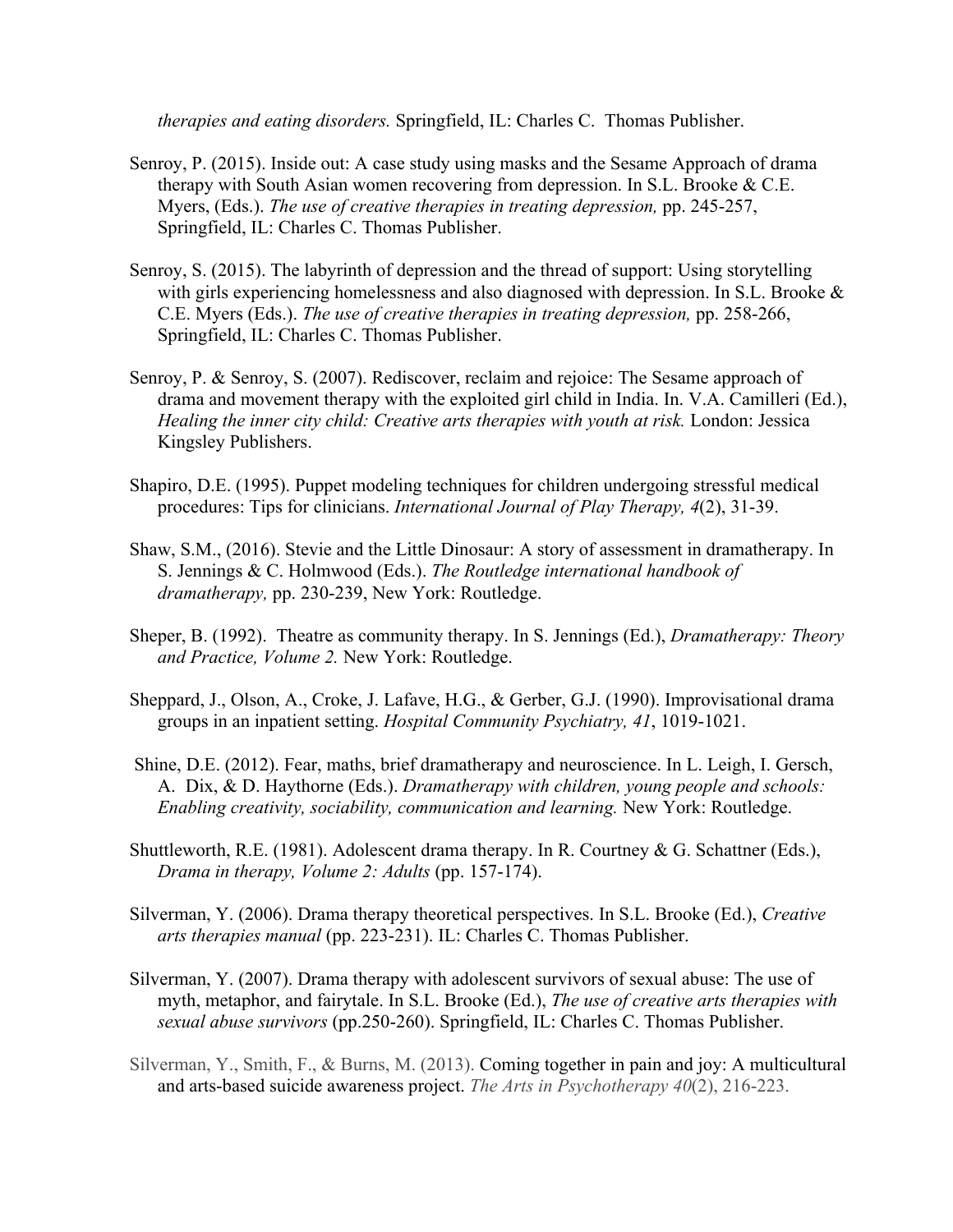*therapies and eating disorders.* Springfield, IL: Charles C. Thomas Publisher.

Senroy, P. (2015). Inside out: A case study using masks and the Sesame Approach of drama therapy with South Asian women recovering from depression. In S.L. Brooke & C.E. Myers, (Eds.). *The use of creative therapies in treating depression,* pp. 245-257, Springfield, IL: Charles C. Thomas Publisher.

Senroy, S. (2015). The labyrinth of depression and the thread of support: Using storytelling with girls experiencing homelessness and also diagnosed with depression. In S.L. Brooke & C.E. Myers (Eds.). *The use of creative therapies in treating depression,* pp. 258-266, Springfield, IL: Charles C. Thomas Publisher.

Senroy, P. & Senroy, S. (2007). Rediscover, reclaim and rejoice: The Sesame approach of drama and movement therapy with the exploited girl child in India. In. V.A. Camilleri (Ed.), *Healing the inner city child: Creative arts therapies with youth at risk.* London: Jessica Kingsley Publishers.

Shapiro, D.E. (1995). Puppet modeling techniques for children undergoing stressful medical procedures: Tips for clinicians. *International Journal of Play Therapy, 4*(2), 31-39.

Shaw, S.M., (2016). Stevie and the Little Dinosaur: A story of assessment in dramatherapy. In S. Jennings & C. Holmwood (Eds.). *The Routledge international handbook of dramatherapy,* pp. 230-239, New York: Routledge.

Sheper, B. (1992). Theatre as community therapy. In S. Jennings (Ed.), *Dramatherapy: Theory and Practice, Volume 2.* New York: Routledge.

Sheppard, J., Olson, A., Croke, J. Lafave, H.G., & Gerber, G.J. (1990). Improvisational drama groups in an inpatient setting. *Hospital Community Psychiatry, 41*, 1019-1021.

Shine, D.E. (2012). Fear, maths, brief dramatherapy and neuroscience. In L. Leigh, I. Gersch, A. Dix, & D. Haythorne (Eds.). *Dramatherapy with children, young people and schools: Enabling creativity, sociability, communication and learning.* New York: Routledge.

Shuttleworth, R.E. (1981). Adolescent drama therapy. In R. Courtney & G. Schattner (Eds.), *Drama in therapy, Volume 2: Adults* (pp. 157-174).

Silverman, Y. (2006). Drama therapy theoretical perspectives. In S.L. Brooke (Ed.), *Creative arts therapies manual* (pp. 223-231). IL: Charles C. Thomas Publisher.

Silverman, Y. (2007). Drama therapy with adolescent survivors of sexual abuse: The use of myth, metaphor, and fairytale. In S.L. Brooke (Ed.), *The use of creative arts therapies with sexual abuse survivors* (pp.250-260). Springfield, IL: Charles C. Thomas Publisher.

Silverman, Y., Smith, F., & Burns, M. (2013). Coming together in pain and joy: A multicultural and arts-based suicide awareness project. *The Arts in Psychotherapy 40*(2), 216-223.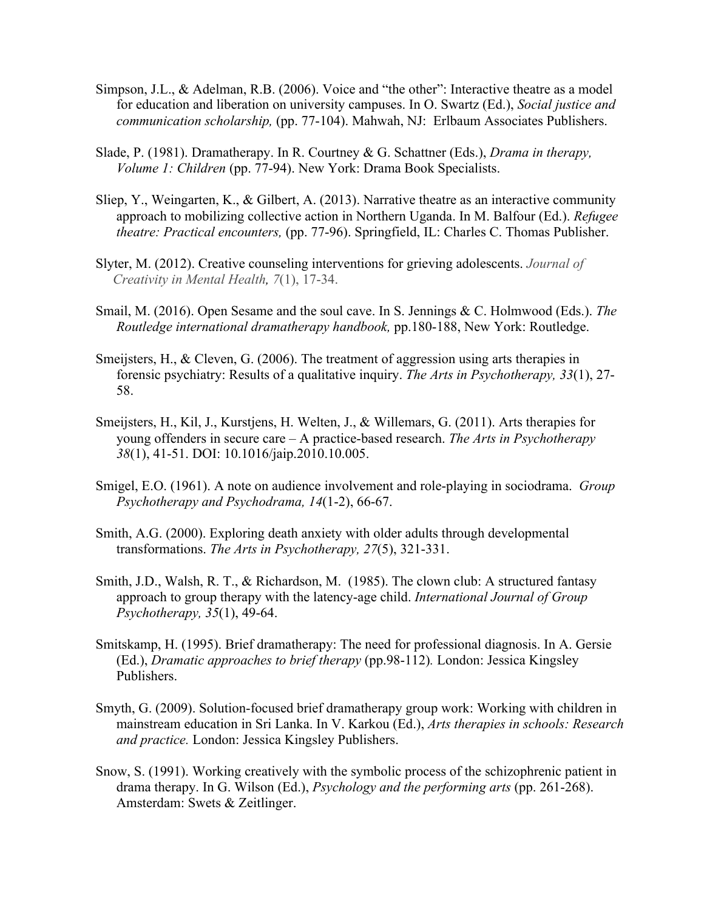Simpson, J.L., & Adelman, R.B. (2006). Voice and "the other": Interactive theatre as a model for education and liberation on university campuses. In O. Swartz (Ed.), *Social justice and communication scholarship,* (pp. 77-104). Mahwah, NJ: Erlbaum Associates Publishers.

Slade, P. (1981). Dramatherapy. In R. Courtney & G. Schattner (Eds.), *Drama in therapy, Volume 1: Children* (pp. 77-94). New York: Drama Book Specialists.

Sliep, Y., Weingarten, K., & Gilbert, A. (2013). Narrative theatre as an interactive community approach to mobilizing collective action in Northern Uganda. In M. Balfour (Ed.). *Refugee theatre: Practical encounters,* (pp. 77-96). Springfield, IL: Charles C. Thomas Publisher.

Slyter, M. (2012). Creative counseling interventions for grieving adolescents. *Journal of Creativity in Mental Health, 7*(1), 17-34.

Smail, M. (2016). Open Sesame and the soul cave. In S. Jennings & C. Holmwood (Eds.). *The Routledge international dramatherapy handbook,* pp.180-188, New York: Routledge.

Smeijsters, H., & Cleven, G. (2006). The treatment of aggression using arts therapies in forensic psychiatry: Results of a qualitative inquiry. *The Arts in Psychotherapy, 33*(1), 27-58.

Smeijsters, H., Kil, J., Kurstjens, H. Welten, J., & Willemars, G. (2011). Arts therapies for young offenders in secure care – A practice-based research. *The Arts in Psychotherapy 38*(1), 41-51. DOI: 10.1016/jaip.2010.10.005.

Smigel, E.O. (1961). A note on audience involvement and role-playing in sociodrama. *Group Psychotherapy and Psychodrama, 14*(1-2), 66-67.

Smith, A.G. (2000). Exploring death anxiety with older adults through developmental transformations. *The Arts in Psychotherapy, 27*(5), 321-331.

Smith, J.D., Walsh, R. T., & Richardson, M. (1985). The clown club: A structured fantasy approach to group therapy with the latency-age child. *International Journal of Group Psychotherapy, 35*(1), 49-64.

Smitskamp, H. (1995). Brief dramatherapy: The need for professional diagnosis. In A. Gersie (Ed.), *Dramatic approaches to brief therapy* (pp.98-112)*.* London: Jessica Kingsley Publishers.

Smyth, G. (2009). Solution-focused brief dramatherapy group work: Working with children in mainstream education in Sri Lanka. In V. Karkou (Ed.), *Arts therapies in schools: Research and practice.* London: Jessica Kingsley Publishers.

Snow, S. (1991). Working creatively with the symbolic process of the schizophrenic patient in drama therapy. In G. Wilson (Ed.), *Psychology and the performing arts* (pp. 261-268). Amsterdam: Swets & Zeitlinger.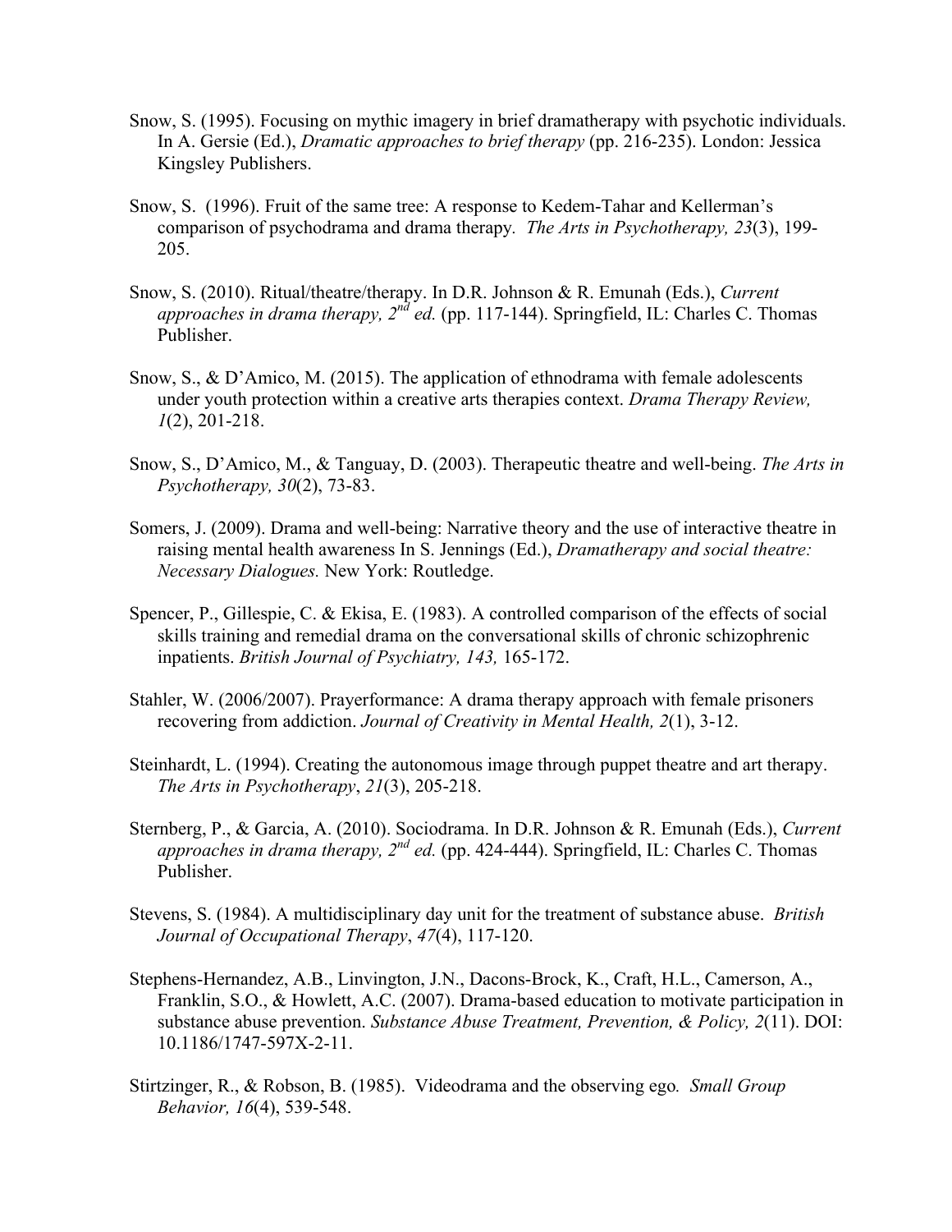Snow, S. (1995). Focusing on mythic imagery in brief dramatherapy with psychotic individuals. In A. Gersie (Ed.), *Dramatic approaches to brief therapy* (pp. 216-235). London: Jessica Kingsley Publishers.

Snow, S.  (1996). Fruit of the same tree: A response to Kedem-Tahar and Kellerman's comparison of psychodrama and drama therapy*.  The Arts in Psychotherapy, 23*(3), 199-205.

Snow, S. (2010). Ritual/theatre/therapy. In D.R. Johnson & R. Emunah (Eds.), *Current approaches in drama therapy, 2nd ed.* (pp. 117-144). Springfield, IL: Charles C. Thomas Publisher.

Snow, S., & D'Amico, M. (2015). The application of ethnodrama with female adolescents under youth protection within a creative arts therapies context. *Drama Therapy Review, 1*(2), 201-218.

Snow, S., D'Amico, M., & Tanguay, D. (2003). Therapeutic theatre and well-being. *The Arts in Psychotherapy, 30*(2), 73-83.

Somers, J. (2009). Drama and well-being: Narrative theory and the use of interactive theatre in raising mental health awareness In S. Jennings (Ed.), *Dramatherapy and social theatre: Necessary Dialogues.* New York: Routledge.

Spencer, P., Gillespie, C. & Ekisa, E. (1983). A controlled comparison of the effects of social skills training and remedial drama on the conversational skills of chronic schizophrenic inpatients. *British Journal of Psychiatry, 143,* 165-172.

Stahler, W. (2006/2007). Prayerformance: A drama therapy approach with female prisoners recovering from addiction. *Journal of Creativity in Mental Health, 2*(1), 3-12.

Steinhardt, L. (1994). Creating the autonomous image through puppet theatre and art therapy. *The Arts in Psychotherapy*, *21*(3), 205-218.

Sternberg, P., & Garcia, A. (2010). Sociodrama. In D.R. Johnson & R. Emunah (Eds.), *Current approaches in drama therapy, 2nd ed.* (pp. 424-444). Springfield, IL: Charles C. Thomas Publisher.

Stevens, S. (1984). A multidisciplinary day unit for the treatment of substance abuse.  *British Journal of Occupational Therapy*, *47*(4), 117-120.

Stephens-Hernandez, A.B., Linvington, J.N., Dacons-Brock, K., Craft, H.L., Camerson, A., Franklin, S.O., & Howlett, A.C. (2007). Drama-based education to motivate participation in substance abuse prevention. *Substance Abuse Treatment, Prevention, & Policy, 2*(11). DOI: 10.1186/1747-597X-2-11.

Stirtzinger, R., & Robson, B. (1985).  Videodrama and the observing ego*.  Small Group Behavior, 16*(4), 539-548.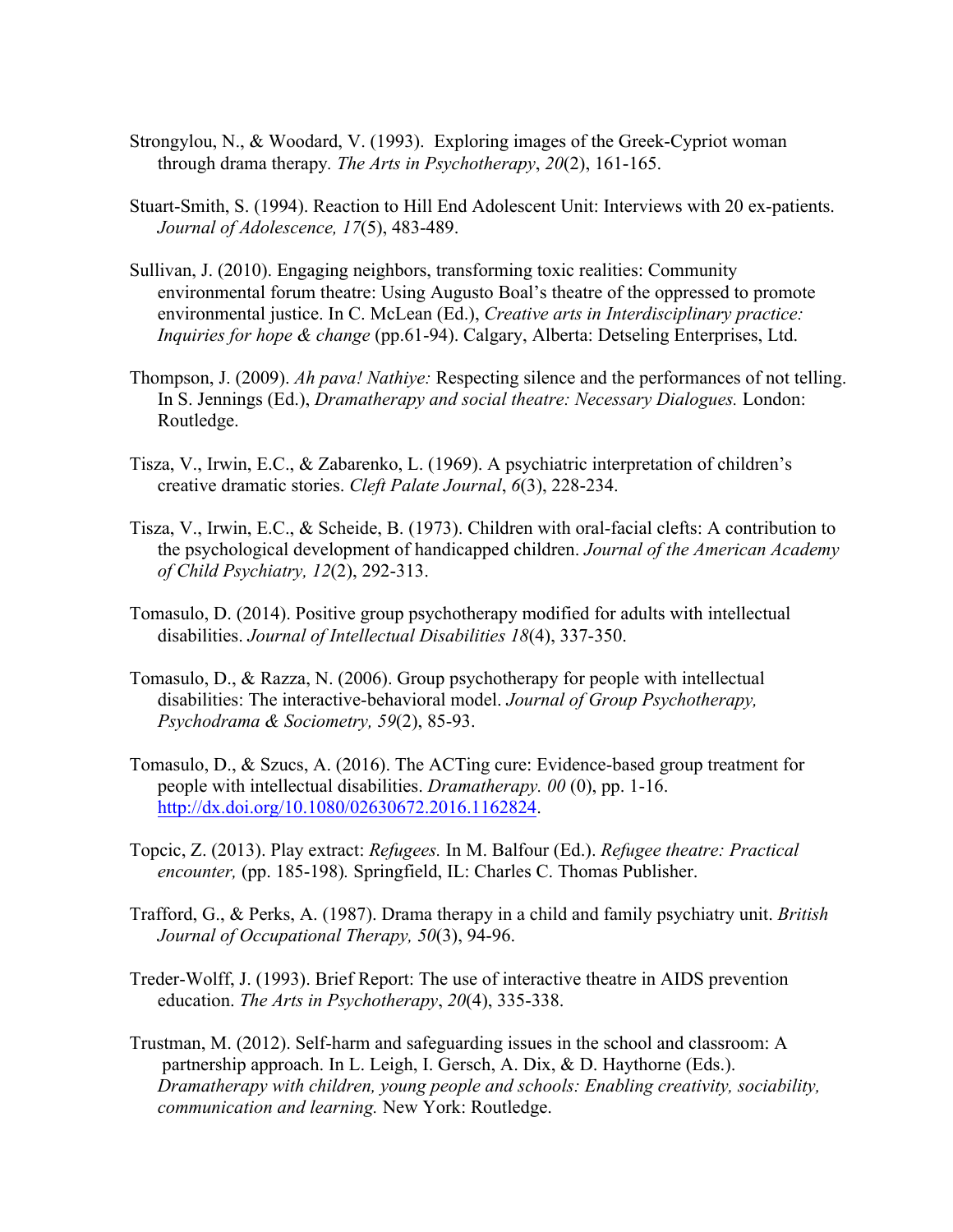Strongylou, N., & Woodard, V. (1993). Exploring images of the Greek-Cypriot woman through drama therapy. *The Arts in Psychotherapy*, *20*(2), 161-165.

Stuart-Smith, S. (1994). Reaction to Hill End Adolescent Unit: Interviews with 20 ex-patients. *Journal of Adolescence, 17*(5), 483-489.

Sullivan, J. (2010). Engaging neighbors, transforming toxic realities: Community environmental forum theatre: Using Augusto Boal's theatre of the oppressed to promote environmental justice. In C. McLean (Ed.), *Creative arts in Interdisciplinary practice: Inquiries for hope & change* (pp.61-94). Calgary, Alberta: Detseling Enterprises, Ltd.

Thompson, J. (2009). *Ah pava! Nathiye:* Respecting silence and the performances of not telling. In S. Jennings (Ed.), *Dramatherapy and social theatre: Necessary Dialogues.* London: Routledge.

Tisza, V., Irwin, E.C., & Zabarenko, L. (1969). A psychiatric interpretation of children's creative dramatic stories. *Cleft Palate Journal*, *6*(3), 228-234.

Tisza, V., Irwin, E.C., & Scheide, B. (1973). Children with oral-facial clefts: A contribution to the psychological development of handicapped children. *Journal of the American Academy of Child Psychiatry, 12*(2), 292-313.

Tomasulo, D. (2014). Positive group psychotherapy modified for adults with intellectual disabilities. *Journal of Intellectual Disabilities 18*(4), 337-350.

Tomasulo, D., & Razza, N. (2006). Group psychotherapy for people with intellectual disabilities: The interactive-behavioral model. *Journal of Group Psychotherapy, Psychodrama & Sociometry, 59*(2), 85-93.

Tomasulo, D., & Szucs, A. (2016). The ACTing cure: Evidence-based group treatment for people with intellectual disabilities. *Dramatherapy. 00* (0), pp. 1-16. http://dx.doi.org/10.1080/02630672.2016.1162824.

Topcic, Z. (2013). Play extract: *Refugees.* In M. Balfour (Ed.). *Refugee theatre: Practical encounter,* (pp. 185-198)*.* Springfield, IL: Charles C. Thomas Publisher.

Trafford, G., & Perks, A. (1987). Drama therapy in a child and family psychiatry unit. *British Journal of Occupational Therapy, 50*(3), 94-96.

Treder-Wolff, J. (1993). Brief Report: The use of interactive theatre in AIDS prevention education. *The Arts in Psychotherapy*, *20*(4), 335-338.

Trustman, M. (2012). Self-harm and safeguarding issues in the school and classroom: A partnership approach. In L. Leigh, I. Gersch, A. Dix, & D. Haythorne (Eds.). *Dramatherapy with children, young people and schools: Enabling creativity, sociability, communication and learning.* New York: Routledge.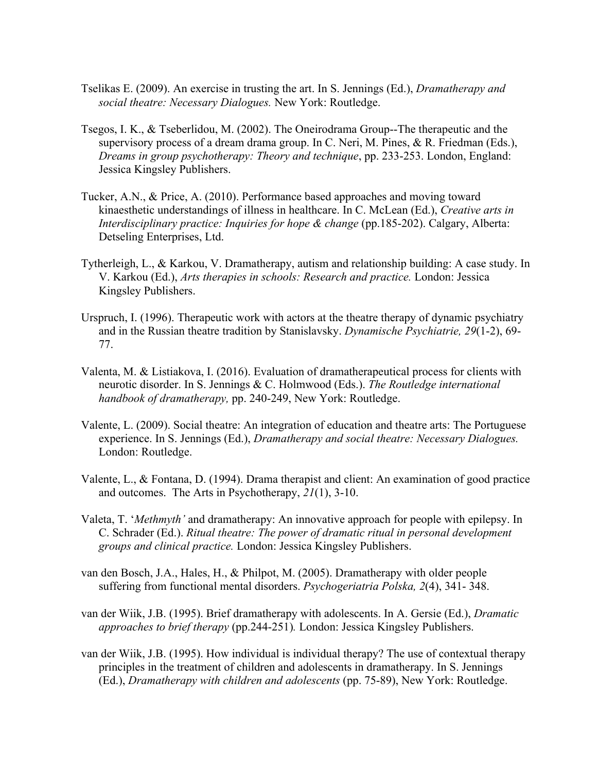Tselikas E. (2009). An exercise in trusting the art. In S. Jennings (Ed.), *Dramatherapy and social theatre: Necessary Dialogues.* New York: Routledge.

Tsegos, I. K., & Tseberlidou, M. (2002). The Oneirodrama Group--The therapeutic and the supervisory process of a dream drama group. In C. Neri, M. Pines, & R. Friedman (Eds.), *Dreams in group psychotherapy: Theory and technique*, pp. 233-253. London, England: Jessica Kingsley Publishers.

Tucker, A.N., & Price, A. (2010). Performance based approaches and moving toward kinaesthetic understandings of illness in healthcare. In C. McLean (Ed.), *Creative arts in Interdisciplinary practice: Inquiries for hope & change* (pp.185-202). Calgary, Alberta: Detseling Enterprises, Ltd.

Tytherleigh, L., & Karkou, V. Dramatherapy, autism and relationship building: A case study. In V. Karkou (Ed.), *Arts therapies in schools: Research and practice.* London: Jessica Kingsley Publishers.

Urspruch, I. (1996). Therapeutic work with actors at the theatre therapy of dynamic psychiatry and in the Russian theatre tradition by Stanislavsky. *Dynamische Psychiatrie, 29*(1-2), 69-77.

Valenta, M. & Listiakova, I. (2016). Evaluation of dramatherapeutical process for clients with neurotic disorder. In S. Jennings & C. Holmwood (Eds.). *The Routledge international handbook of dramatherapy,* pp. 240-249, New York: Routledge.

Valente, L. (2009). Social theatre: An integration of education and theatre arts: The Portuguese experience. In S. Jennings (Ed.), *Dramatherapy and social theatre: Necessary Dialogues.* London: Routledge.

Valente, L., & Fontana, D. (1994). Drama therapist and client: An examination of good practice and outcomes. The Arts in Psychotherapy, *21*(1), 3-10.

Valeta, T. '*Methmyth'* and dramatherapy: An innovative approach for people with epilepsy. In C. Schrader (Ed.). *Ritual theatre: The power of dramatic ritual in personal development groups and clinical practice.* London: Jessica Kingsley Publishers.

van den Bosch, J.A., Hales, H., & Philpot, M. (2005). Dramatherapy with older people suffering from functional mental disorders. *Psychogeriatria Polska, 2*(4), 341- 348.

van der Wiik, J.B. (1995). Brief dramatherapy with adolescents. In A. Gersie (Ed.), *Dramatic approaches to brief therapy* (pp.244-251)*.* London: Jessica Kingsley Publishers.

van der Wiik, J.B. (1995). How individual is individual therapy? The use of contextual therapy principles in the treatment of children and adolescents in dramatherapy. In S. Jennings (Ed.), *Dramatherapy with children and adolescents* (pp. 75-89), New York: Routledge.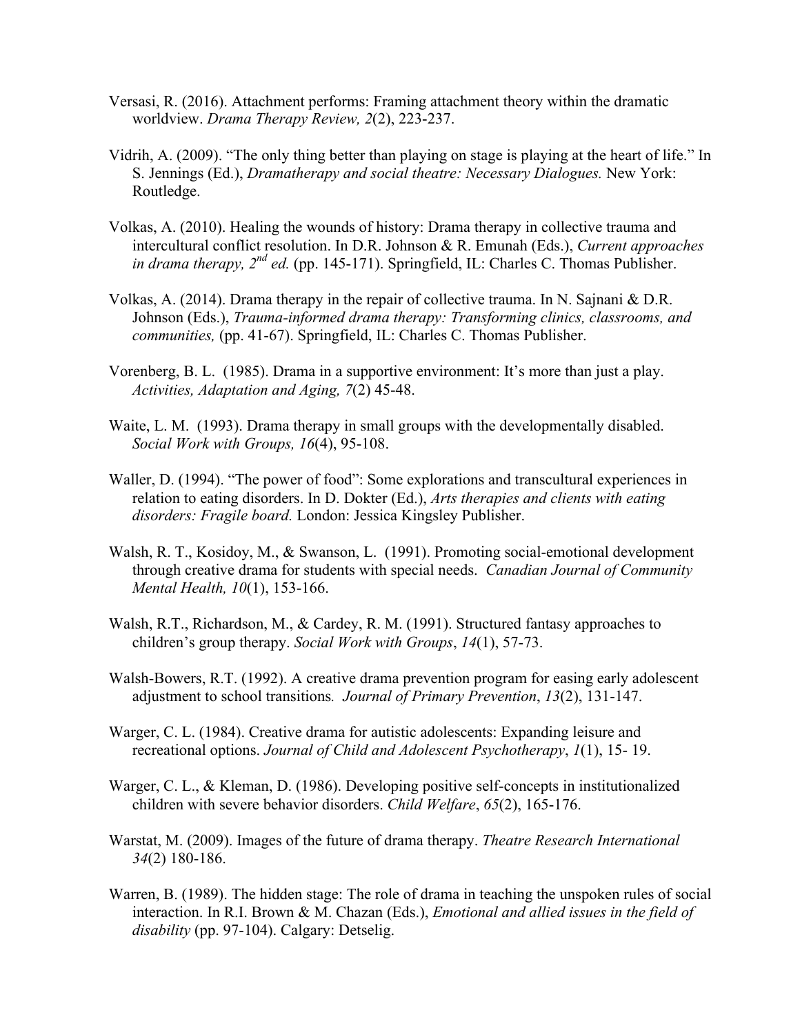Versasi, R. (2016). Attachment performs: Framing attachment theory within the dramatic worldview. *Drama Therapy Review, 2*(2), 223-237.

Vidrih, A. (2009). "The only thing better than playing on stage is playing at the heart of life." In S. Jennings (Ed.), *Dramatherapy and social theatre: Necessary Dialogues.* New York: Routledge.

Volkas, A. (2010). Healing the wounds of history: Drama therapy in collective trauma and intercultural conflict resolution. In D.R. Johnson & R. Emunah (Eds.), *Current approaches in drama therapy, 2nd ed.* (pp. 145-171). Springfield, IL: Charles C. Thomas Publisher.

Volkas, A. (2014). Drama therapy in the repair of collective trauma. In N. Sajnani & D.R. Johnson (Eds.), *Trauma-informed drama therapy: Transforming clinics, classrooms, and communities,* (pp. 41-67). Springfield, IL: Charles C. Thomas Publisher.

Vorenberg, B. L. (1985). Drama in a supportive environment: It's more than just a play. *Activities, Adaptation and Aging, 7*(2) 45-48.

Waite, L. M. (1993). Drama therapy in small groups with the developmentally disabled. *Social Work with Groups, 16*(4), 95-108.

Waller, D. (1994). "The power of food": Some explorations and transcultural experiences in relation to eating disorders. In D. Dokter (Ed.), *Arts therapies and clients with eating disorders: Fragile board.* London: Jessica Kingsley Publisher.

Walsh, R. T., Kosidoy, M., & Swanson, L. (1991). Promoting social-emotional development through creative drama for students with special needs. *Canadian Journal of Community Mental Health, 10*(1), 153-166.

Walsh, R.T., Richardson, M., & Cardey, R. M. (1991). Structured fantasy approaches to children's group therapy. *Social Work with Groups*, *14*(1), 57-73.

Walsh-Bowers, R.T. (1992). A creative drama prevention program for easing early adolescent adjustment to school transitions. *Journal of Primary Prevention*, *13*(2), 131-147.

Warger, C. L. (1984). Creative drama for autistic adolescents: Expanding leisure and recreational options. *Journal of Child and Adolescent Psychotherapy*, *1*(1), 15- 19.

Warger, C. L., & Kleman, D. (1986). Developing positive self-concepts in institutionalized children with severe behavior disorders. *Child Welfare*, *65*(2), 165-176.

Warstat, M. (2009). Images of the future of drama therapy. *Theatre Research International 34*(2) 180-186.

Warren, B. (1989). The hidden stage: The role of drama in teaching the unspoken rules of social interaction. In R.I. Brown & M. Chazan (Eds.), *Emotional and allied issues in the field of disability* (pp. 97-104). Calgary: Detselig.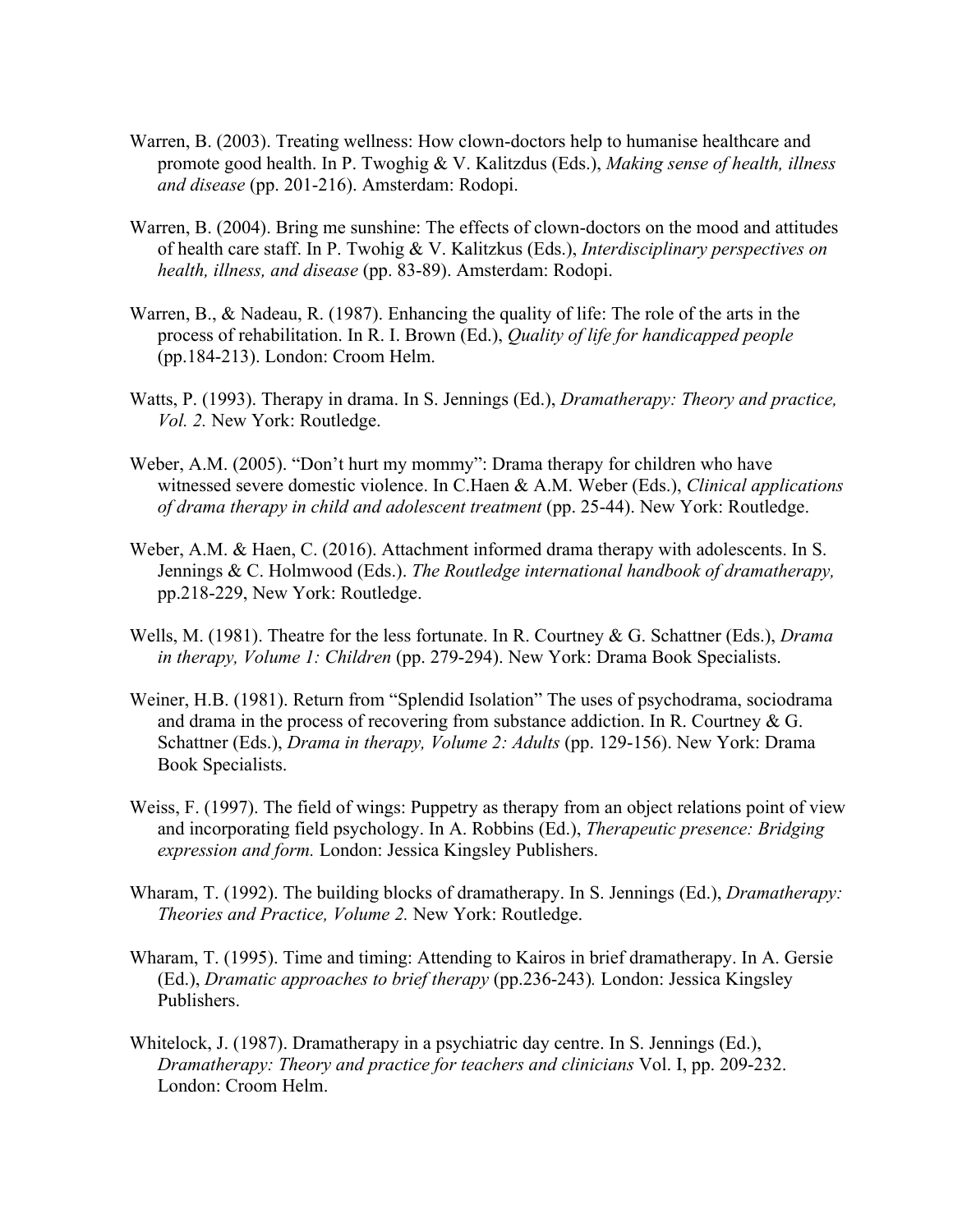Warren, B. (2003). Treating wellness: How clown-doctors help to humanise healthcare and promote good health. In P. Twoghig & V. Kalitzdus (Eds.), *Making sense of health, illness and disease* (pp. 201-216). Amsterdam: Rodopi.

Warren, B. (2004). Bring me sunshine: The effects of clown-doctors on the mood and attitudes of health care staff. In P. Twohig & V. Kalitzkus (Eds.), *Interdisciplinary perspectives on health, illness, and disease* (pp. 83-89). Amsterdam: Rodopi.

Warren, B., & Nadeau, R. (1987). Enhancing the quality of life: The role of the arts in the process of rehabilitation. In R. I. Brown (Ed.), *Quality of life for handicapped people* (pp.184-213). London: Croom Helm.

Watts, P. (1993). Therapy in drama. In S. Jennings (Ed.), *Dramatherapy: Theory and practice, Vol. 2.* New York: Routledge.

Weber, A.M. (2005). "Don't hurt my mommy": Drama therapy for children who have witnessed severe domestic violence. In C.Haen & A.M. Weber (Eds.), *Clinical applications of drama therapy in child and adolescent treatment* (pp. 25-44). New York: Routledge.

Weber, A.M. & Haen, C. (2016). Attachment informed drama therapy with adolescents. In S. Jennings & C. Holmwood (Eds.). *The Routledge international handbook of dramatherapy,* pp.218-229, New York: Routledge.

Wells, M. (1981). Theatre for the less fortunate. In R. Courtney & G. Schattner (Eds.), *Drama in therapy, Volume 1: Children* (pp. 279-294). New York: Drama Book Specialists.

Weiner, H.B. (1981). Return from "Splendid Isolation" The uses of psychodrama, sociodrama and drama in the process of recovering from substance addiction. In R. Courtney & G. Schattner (Eds.), *Drama in therapy, Volume 2: Adults* (pp. 129-156). New York: Drama Book Specialists.

Weiss, F. (1997). The field of wings: Puppetry as therapy from an object relations point of view and incorporating field psychology. In A. Robbins (Ed.), *Therapeutic presence: Bridging expression and form.* London: Jessica Kingsley Publishers.

Wharam, T. (1992). The building blocks of dramatherapy. In S. Jennings (Ed.), *Dramatherapy: Theories and Practice, Volume 2.* New York: Routledge.

Wharam, T. (1995). Time and timing: Attending to Kairos in brief dramatherapy. In A. Gersie (Ed.), *Dramatic approaches to brief therapy* (pp.236-243)*.* London: Jessica Kingsley Publishers.

Whitelock, J. (1987). Dramatherapy in a psychiatric day centre. In S. Jennings (Ed.), *Dramatherapy: Theory and practice for teachers and clinicians* Vol. I, pp. 209-232. London: Croom Helm.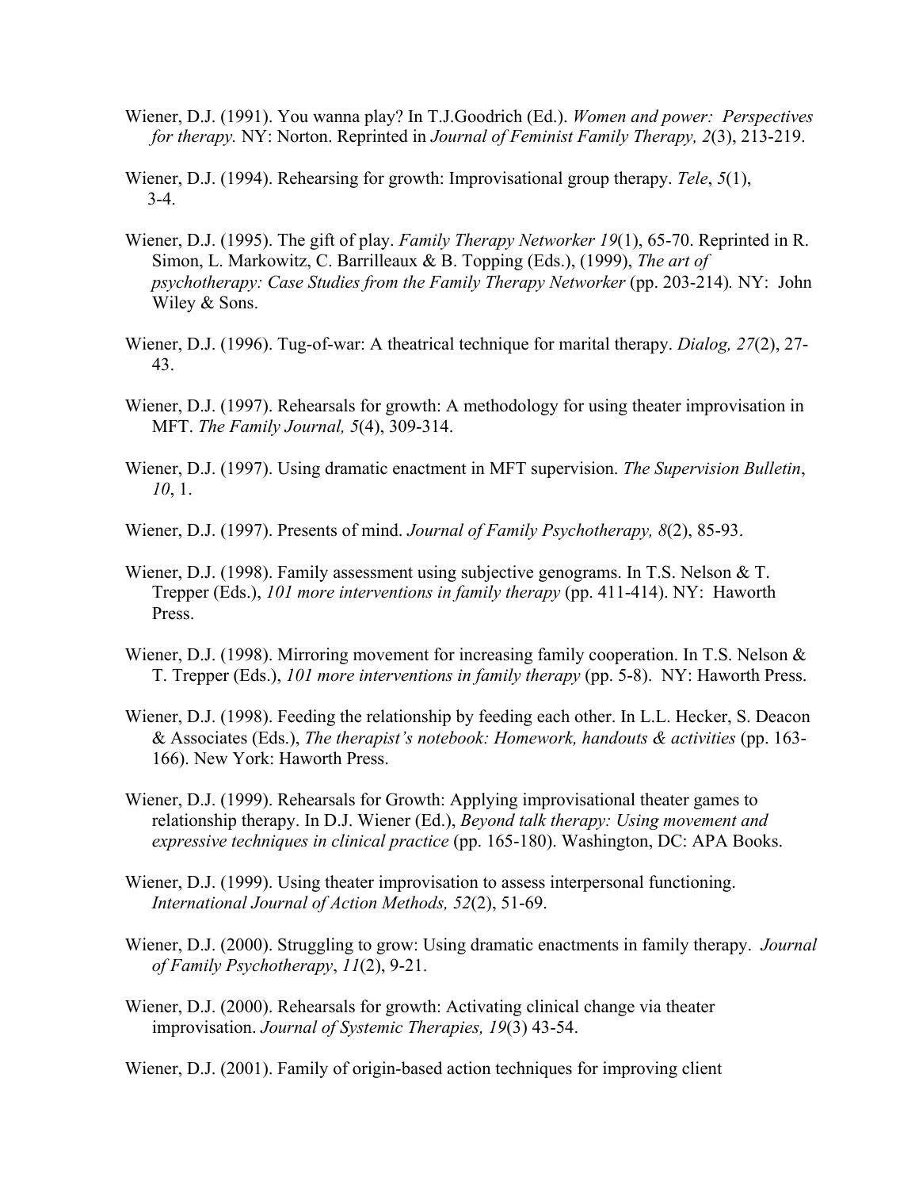Wiener, D.J. (1991). You wanna play? In T.J.Goodrich (Ed.). *Women and power: Perspectives for therapy.* NY: Norton. Reprinted in *Journal of Feminist Family Therapy, 2*(3), 213-219.

Wiener, D.J. (1994). Rehearsing for growth: Improvisational group therapy. *Tele*, *5*(1), 3-4.

Wiener, D.J. (1995). The gift of play. *Family Therapy Networker 19*(1), 65-70. Reprinted in R. Simon, L. Markowitz, C. Barrilleaux & B. Topping (Eds.), (1999), *The art of psychotherapy: Case Studies from the Family Therapy Networker* (pp. 203-214)*.* NY: John Wiley & Sons.

Wiener, D.J. (1996). Tug-of-war: A theatrical technique for marital therapy. *Dialog, 27*(2), 27-43.

Wiener, D.J. (1997). Rehearsals for growth: A methodology for using theater improvisation in MFT. *The Family Journal, 5*(4), 309-314.

Wiener, D.J. (1997). Using dramatic enactment in MFT supervision. *The Supervision Bulletin*, *10*, 1.

Wiener, D.J. (1997). Presents of mind. *Journal of Family Psychotherapy, 8*(2), 85-93.

Wiener, D.J. (1998). Family assessment using subjective genograms. In T.S. Nelson & T. Trepper (Eds.), *101 more interventions in family therapy* (pp. 411-414). NY: Haworth Press.

Wiener, D.J. (1998). Mirroring movement for increasing family cooperation. In T.S. Nelson & T. Trepper (Eds.), *101 more interventions in family therapy* (pp. 5-8). NY: Haworth Press.

Wiener, D.J. (1998). Feeding the relationship by feeding each other. In L.L. Hecker, S. Deacon & Associates (Eds.), *The therapist's notebook: Homework, handouts & activities* (pp. 163-166). New York: Haworth Press.

Wiener, D.J. (1999). Rehearsals for Growth: Applying improvisational theater games to relationship therapy. In D.J. Wiener (Ed.), *Beyond talk therapy: Using movement and expressive techniques in clinical practice* (pp. 165-180). Washington, DC: APA Books.

Wiener, D.J. (1999). Using theater improvisation to assess interpersonal functioning. *International Journal of Action Methods, 52*(2), 51-69.

Wiener, D.J. (2000). Struggling to grow: Using dramatic enactments in family therapy. *Journal of Family Psychotherapy*, *11*(2), 9-21.

Wiener, D.J. (2000). Rehearsals for growth: Activating clinical change via theater improvisation. *Journal of Systemic Therapies, 19*(3) 43-54.

Wiener, D.J. (2001). Family of origin-based action techniques for improving client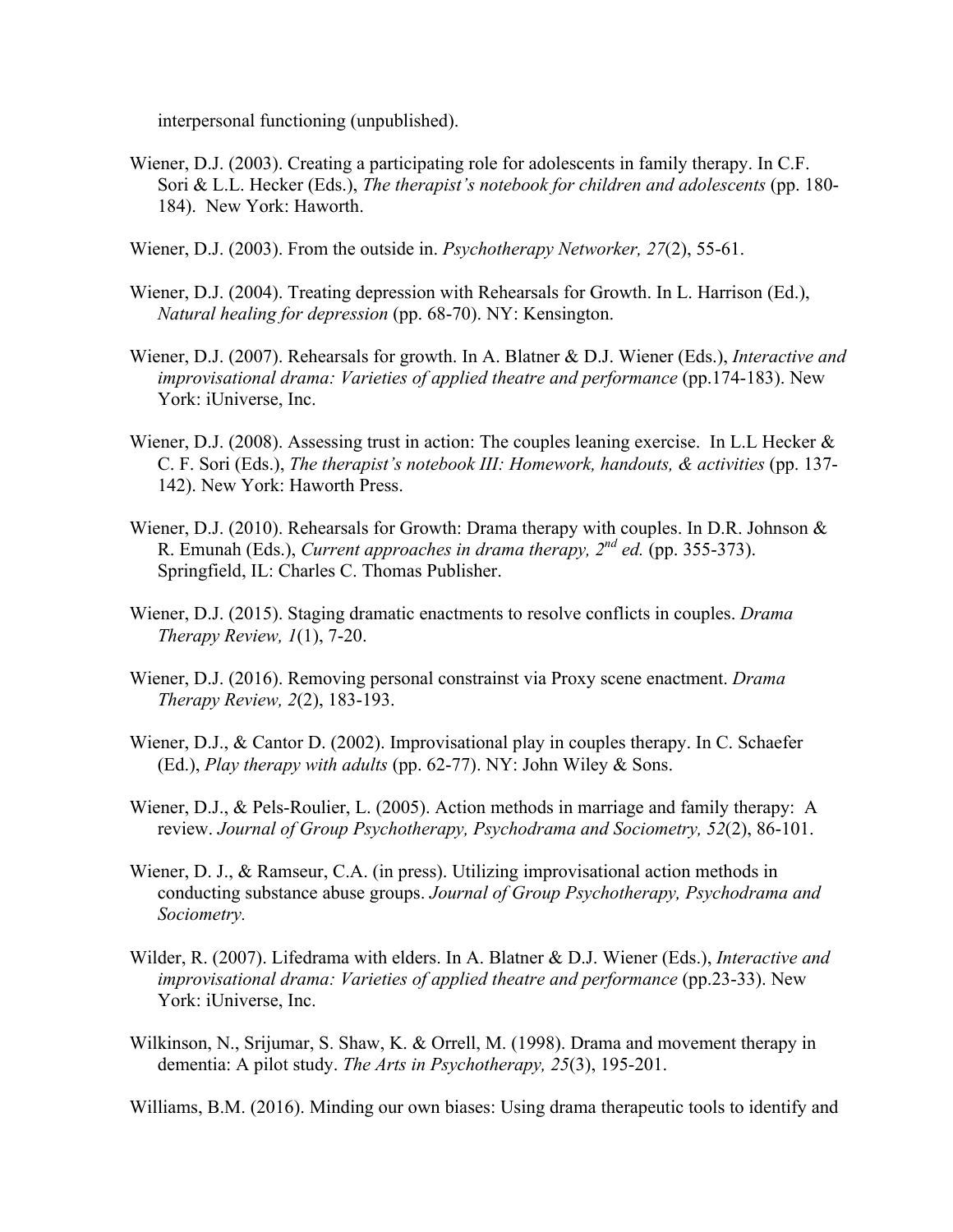interpersonal functioning (unpublished).

Wiener, D.J. (2003). Creating a participating role for adolescents in family therapy. In C.F. Sori & L.L. Hecker (Eds.), *The therapist's notebook for children and adolescents* (pp. 180-184). New York: Haworth.

Wiener, D.J. (2003). From the outside in. *Psychotherapy Networker, 27*(2), 55-61.

Wiener, D.J. (2004). Treating depression with Rehearsals for Growth. In L. Harrison (Ed.), *Natural healing for depression* (pp. 68-70). NY: Kensington.

Wiener, D.J. (2007). Rehearsals for growth. In A. Blatner & D.J. Wiener (Eds.), *Interactive and improvisational drama: Varieties of applied theatre and performance* (pp.174-183). New York: iUniverse, Inc.

Wiener, D.J. (2008). Assessing trust in action: The couples leaning exercise. In L.L Hecker & C. F. Sori (Eds.), *The therapist's notebook III: Homework, handouts, & activities* (pp. 137-142). New York: Haworth Press.

Wiener, D.J. (2010). Rehearsals for Growth: Drama therapy with couples. In D.R. Johnson & R. Emunah (Eds.), *Current approaches in drama therapy, 2nd ed.* (pp. 355-373). Springfield, IL: Charles C. Thomas Publisher.

Wiener, D.J. (2015). Staging dramatic enactments to resolve conflicts in couples. *Drama Therapy Review, 1*(1), 7-20.

Wiener, D.J. (2016). Removing personal constrainst via Proxy scene enactment. *Drama Therapy Review, 2*(2), 183-193.

Wiener, D.J., & Cantor D. (2002). Improvisational play in couples therapy. In C. Schaefer (Ed.), *Play therapy with adults* (pp. 62-77). NY: John Wiley & Sons.

Wiener, D.J., & Pels-Roulier, L. (2005). Action methods in marriage and family therapy: A review. *Journal of Group Psychotherapy, Psychodrama and Sociometry, 52*(2), 86-101.

Wiener, D. J., & Ramseur, C.A. (in press). Utilizing improvisational action methods in conducting substance abuse groups. *Journal of Group Psychotherapy, Psychodrama and Sociometry.*

Wilder, R. (2007). Lifedrama with elders. In A. Blatner & D.J. Wiener (Eds.), *Interactive and improvisational drama: Varieties of applied theatre and performance* (pp.23-33). New York: iUniverse, Inc.

Wilkinson, N., Srijumar, S. Shaw, K. & Orrell, M. (1998). Drama and movement therapy in dementia: A pilot study. *The Arts in Psychotherapy, 25*(3), 195-201.

Williams, B.M. (2016). Minding our own biases: Using drama therapeutic tools to identify and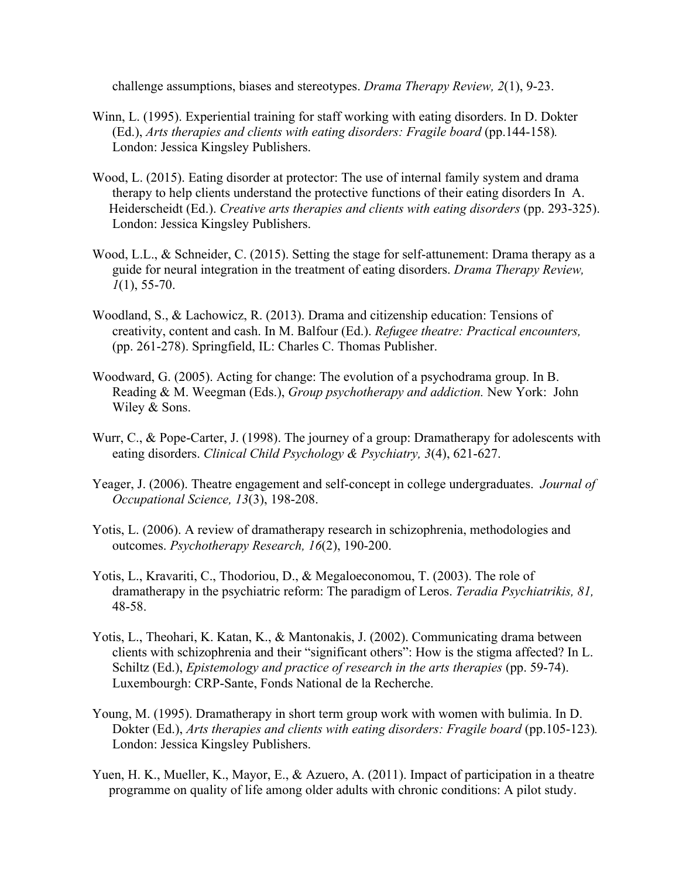challenge assumptions, biases and stereotypes. *Drama Therapy Review, 2*(1), 9-23.

Winn, L. (1995). Experiential training for staff working with eating disorders. In D. Dokter (Ed.), *Arts therapies and clients with eating disorders: Fragile board* (pp.144-158). London: Jessica Kingsley Publishers.

Wood, L. (2015). Eating disorder at protector: The use of internal family system and drama therapy to help clients understand the protective functions of their eating disorders In A. Heiderscheidt (Ed.). *Creative arts therapies and clients with eating disorders* (pp. 293-325). London: Jessica Kingsley Publishers.

Wood, L.L., & Schneider, C. (2015). Setting the stage for self-attunement: Drama therapy as a guide for neural integration in the treatment of eating disorders. *Drama Therapy Review, 1*(1), 55-70.

Woodland, S., & Lachowicz, R. (2013). Drama and citizenship education: Tensions of creativity, content and cash. In M. Balfour (Ed.). *Refugee theatre: Practical encounters,* (pp. 261-278). Springfield, IL: Charles C. Thomas Publisher.

Woodward, G. (2005). Acting for change: The evolution of a psychodrama group. In B. Reading & M. Weegman (Eds.), *Group psychotherapy and addiction.* New York: John Wiley & Sons.

Wurr, C., & Pope-Carter, J. (1998). The journey of a group: Dramatherapy for adolescents with eating disorders. *Clinical Child Psychology & Psychiatry, 3*(4), 621-627.

Yeager, J. (2006). Theatre engagement and self-concept in college undergraduates. *Journal of Occupational Science, 13*(3), 198-208.

Yotis, L. (2006). A review of dramatherapy research in schizophrenia, methodologies and outcomes. *Psychotherapy Research, 16*(2), 190-200.

Yotis, L., Kravariti, C., Thodoriou, D., & Megaloeconomou, T. (2003). The role of dramatherapy in the psychiatric reform: The paradigm of Leros. *Teradia Psychiatrikis, 81,* 48-58.

Yotis, L., Theohari, K. Katan, K., & Mantonakis, J. (2002). Communicating drama between clients with schizophrenia and their "significant others": How is the stigma affected? In L. Schiltz (Ed.), *Epistemology and practice of research in the arts therapies* (pp. 59-74). Luxembourgh: CRP-Sante, Fonds National de la Recherche.

Young, M. (1995). Dramatherapy in short term group work with women with bulimia. In D. Dokter (Ed.), *Arts therapies and clients with eating disorders: Fragile board* (pp.105-123). London: Jessica Kingsley Publishers.

Yuen, H. K., Mueller, K., Mayor, E., & Azuero, A. (2011). Impact of participation in a theatre programme on quality of life among older adults with chronic conditions: A pilot study.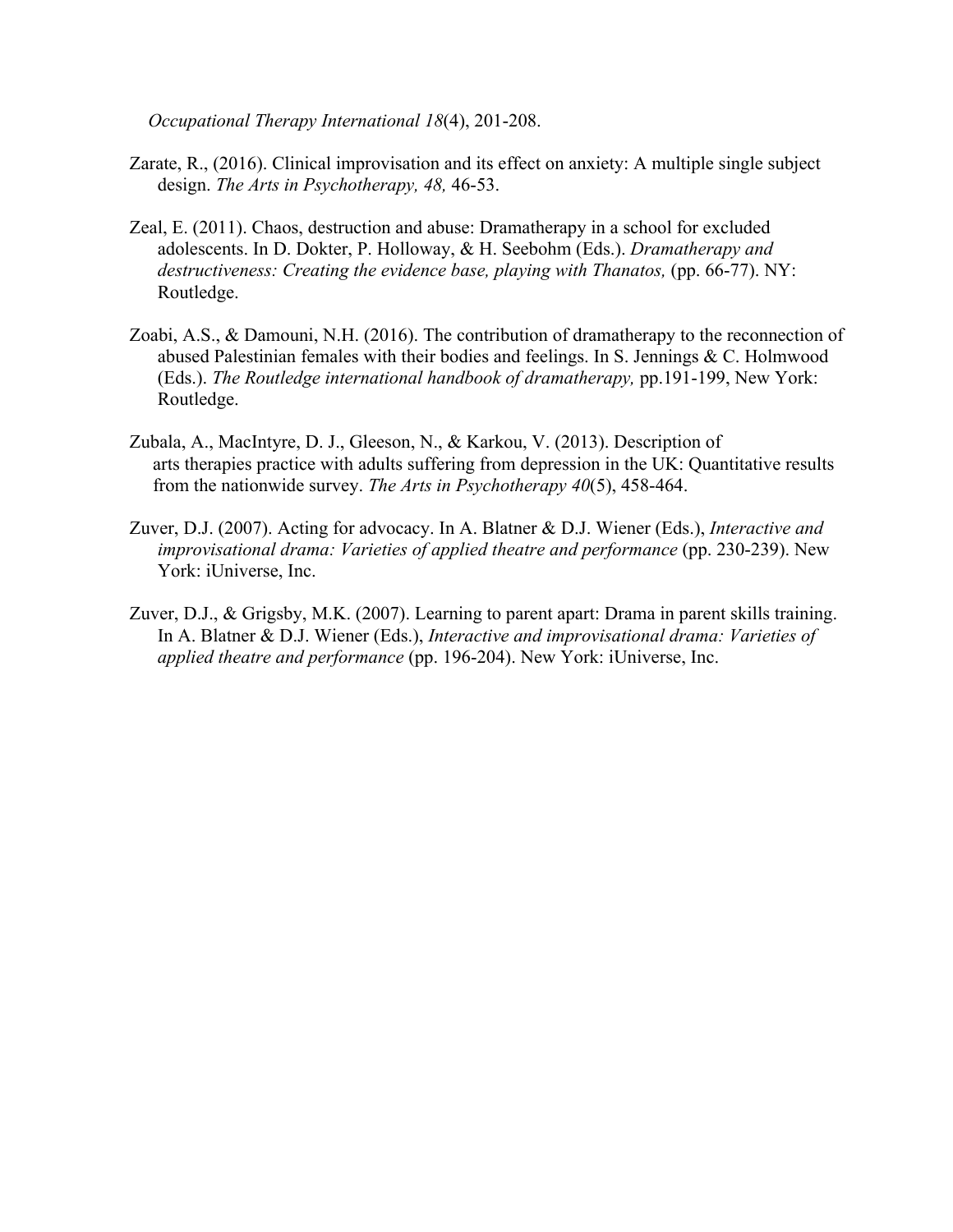*Occupational Therapy International 18*(4), 201-208.

Zarate, R., (2016). Clinical improvisation and its effect on anxiety: A multiple single subject design. *The Arts in Psychotherapy, 48,* 46-53.

Zeal, E. (2011). Chaos, destruction and abuse: Dramatherapy in a school for excluded adolescents. In D. Dokter, P. Holloway, & H. Seebohm (Eds.). *Dramatherapy and destructiveness: Creating the evidence base, playing with Thanatos,* (pp. 66-77). NY: Routledge.

Zoabi, A.S., & Damouni, N.H. (2016). The contribution of dramatherapy to the reconnection of abused Palestinian females with their bodies and feelings. In S. Jennings & C. Holmwood (Eds.). *The Routledge international handbook of dramatherapy,* pp.191-199, New York: Routledge.

Zubala, A., MacIntyre, D. J., Gleeson, N., & Karkou, V. (2013). Description of arts therapies practice with adults suffering from depression in the UK: Quantitative results from the nationwide survey. *The Arts in Psychotherapy 40*(5), 458-464.

Zuver, D.J. (2007). Acting for advocacy. In A. Blatner & D.J. Wiener (Eds.), *Interactive and improvisational drama: Varieties of applied theatre and performance* (pp. 230-239). New York: iUniverse, Inc.

Zuver, D.J., & Grigsby, M.K. (2007). Learning to parent apart: Drama in parent skills training. In A. Blatner & D.J. Wiener (Eds.), *Interactive and improvisational drama: Varieties of applied theatre and performance* (pp. 196-204). New York: iUniverse, Inc.